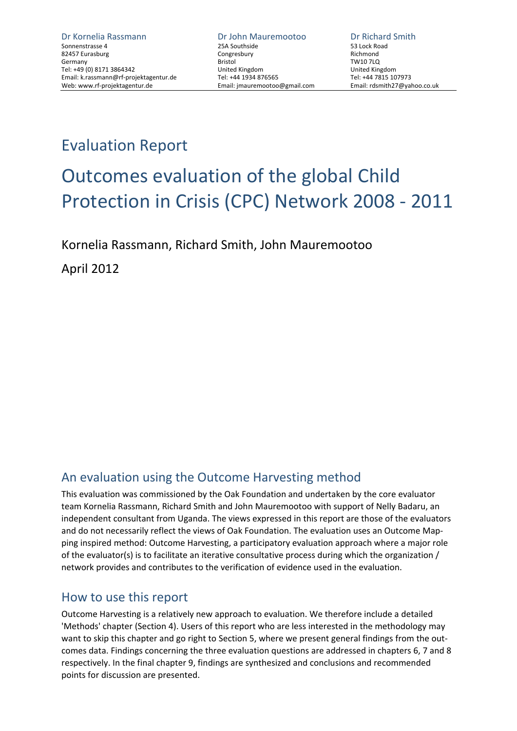**Dr Kornelia Rassmann**
Sonnenstrasse 4
82457 Eurasburg
Germany
Tel: +49 (0) 8171 3864342
Email: k.rassmann@rf-projektagentur.de
Web: www.rf-projektagentur.de

**Dr John Mauremootoo**
25A Southside
Congresbury
Bristol
United Kingdom
Tel: +44 1934 876565
Email: jmauremootoo@gmail.com

**Dr Richard Smith**
53 Lock Road
Richmond
TW10 7LQ
United Kingdom
Tel: +44 7815 107973
Email: rdsmith27@yahoo.co.uk

## Evaluation Report

# Outcomes evaluation of the global Child Protection in Crisis (CPC) Network 2008 - 2011

Kornelia Rassmann, Richard Smith, John Mauremootoo

April 2012

## An evaluation using the Outcome Harvesting method

This evaluation was commissioned by the Oak Foundation and undertaken by the core evaluator team Kornelia Rassmann, Richard Smith and John Mauremootoo with support of Nelly Badaru, an independent consultant from Uganda. The views expressed in this report are those of the evaluators and do not necessarily reflect the views of Oak Foundation. The evaluation uses an Outcome Mapping inspired method: Outcome Harvesting, a participatory evaluation approach where a major role of the evaluator(s) is to facilitate an iterative consultative process during which the organization / network provides and contributes to the verification of evidence used in the evaluation.

## How to use this report

Outcome Harvesting is a relatively new approach to evaluation. We therefore include a detailed 'Methods' chapter (Section 4). Users of this report who are less interested in the methodology may want to skip this chapter and go right to Section 5, where we present general findings from the outcomes data. Findings concerning the three evaluation questions are addressed in chapters 6, 7 and 8 respectively. In the final chapter 9, findings are synthesized and conclusions and recommended points for discussion are presented.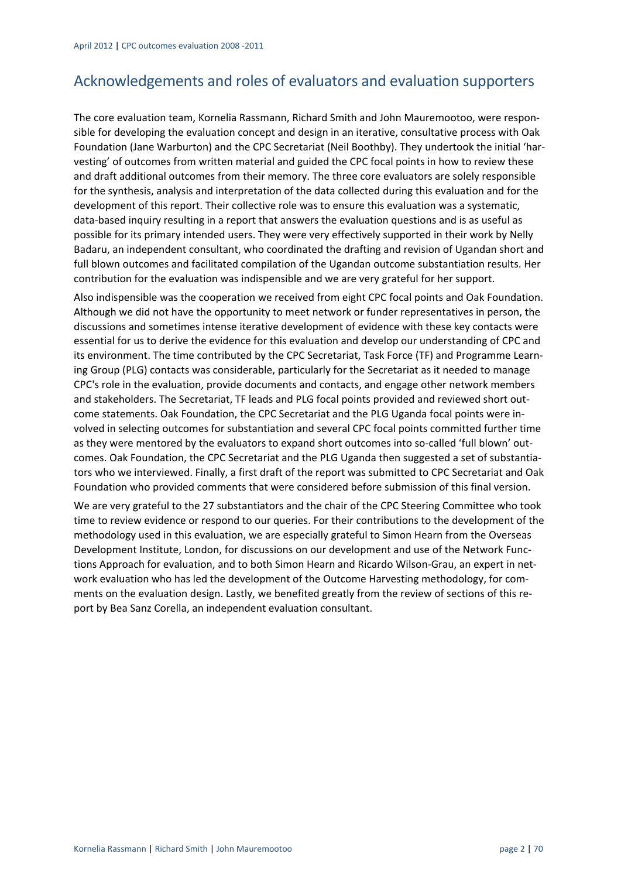## Acknowledgements and roles of evaluators and evaluation supporters

The core evaluation team, Kornelia Rassmann, Richard Smith and John Mauremootoo, were responsible for developing the evaluation concept and design in an iterative, consultative process with Oak Foundation (Jane Warburton) and the CPC Secretariat (Neil Boothby). They undertook the initial 'harvesting' of outcomes from written material and guided the CPC focal points in how to review these and draft additional outcomes from their memory. The three core evaluators are solely responsible for the synthesis, analysis and interpretation of the data collected during this evaluation and for the development of this report. Their collective role was to ensure this evaluation was a systematic, data-based inquiry resulting in a report that answers the evaluation questions and is as useful as possible for its primary intended users. They were very effectively supported in their work by Nelly Badaru, an independent consultant, who coordinated the drafting and revision of Ugandan short and full blown outcomes and facilitated compilation of the Ugandan outcome substantiation results. Her contribution for the evaluation was indispensible and we are very grateful for her support.

Also indispensible was the cooperation we received from eight CPC focal points and Oak Foundation. Although we did not have the opportunity to meet network or funder representatives in person, the discussions and sometimes intense iterative development of evidence with these key contacts were essential for us to derive the evidence for this evaluation and develop our understanding of CPC and its environment. The time contributed by the CPC Secretariat, Task Force (TF) and Programme Learning Group (PLG) contacts was considerable, particularly for the Secretariat as it needed to manage CPC's role in the evaluation, provide documents and contacts, and engage other network members and stakeholders. The Secretariat, TF leads and PLG focal points provided and reviewed short outcome statements. Oak Foundation, the CPC Secretariat and the PLG Uganda focal points were involved in selecting outcomes for substantiation and several CPC focal points committed further time as they were mentored by the evaluators to expand short outcomes into so-called 'full blown' outcomes. Oak Foundation, the CPC Secretariat and the PLG Uganda then suggested a set of substantiators who we interviewed. Finally, a first draft of the report was submitted to CPC Secretariat and Oak Foundation who provided comments that were considered before submission of this final version.

We are very grateful to the 27 substantiators and the chair of the CPC Steering Committee who took time to review evidence or respond to our queries. For their contributions to the development of the methodology used in this evaluation, we are especially grateful to Simon Hearn from the Overseas Development Institute, London, for discussions on our development and use of the Network Functions Approach for evaluation, and to both Simon Hearn and Ricardo Wilson-Grau, an expert in network evaluation who has led the development of the Outcome Harvesting methodology, for comments on the evaluation design. Lastly, we benefited greatly from the review of sections of this report by Bea Sanz Corella, an independent evaluation consultant.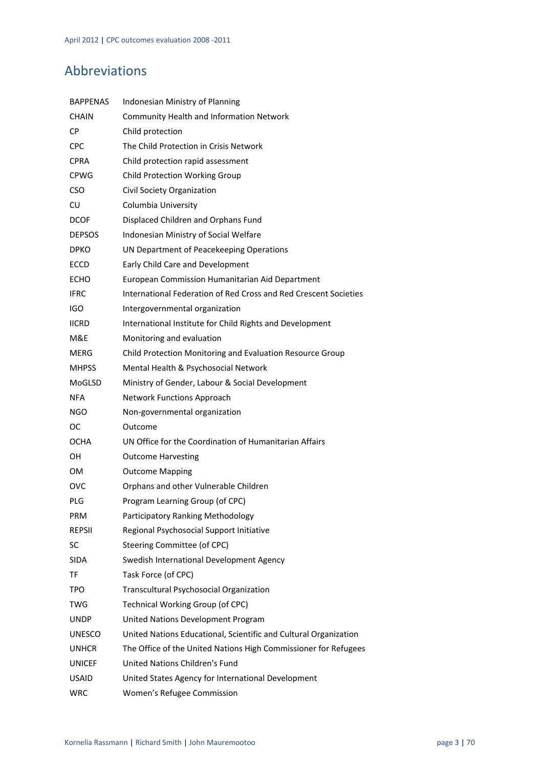# Abbreviations

| | |
|---|---|
| BAPPENAS | Indonesian Ministry of Planning |
| CHAIN | Community Health and Information Network |
| CP | Child protection |
| CPC | The Child Protection in Crisis Network |
| CPRA | Child protection rapid assessment |
| CPWG | Child Protection Working Group |
| CSO | Civil Society Organization |
| CU | Columbia University |
| DCOF | Displaced Children and Orphans Fund |
| DEPSOS | Indonesian Ministry of Social Welfare |
| DPKO | UN Department of Peacekeeping Operations |
| ECCD | Early Child Care and Development |
| ECHO | European Commission Humanitarian Aid Department |
| IFRC | International Federation of Red Cross and Red Crescent Societies |
| IGO | Intergovernmental organization |
| IICRD | International Institute for Child Rights and Development |
| M&E | Monitoring and evaluation |
| MERG | Child Protection Monitoring and Evaluation Resource Group |
| MHPSS | Mental Health & Psychosocial Network |
| MoGLSD | Ministry of Gender, Labour & Social Development |
| NFA | Network Functions Approach |
| NGO | Non-governmental organization |
| OC | Outcome |
| OCHA | UN Office for the Coordination of Humanitarian Affairs |
| OH | Outcome Harvesting |
| OM | Outcome Mapping |
| OVC | Orphans and other Vulnerable Children |
| PLG | Program Learning Group (of CPC) |
| PRM | Participatory Ranking Methodology |
| REPSII | Regional Psychosocial Support Initiative |
| SC | Steering Committee (of CPC) |
| SIDA | Swedish International Development Agency |
| TF | Task Force (of CPC) |
| TPO | Transcultural Psychosocial Organization |
| TWG | Technical Working Group (of CPC) |
| UNDP | United Nations Development Program |
| UNESCO | United Nations Educational, Scientific and Cultural Organization |
| UNHCR | The Office of the United Nations High Commissioner for Refugees |
| UNICEF | United Nations Children's Fund |
| USAID | United States Agency for International Development |
| WRC | Women's Refugee Commission |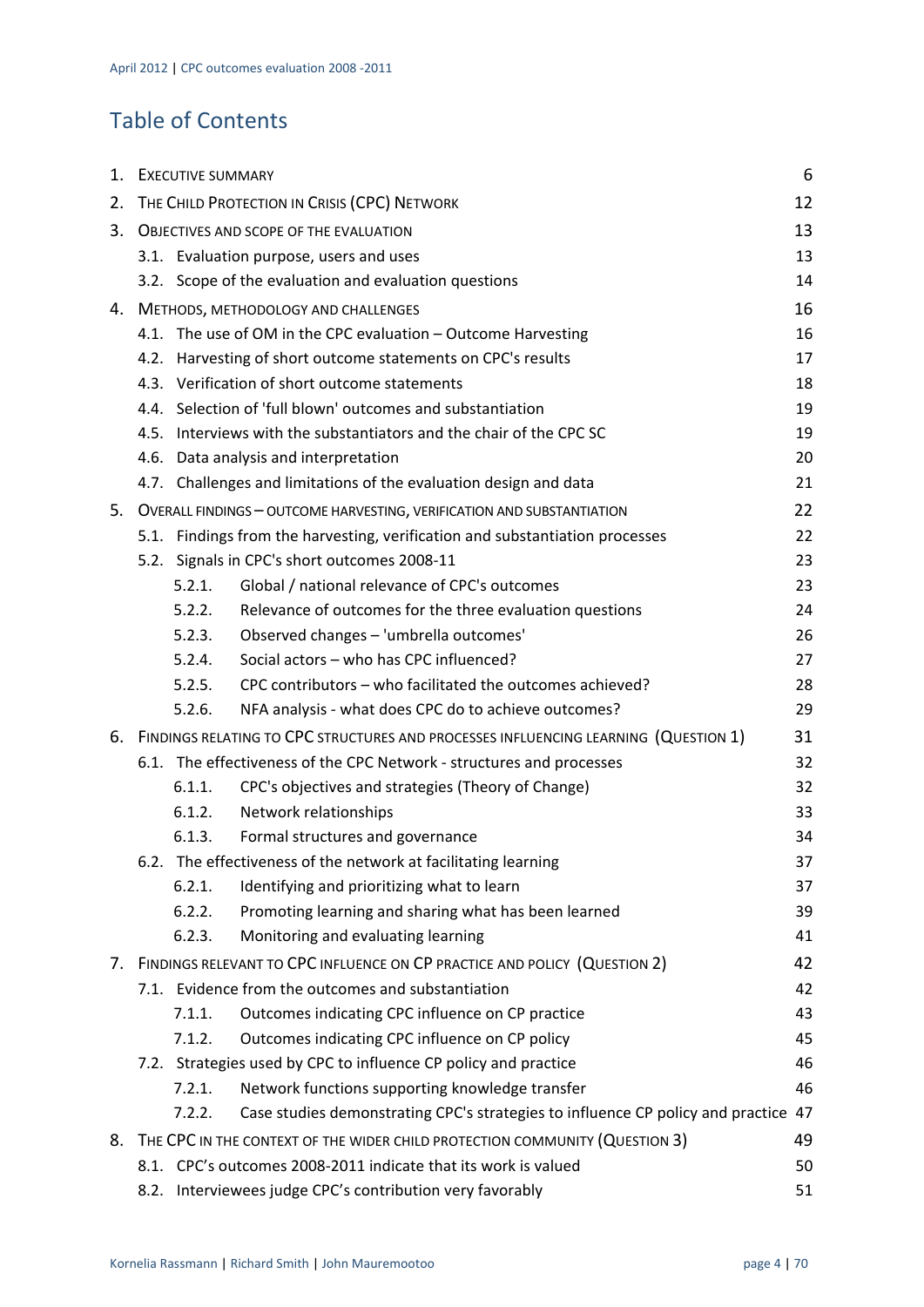# Table of Contents

| | | |
|---|---|---|
| 1. | EXECUTIVE SUMMARY | 6 |
| 2. | THE CHILD PROTECTION IN CRISIS (CPC) NETWORK | 12 |
| 3. | OBJECTIVES AND SCOPE OF THE EVALUATION | 13 |
| | 3.1. Evaluation purpose, users and uses | 13 |
| | 3.2. Scope of the evaluation and evaluation questions | 14 |
| 4. | METHODS, METHODOLOGY AND CHALLENGES | 16 |
| | 4.1. The use of OM in the CPC evaluation – Outcome Harvesting | 16 |
| | 4.2. Harvesting of short outcome statements on CPC's results | 17 |
| | 4.3. Verification of short outcome statements | 18 |
| | 4.4. Selection of 'full blown' outcomes and substantiation | 19 |
| | 4.5. Interviews with the substantiators and the chair of the CPC SC | 19 |
| | 4.6. Data analysis and interpretation | 20 |
| | 4.7. Challenges and limitations of the evaluation design and data | 21 |
| 5. | OVERALL FINDINGS – OUTCOME HARVESTING, VERIFICATION AND SUBSTANTIATION | 22 |
| | 5.1. Findings from the harvesting, verification and substantiation processes | 22 |
| | 5.2. Signals in CPC's short outcomes 2008-11 | 23 |
| | 5.2.1. Global / national relevance of CPC's outcomes | 23 |
| | 5.2.2. Relevance of outcomes for the three evaluation questions | 24 |
| | 5.2.3. Observed changes – 'umbrella outcomes' | 26 |
| | 5.2.4. Social actors – who has CPC influenced? | 27 |
| | 5.2.5. CPC contributors – who facilitated the outcomes achieved? | 28 |
| | 5.2.6. NFA analysis - what does CPC do to achieve outcomes? | 29 |
| 6. | FINDINGS RELATING TO CPC STRUCTURES AND PROCESSES INFLUENCING LEARNING (QUESTION 1) | 31 |
| | 6.1. The effectiveness of the CPC Network - structures and processes | 32 |
| | 6.1.1. CPC's objectives and strategies (Theory of Change) | 32 |
| | 6.1.2. Network relationships | 33 |
| | 6.1.3. Formal structures and governance | 34 |
| | 6.2. The effectiveness of the network at facilitating learning | 37 |
| | 6.2.1. Identifying and prioritizing what to learn | 37 |
| | 6.2.2. Promoting learning and sharing what has been learned | 39 |
| | 6.2.3. Monitoring and evaluating learning | 41 |
| 7. | FINDINGS RELEVANT TO CPC INFLUENCE ON CP PRACTICE AND POLICY (QUESTION 2) | 42 |
| | 7.1. Evidence from the outcomes and substantiation | 42 |
| | 7.1.1. Outcomes indicating CPC influence on CP practice | 43 |
| | 7.1.2. Outcomes indicating CPC influence on CP policy | 45 |
| | 7.2. Strategies used by CPC to influence CP policy and practice | 46 |
| | 7.2.1. Network functions supporting knowledge transfer | 46 |
| | 7.2.2. Case studies demonstrating CPC's strategies to influence CP policy and practice | 47 |
| 8. | THE CPC IN THE CONTEXT OF THE WIDER CHILD PROTECTION COMMUNITY (QUESTION 3) | 49 |
| | 8.1. CPC's outcomes 2008-2011 indicate that its work is valued | 50 |
| | 8.2. Interviewees judge CPC's contribution very favorably | 51 |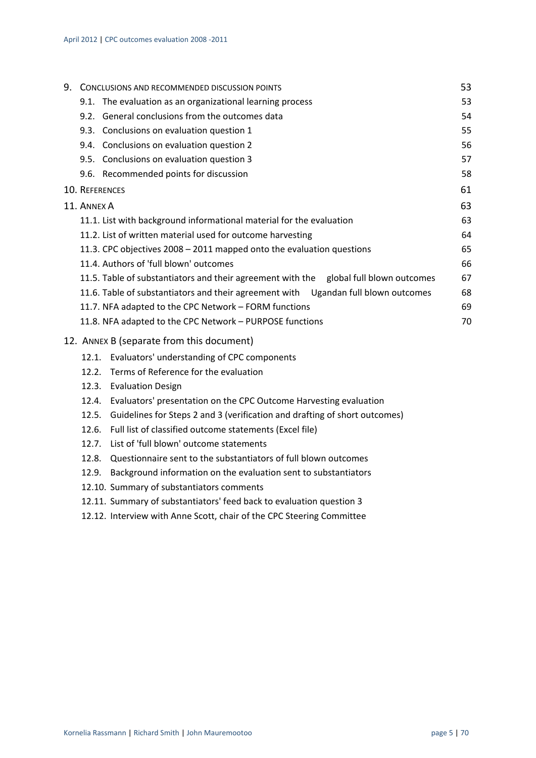| | |
|---|---|
| 9. CONCLUSIONS AND RECOMMENDED DISCUSSION POINTS | 53 |
| 9.1. The evaluation as an organizational learning process | 53 |
| 9.2. General conclusions from the outcomes data | 54 |
| 9.3. Conclusions on evaluation question 1 | 55 |
| 9.4. Conclusions on evaluation question 2 | 56 |
| 9.5. Conclusions on evaluation question 3 | 57 |
| 9.6. Recommended points for discussion | 58 |
| 10. REFERENCES | 61 |
| 11. ANNEX A | 63 |
| 11.1. List with background informational material for the evaluation | 63 |
| 11.2. List of written material used for outcome harvesting | 64 |
| 11.3. CPC objectives 2008 – 2011 mapped onto the evaluation questions | 65 |
| 11.4. Authors of 'full blown' outcomes | 66 |
| 11.5. Table of substantiators and their agreement with the global full blown outcomes | 67 |
| 11.6. Table of substantiators and their agreement with Ugandan full blown outcomes | 68 |
| 11.7. NFA adapted to the CPC Network – FORM functions | 69 |
| 11.8. NFA adapted to the CPC Network – PURPOSE functions | 70 |

12. ANNEX B (separate from this document)

- 12.1. Evaluators' understanding of CPC components
- 12.2. Terms of Reference for the evaluation
- 12.3. Evaluation Design
- 12.4. Evaluators' presentation on the CPC Outcome Harvesting evaluation
- 12.5. Guidelines for Steps 2 and 3 (verification and drafting of short outcomes)
- 12.6. Full list of classified outcome statements (Excel file)
- 12.7. List of 'full blown' outcome statements
- 12.8. Questionnaire sent to the substantiators of full blown outcomes
- 12.9. Background information on the evaluation sent to substantiators
- 12.10. Summary of substantiators comments
- 12.11. Summary of substantiators' feed back to evaluation question 3
- 12.12. Interview with Anne Scott, chair of the CPC Steering Committee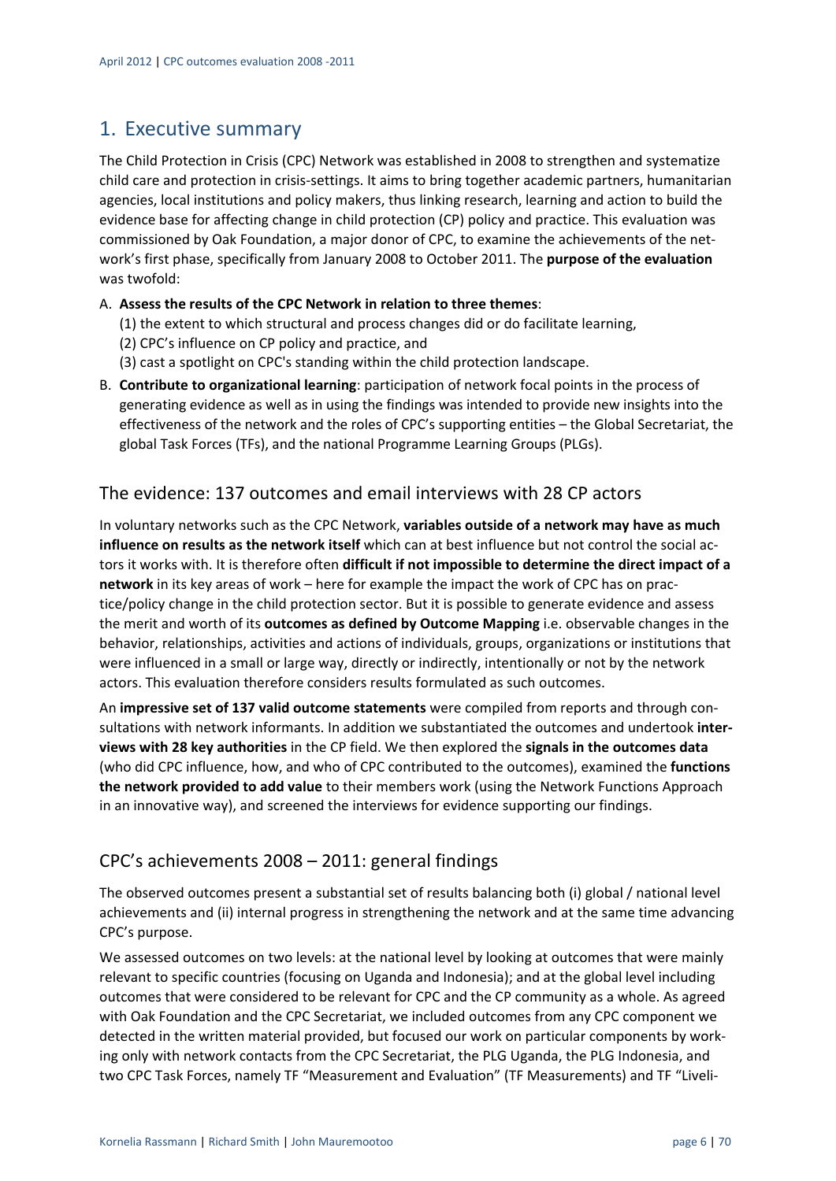# 1. Executive summary

The Child Protection in Crisis (CPC) Network was established in 2008 to strengthen and systematize child care and protection in crisis-settings. It aims to bring together academic partners, humanitarian agencies, local institutions and policy makers, thus linking research, learning and action to build the evidence base for affecting change in child protection (CP) policy and practice. This evaluation was commissioned by Oak Foundation, a major donor of CPC, to examine the achievements of the network's first phase, specifically from January 2008 to October 2011. The **purpose of the evaluation** was twofold:

A. **Assess the results of the CPC Network in relation to three themes**:
   (1) the extent to which structural and process changes did or do facilitate learning,
   (2) CPC's influence on CP policy and practice, and
   (3) cast a spotlight on CPC's standing within the child protection landscape.
B. **Contribute to organizational learning**: participation of network focal points in the process of generating evidence as well as in using the findings was intended to provide new insights into the effectiveness of the network and the roles of CPC's supporting entities – the Global Secretariat, the global Task Forces (TFs), and the national Programme Learning Groups (PLGs).

## The evidence: 137 outcomes and email interviews with 28 CP actors

In voluntary networks such as the CPC Network, **variables outside of a network may have as much influence on results as the network itself** which can at best influence but not control the social actors it works with. It is therefore often **difficult if not impossible to determine the direct impact of a network** in its key areas of work – here for example the impact the work of CPC has on practice/policy change in the child protection sector. But it is possible to generate evidence and assess the merit and worth of its **outcomes as defined by Outcome Mapping** i.e. observable changes in the behavior, relationships, activities and actions of individuals, groups, organizations or institutions that were influenced in a small or large way, directly or indirectly, intentionally or not by the network actors. This evaluation therefore considers results formulated as such outcomes.

An **impressive set of 137 valid outcome statements** were compiled from reports and through consultations with network informants. In addition we substantiated the outcomes and undertook **interviews with 28 key authorities** in the CP field. We then explored the **signals in the outcomes data** (who did CPC influence, how, and who of CPC contributed to the outcomes), examined the **functions the network provided to add value** to their members work (using the Network Functions Approach in an innovative way), and screened the interviews for evidence supporting our findings.

## CPC's achievements 2008 – 2011: general findings

The observed outcomes present a substantial set of results balancing both (i) global / national level achievements and (ii) internal progress in strengthening the network and at the same time advancing CPC's purpose.

We assessed outcomes on two levels: at the national level by looking at outcomes that were mainly relevant to specific countries (focusing on Uganda and Indonesia); and at the global level including outcomes that were considered to be relevant for CPC and the CP community as a whole. As agreed with Oak Foundation and the CPC Secretariat, we included outcomes from any CPC component we detected in the written material provided, but focused our work on particular components by working only with network contacts from the CPC Secretariat, the PLG Uganda, the PLG Indonesia, and two CPC Task Forces, namely TF "Measurement and Evaluation" (TF Measurements) and TF "Liveli-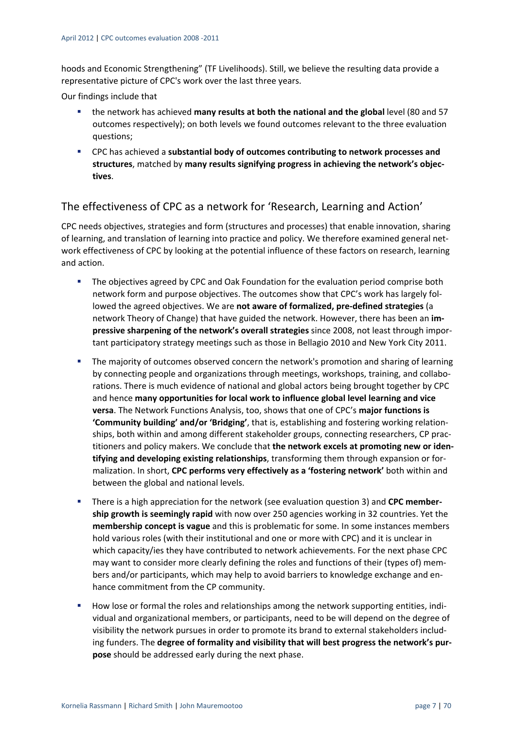hoods and Economic Strengthening" (TF Livelihoods). Still, we believe the resulting data provide a representative picture of CPC's work over the last three years.

Our findings include that

- the network has achieved **many results at both the national and the global** level (80 and 57 outcomes respectively); on both levels we found outcomes relevant to the three evaluation questions;
- CPC has achieved a **substantial body of outcomes contributing to network processes and structures**, matched by **many results signifying progress in achieving the network's objectives**.

## The effectiveness of CPC as a network for 'Research, Learning and Action'

CPC needs objectives, strategies and form (structures and processes) that enable innovation, sharing of learning, and translation of learning into practice and policy. We therefore examined general network effectiveness of CPC by looking at the potential influence of these factors on research, learning and action.

- The objectives agreed by CPC and Oak Foundation for the evaluation period comprise both network form and purpose objectives. The outcomes show that CPC's work has largely followed the agreed objectives. We are **not aware of formalized, pre-defined strategies** (a network Theory of Change) that have guided the network. However, there has been an **impressive sharpening of the network's overall strategies** since 2008, not least through important participatory strategy meetings such as those in Bellagio 2010 and New York City 2011.
- The majority of outcomes observed concern the network's promotion and sharing of learning by connecting people and organizations through meetings, workshops, training, and collaborations. There is much evidence of national and global actors being brought together by CPC and hence **many opportunities for local work to influence global level learning and vice versa**. The Network Functions Analysis, too, shows that one of CPC's **major functions is 'Community building' and/or 'Bridging'**, that is, establishing and fostering working relationships, both within and among different stakeholder groups, connecting researchers, CP practitioners and policy makers. We conclude that **the network excels at promoting new or identifying and developing existing relationships**, transforming them through expansion or formalization. In short, **CPC performs very effectively as a 'fostering network'** both within and between the global and national levels.
- There is a high appreciation for the network (see evaluation question 3) and **CPC membership growth is seemingly rapid** with now over 250 agencies working in 32 countries. Yet the **membership concept is vague** and this is problematic for some. In some instances members hold various roles (with their institutional and one or more with CPC) and it is unclear in which capacity/ies they have contributed to network achievements. For the next phase CPC may want to consider more clearly defining the roles and functions of their (types of) members and/or participants, which may help to avoid barriers to knowledge exchange and enhance commitment from the CP community.
- How lose or formal the roles and relationships among the network supporting entities, individual and organizational members, or participants, need to be will depend on the degree of visibility the network pursues in order to promote its brand to external stakeholders including funders. The **degree of formality and visibility that will best progress the network's purpose** should be addressed early during the next phase.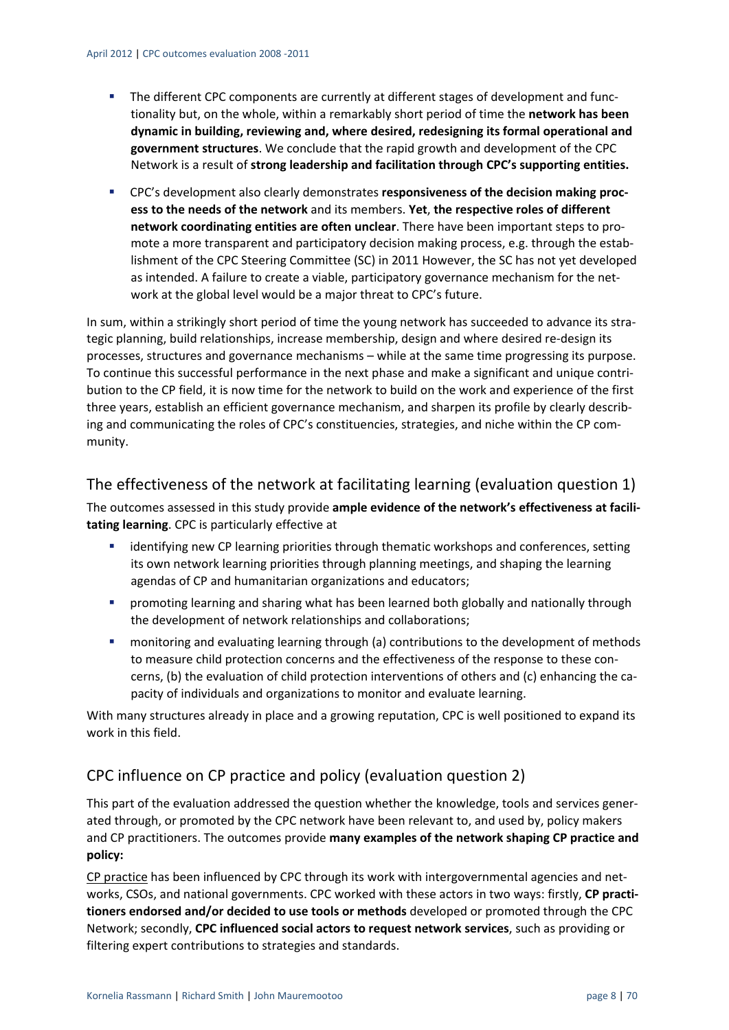- The different CPC components are currently at different stages of development and functionality but, on the whole, within a remarkably short period of time the **network has been dynamic in building, reviewing and, where desired, redesigning its formal operational and government structures**. We conclude that the rapid growth and development of the CPC Network is a result of **strong leadership and facilitation through CPC's supporting entities.**
- CPC's development also clearly demonstrates **responsiveness of the decision making process to the needs of the network** and its members. **Yet**, **the respective roles of different network coordinating entities are often unclear**. There have been important steps to promote a more transparent and participatory decision making process, e.g. through the establishment of the CPC Steering Committee (SC) in 2011 However, the SC has not yet developed as intended. A failure to create a viable, participatory governance mechanism for the network at the global level would be a major threat to CPC's future.

In sum, within a strikingly short period of time the young network has succeeded to advance its strategic planning, build relationships, increase membership, design and where desired re-design its processes, structures and governance mechanisms – while at the same time progressing its purpose. To continue this successful performance in the next phase and make a significant and unique contribution to the CP field, it is now time for the network to build on the work and experience of the first three years, establish an efficient governance mechanism, and sharpen its profile by clearly describing and communicating the roles of CPC's constituencies, strategies, and niche within the CP community.

## The effectiveness of the network at facilitating learning (evaluation question 1)

The outcomes assessed in this study provide **ample evidence of the network's effectiveness at facilitating learning**. CPC is particularly effective at

- identifying new CP learning priorities through thematic workshops and conferences, setting its own network learning priorities through planning meetings, and shaping the learning agendas of CP and humanitarian organizations and educators;
- promoting learning and sharing what has been learned both globally and nationally through the development of network relationships and collaborations;
- monitoring and evaluating learning through (a) contributions to the development of methods to measure child protection concerns and the effectiveness of the response to these concerns, (b) the evaluation of child protection interventions of others and (c) enhancing the capacity of individuals and organizations to monitor and evaluate learning.

With many structures already in place and a growing reputation, CPC is well positioned to expand its work in this field.

## CPC influence on CP practice and policy (evaluation question 2)

This part of the evaluation addressed the question whether the knowledge, tools and services generated through, or promoted by the CPC network have been relevant to, and used by, policy makers and CP practitioners. The outcomes provide **many examples of the network shaping CP practice and policy:**

<u>CP practice</u> has been influenced by CPC through its work with intergovernmental agencies and networks, CSOs, and national governments. CPC worked with these actors in two ways: firstly, **CP practitioners endorsed and/or decided to use tools or methods** developed or promoted through the CPC Network; secondly, **CPC influenced social actors to request network services**, such as providing or filtering expert contributions to strategies and standards.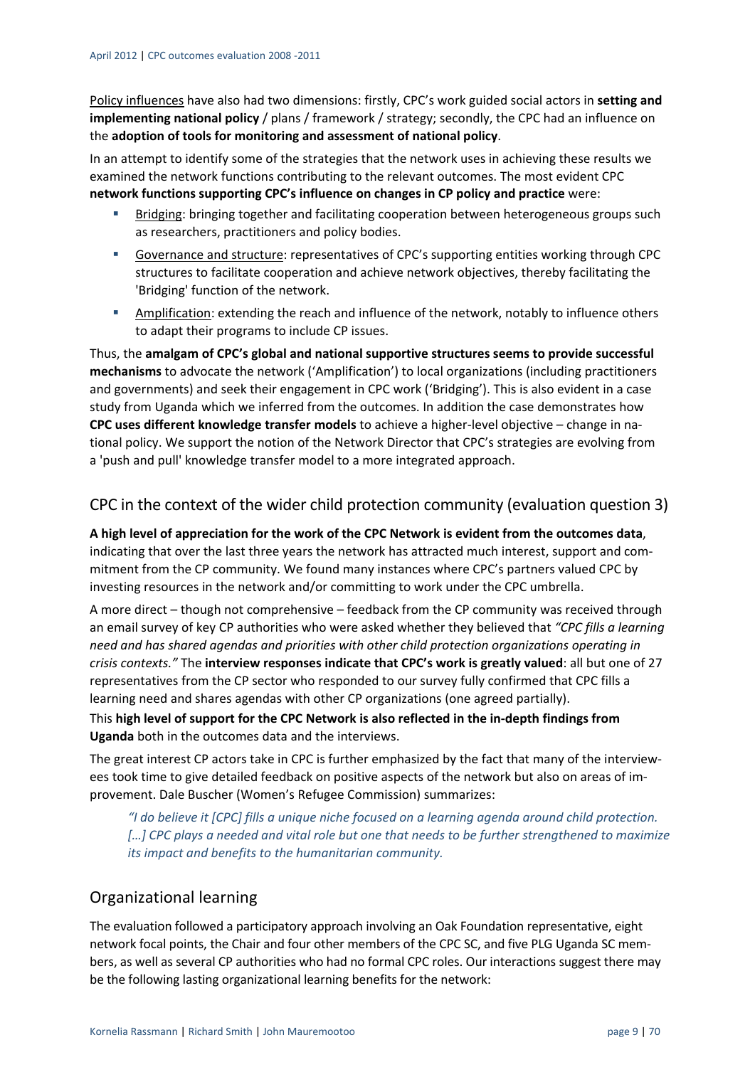Policy influences have also had two dimensions: firstly, CPC's work guided social actors in **setting and implementing national policy** / plans / framework / strategy; secondly, the CPC had an influence on the **adoption of tools for monitoring and assessment of national policy**.

In an attempt to identify some of the strategies that the network uses in achieving these results we examined the network functions contributing to the relevant outcomes. The most evident CPC **network functions supporting CPC's influence on changes in CP policy and practice** were:

- Bridging: bringing together and facilitating cooperation between heterogeneous groups such as researchers, practitioners and policy bodies.
- Governance and structure: representatives of CPC's supporting entities working through CPC structures to facilitate cooperation and achieve network objectives, thereby facilitating the 'Bridging' function of the network.
- Amplification: extending the reach and influence of the network, notably to influence others to adapt their programs to include CP issues.

Thus, the **amalgam of CPC's global and national supportive structures seems to provide successful mechanisms** to advocate the network ('Amplification') to local organizations (including practitioners and governments) and seek their engagement in CPC work ('Bridging'). This is also evident in a case study from Uganda which we inferred from the outcomes. In addition the case demonstrates how **CPC uses different knowledge transfer models** to achieve a higher-level objective – change in national policy. We support the notion of the Network Director that CPC's strategies are evolving from a 'push and pull' knowledge transfer model to a more integrated approach.

## CPC in the context of the wider child protection community (evaluation question 3)

**A high level of appreciation for the work of the CPC Network is evident from the outcomes data**, indicating that over the last three years the network has attracted much interest, support and commitment from the CP community. We found many instances where CPC's partners valued CPC by investing resources in the network and/or committing to work under the CPC umbrella.

A more direct – though not comprehensive – feedback from the CP community was received through an email survey of key CP authorities who were asked whether they believed that *"CPC fills a learning need and has shared agendas and priorities with other child protection organizations operating in crisis contexts."* The **interview responses indicate that CPC's work is greatly valued**: all but one of 27 representatives from the CP sector who responded to our survey fully confirmed that CPC fills a learning need and shares agendas with other CP organizations (one agreed partially).

This **high level of support for the CPC Network is also reflected in the in-depth findings from Uganda** both in the outcomes data and the interviews.

The great interest CP actors take in CPC is further emphasized by the fact that many of the interviewees took time to give detailed feedback on positive aspects of the network but also on areas of improvement. Dale Buscher (Women's Refugee Commission) summarizes:

> *"I do believe it [CPC] fills a unique niche focused on a learning agenda around child protection. […] CPC plays a needed and vital role but one that needs to be further strengthened to maximize its impact and benefits to the humanitarian community.*

## Organizational learning

The evaluation followed a participatory approach involving an Oak Foundation representative, eight network focal points, the Chair and four other members of the CPC SC, and five PLG Uganda SC members, as well as several CP authorities who had no formal CPC roles. Our interactions suggest there may be the following lasting organizational learning benefits for the network: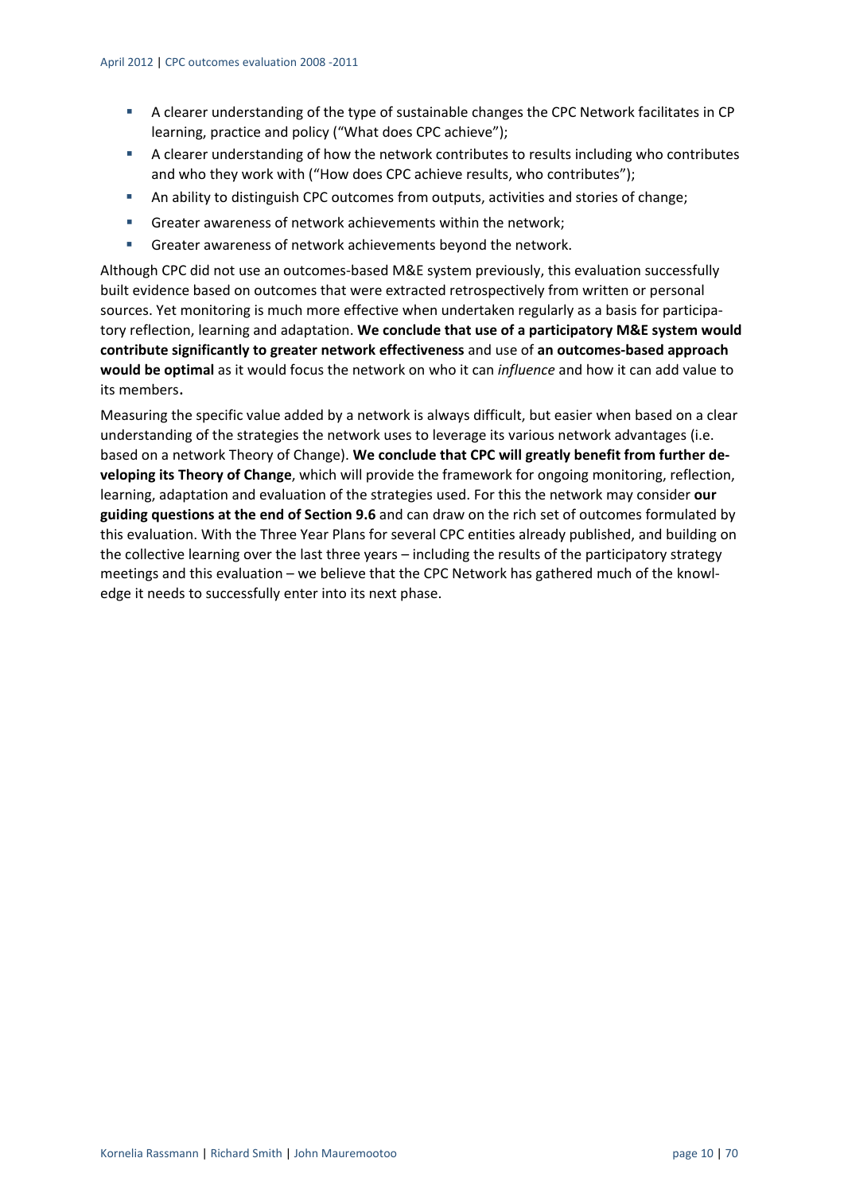- A clearer understanding of the type of sustainable changes the CPC Network facilitates in CP learning, practice and policy ("What does CPC achieve");
- A clearer understanding of how the network contributes to results including who contributes and who they work with ("How does CPC achieve results, who contributes");
- An ability to distinguish CPC outcomes from outputs, activities and stories of change;
- Greater awareness of network achievements within the network;
- Greater awareness of network achievements beyond the network.

Although CPC did not use an outcomes-based M&E system previously, this evaluation successfully built evidence based on outcomes that were extracted retrospectively from written or personal sources. Yet monitoring is much more effective when undertaken regularly as a basis for participatory reflection, learning and adaptation. **We conclude that use of a participatory M&E system would contribute significantly to greater network effectiveness** and use of **an outcomes-based approach would be optimal** as it would focus the network on who it can *influence* and how it can add value to its members**.**

Measuring the specific value added by a network is always difficult, but easier when based on a clear understanding of the strategies the network uses to leverage its various network advantages (i.e. based on a network Theory of Change). **We conclude that CPC will greatly benefit from further developing its Theory of Change**, which will provide the framework for ongoing monitoring, reflection, learning, adaptation and evaluation of the strategies used. For this the network may consider **our guiding questions at the end of Section 9.6** and can draw on the rich set of outcomes formulated by this evaluation. With the Three Year Plans for several CPC entities already published, and building on the collective learning over the last three years – including the results of the participatory strategy meetings and this evaluation – we believe that the CPC Network has gathered much of the knowledge it needs to successfully enter into its next phase.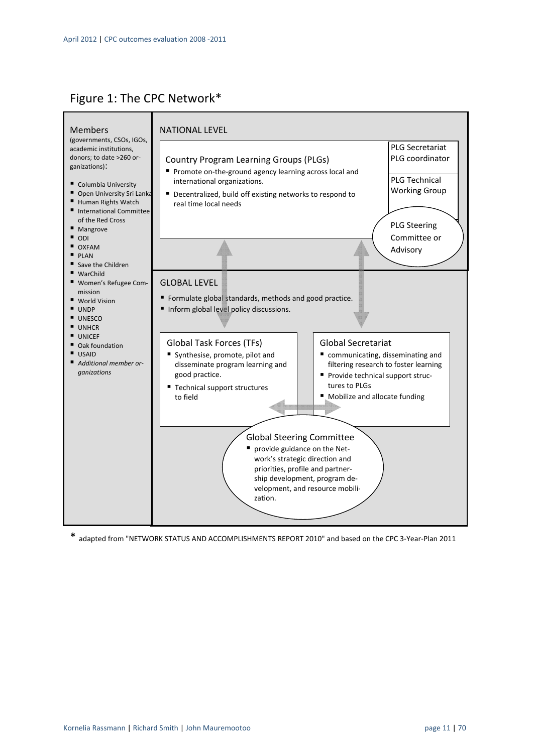## Figure 1: The CPC Network*

**Members**
(governments, CSOs, IGOs, academic institutions, donors; to date >260 organizations):

- Columbia University
- Open University Sri Lanka
- Human Rights Watch
- International Committee of the Red Cross
- Mangrove
- ODI
- OXFAM
- PLAN
- Save the Children
- WarChild
- Women's Refugee Commission
- World Vision
- UNDP
- UNESCO
- UNHCR
- UNICEF
- Oak foundation
- USAID
- *Additional member organizations*

**NATIONAL LEVEL**

**Country Program Learning Groups (PLGs)**

- Promote on-the-ground agency learning across local and international organizations.
- Decentralized, build off existing networks to respond to real time local needs

PLG Secretariat
PLG coordinator

PLG Technical Working Group

PLG Steering Committee or Advisory

**GLOBAL LEVEL**

- Formulate global standards, methods and good practice.
- Inform global level policy discussions.

**Global Task Forces (TFs)**

- Synthesise, promote, pilot and disseminate program learning and good practice.
- Technical support structures to field

**Global Secretariat**

- communicating, disseminating and filtering research to foster learning
- Provide technical support structures to PLGs
- Mobilize and allocate funding

**Global Steering Committee**

- provide guidance on the Network's strategic direction and priorities, profile and partnership development, program development, and resource mobilization.

\* adapted from "NETWORK STATUS AND ACCOMPLISHMENTS REPORT 2010" and based on the CPC 3-Year-Plan 2011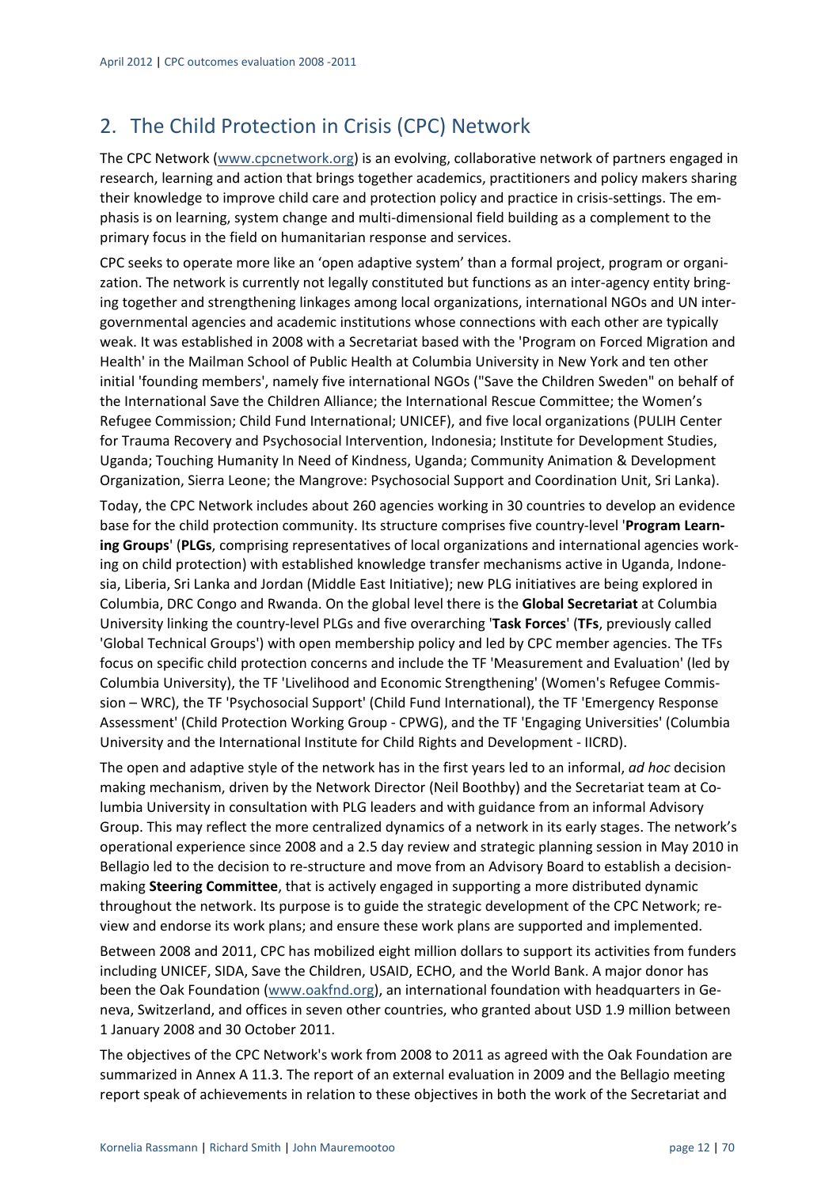## 2. The Child Protection in Crisis (CPC) Network

The CPC Network (www.cpcnetwork.org) is an evolving, collaborative network of partners engaged in research, learning and action that brings together academics, practitioners and policy makers sharing their knowledge to improve child care and protection policy and practice in crisis-settings. The emphasis is on learning, system change and multi-dimensional field building as a complement to the primary focus in the field on humanitarian response and services.

CPC seeks to operate more like an 'open adaptive system' than a formal project, program or organization. The network is currently not legally constituted but functions as an inter-agency entity bringing together and strengthening linkages among local organizations, international NGOs and UN intergovernmental agencies and academic institutions whose connections with each other are typically weak. It was established in 2008 with a Secretariat based with the 'Program on Forced Migration and Health' in the Mailman School of Public Health at Columbia University in New York and ten other initial 'founding members', namely five international NGOs ("Save the Children Sweden" on behalf of the International Save the Children Alliance; the International Rescue Committee; the Women's Refugee Commission; Child Fund International; UNICEF), and five local organizations (PULIH Center for Trauma Recovery and Psychosocial Intervention, Indonesia; Institute for Development Studies, Uganda; Touching Humanity In Need of Kindness, Uganda; Community Animation & Development Organization, Sierra Leone; the Mangrove: Psychosocial Support and Coordination Unit, Sri Lanka).

Today, the CPC Network includes about 260 agencies working in 30 countries to develop an evidence base for the child protection community. Its structure comprises five country-level '**Program Learning Groups**' (**PLGs**, comprising representatives of local organizations and international agencies working on child protection) with established knowledge transfer mechanisms active in Uganda, Indonesia, Liberia, Sri Lanka and Jordan (Middle East Initiative); new PLG initiatives are being explored in Columbia, DRC Congo and Rwanda. On the global level there is the **Global Secretariat** at Columbia University linking the country-level PLGs and five overarching '**Task Forces**' (**TFs**, previously called 'Global Technical Groups') with open membership policy and led by CPC member agencies. The TFs focus on specific child protection concerns and include the TF 'Measurement and Evaluation' (led by Columbia University), the TF 'Livelihood and Economic Strengthening' (Women's Refugee Commission – WRC), the TF 'Psychosocial Support' (Child Fund International), the TF 'Emergency Response Assessment' (Child Protection Working Group - CPWG), and the TF 'Engaging Universities' (Columbia University and the International Institute for Child Rights and Development - IICRD).

The open and adaptive style of the network has in the first years led to an informal, *ad hoc* decision making mechanism, driven by the Network Director (Neil Boothby) and the Secretariat team at Columbia University in consultation with PLG leaders and with guidance from an informal Advisory Group. This may reflect the more centralized dynamics of a network in its early stages. The network's operational experience since 2008 and a 2.5 day review and strategic planning session in May 2010 in Bellagio led to the decision to re-structure and move from an Advisory Board to establish a decision-making **Steering Committee**, that is actively engaged in supporting a more distributed dynamic throughout the network. Its purpose is to guide the strategic development of the CPC Network; review and endorse its work plans; and ensure these work plans are supported and implemented.

Between 2008 and 2011, CPC has mobilized eight million dollars to support its activities from funders including UNICEF, SIDA, Save the Children, USAID, ECHO, and the World Bank. A major donor has been the Oak Foundation (www.oakfnd.org), an international foundation with headquarters in Geneva, Switzerland, and offices in seven other countries, who granted about USD 1.9 million between 1 January 2008 and 30 October 2011.

The objectives of the CPC Network's work from 2008 to 2011 as agreed with the Oak Foundation are summarized in Annex A 11.3. The report of an external evaluation in 2009 and the Bellagio meeting report speak of achievements in relation to these objectives in both the work of the Secretariat and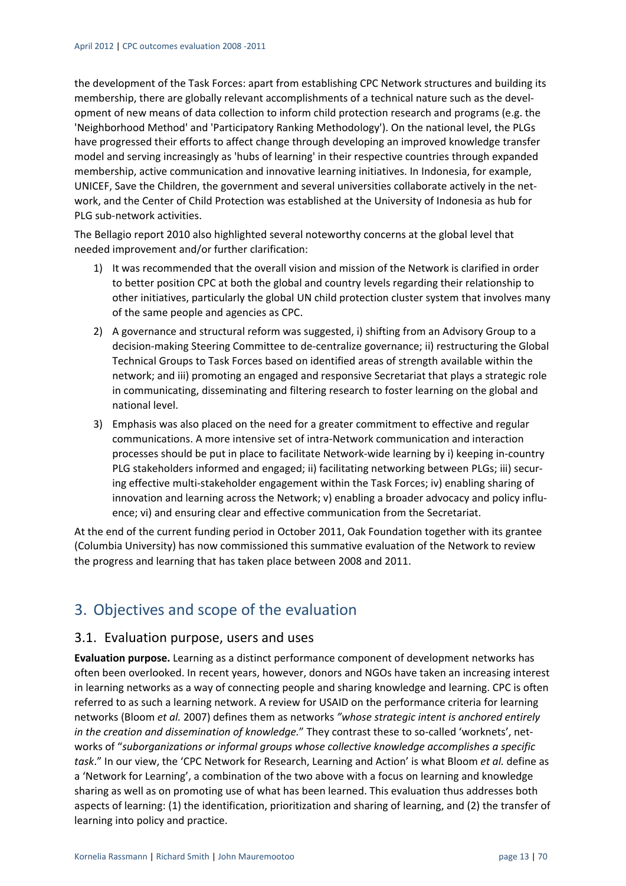the development of the Task Forces: apart from establishing CPC Network structures and building its membership, there are globally relevant accomplishments of a technical nature such as the development of new means of data collection to inform child protection research and programs (e.g. the 'Neighborhood Method' and 'Participatory Ranking Methodology'). On the national level, the PLGs have progressed their efforts to affect change through developing an improved knowledge transfer model and serving increasingly as 'hubs of learning' in their respective countries through expanded membership, active communication and innovative learning initiatives. In Indonesia, for example, UNICEF, Save the Children, the government and several universities collaborate actively in the network, and the Center of Child Protection was established at the University of Indonesia as hub for PLG sub-network activities.

The Bellagio report 2010 also highlighted several noteworthy concerns at the global level that needed improvement and/or further clarification:

1) It was recommended that the overall vision and mission of the Network is clarified in order to better position CPC at both the global and country levels regarding their relationship to other initiatives, particularly the global UN child protection cluster system that involves many of the same people and agencies as CPC.
2) A governance and structural reform was suggested, i) shifting from an Advisory Group to a decision-making Steering Committee to de-centralize governance; ii) restructuring the Global Technical Groups to Task Forces based on identified areas of strength available within the network; and iii) promoting an engaged and responsive Secretariat that plays a strategic role in communicating, disseminating and filtering research to foster learning on the global and national level.
3) Emphasis was also placed on the need for a greater commitment to effective and regular communications. A more intensive set of intra-Network communication and interaction processes should be put in place to facilitate Network-wide learning by i) keeping in-country PLG stakeholders informed and engaged; ii) facilitating networking between PLGs; iii) securing effective multi-stakeholder engagement within the Task Forces; iv) enabling sharing of innovation and learning across the Network; v) enabling a broader advocacy and policy influence; vi) and ensuring clear and effective communication from the Secretariat.

At the end of the current funding period in October 2011, Oak Foundation together with its grantee (Columbia University) has now commissioned this summative evaluation of the Network to review the progress and learning that has taken place between 2008 and 2011.

# 3. Objectives and scope of the evaluation

## 3.1. Evaluation purpose, users and uses

**Evaluation purpose.** Learning as a distinct performance component of development networks has often been overlooked. In recent years, however, donors and NGOs have taken an increasing interest in learning networks as a way of connecting people and sharing knowledge and learning. CPC is often referred to as such a learning network. A review for USAID on the performance criteria for learning networks (Bloom *et al.* 2007) defines them as networks *"whose strategic intent is anchored entirely in the creation and dissemination of knowledge.*" They contrast these to so-called 'worknets', networks of "*suborganizations or informal groups whose collective knowledge accomplishes a specific task*." In our view, the 'CPC Network for Research, Learning and Action' is what Bloom *et al.* define as a 'Network for Learning', a combination of the two above with a focus on learning and knowledge sharing as well as on promoting use of what has been learned. This evaluation thus addresses both aspects of learning: (1) the identification, prioritization and sharing of learning, and (2) the transfer of learning into policy and practice.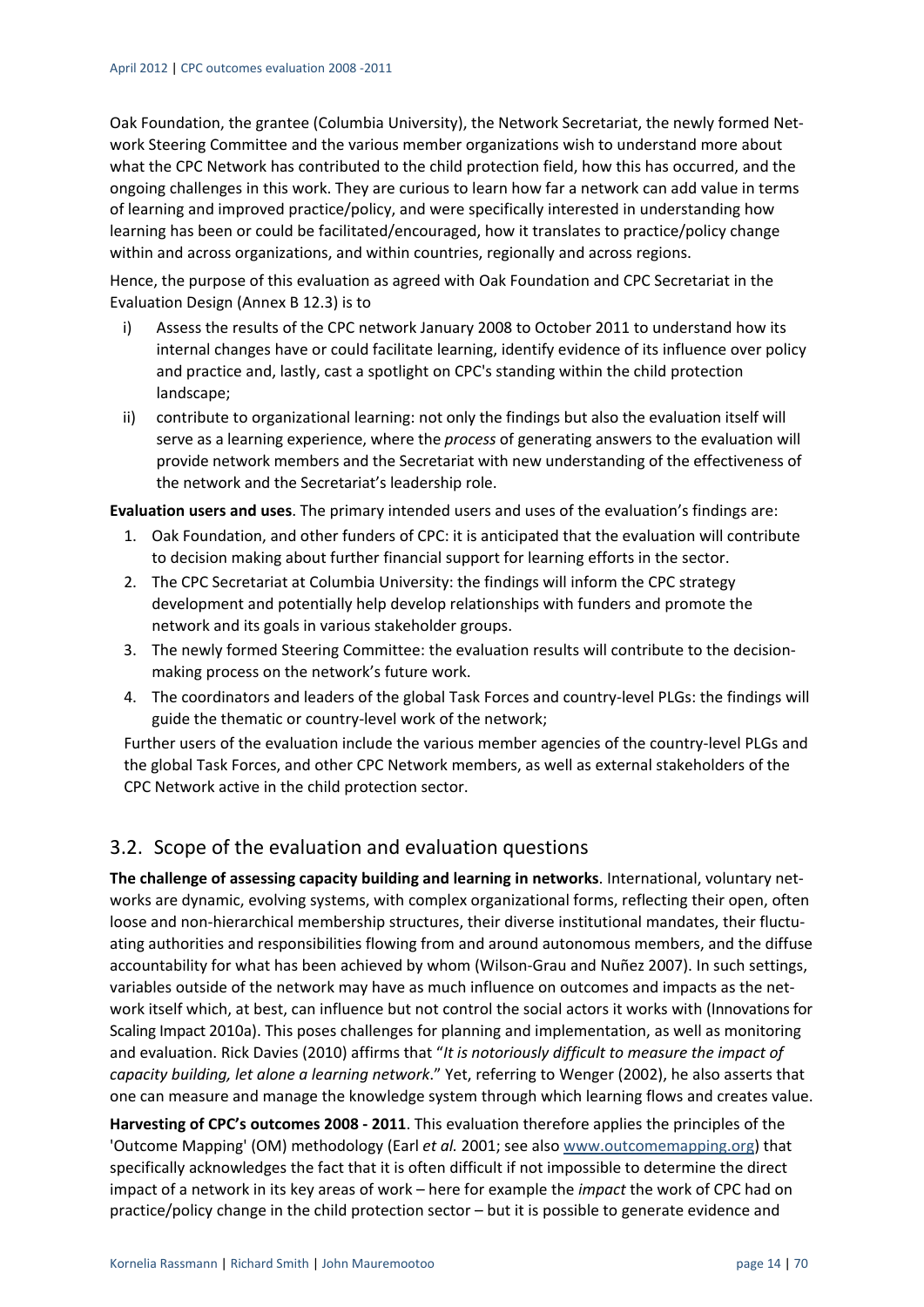Oak Foundation, the grantee (Columbia University), the Network Secretariat, the newly formed Network Steering Committee and the various member organizations wish to understand more about what the CPC Network has contributed to the child protection field, how this has occurred, and the ongoing challenges in this work. They are curious to learn how far a network can add value in terms of learning and improved practice/policy, and were specifically interested in understanding how learning has been or could be facilitated/encouraged, how it translates to practice/policy change within and across organizations, and within countries, regionally and across regions.

Hence, the purpose of this evaluation as agreed with Oak Foundation and CPC Secretariat in the Evaluation Design (Annex B 12.3) is to

i) Assess the results of the CPC network January 2008 to October 2011 to understand how its internal changes have or could facilitate learning, identify evidence of its influence over policy and practice and, lastly, cast a spotlight on CPC's standing within the child protection landscape;

ii) contribute to organizational learning: not only the findings but also the evaluation itself will serve as a learning experience, where the *process* of generating answers to the evaluation will provide network members and the Secretariat with new understanding of the effectiveness of the network and the Secretariat's leadership role.

**Evaluation users and uses**. The primary intended users and uses of the evaluation's findings are:

1. Oak Foundation, and other funders of CPC: it is anticipated that the evaluation will contribute to decision making about further financial support for learning efforts in the sector.
2. The CPC Secretariat at Columbia University: the findings will inform the CPC strategy development and potentially help develop relationships with funders and promote the network and its goals in various stakeholder groups.
3. The newly formed Steering Committee: the evaluation results will contribute to the decision-making process on the network's future work.
4. The coordinators and leaders of the global Task Forces and country-level PLGs: the findings will guide the thematic or country-level work of the network;

Further users of the evaluation include the various member agencies of the country-level PLGs and the global Task Forces, and other CPC Network members, as well as external stakeholders of the CPC Network active in the child protection sector.

## 3.2. Scope of the evaluation and evaluation questions

**The challenge of assessing capacity building and learning in networks**. International, voluntary networks are dynamic, evolving systems, with complex organizational forms, reflecting their open, often loose and non-hierarchical membership structures, their diverse institutional mandates, their fluctuating authorities and responsibilities flowing from and around autonomous members, and the diffuse accountability for what has been achieved by whom (Wilson-Grau and Nuñez 2007). In such settings, variables outside of the network may have as much influence on outcomes and impacts as the network itself which, at best, can influence but not control the social actors it works with (Innovations for Scaling Impact 2010a). This poses challenges for planning and implementation, as well as monitoring and evaluation. Rick Davies (2010) affirms that "*It is notoriously difficult to measure the impact of capacity building, let alone a learning network*." Yet, referring to Wenger (2002), he also asserts that one can measure and manage the knowledge system through which learning flows and creates value.

**Harvesting of CPC's outcomes 2008 - 2011**. This evaluation therefore applies the principles of the 'Outcome Mapping' (OM) methodology (Earl *et al.* 2001; see also www.outcomemapping.org) that specifically acknowledges the fact that it is often difficult if not impossible to determine the direct impact of a network in its key areas of work – here for example the *impact* the work of CPC had on practice/policy change in the child protection sector – but it is possible to generate evidence and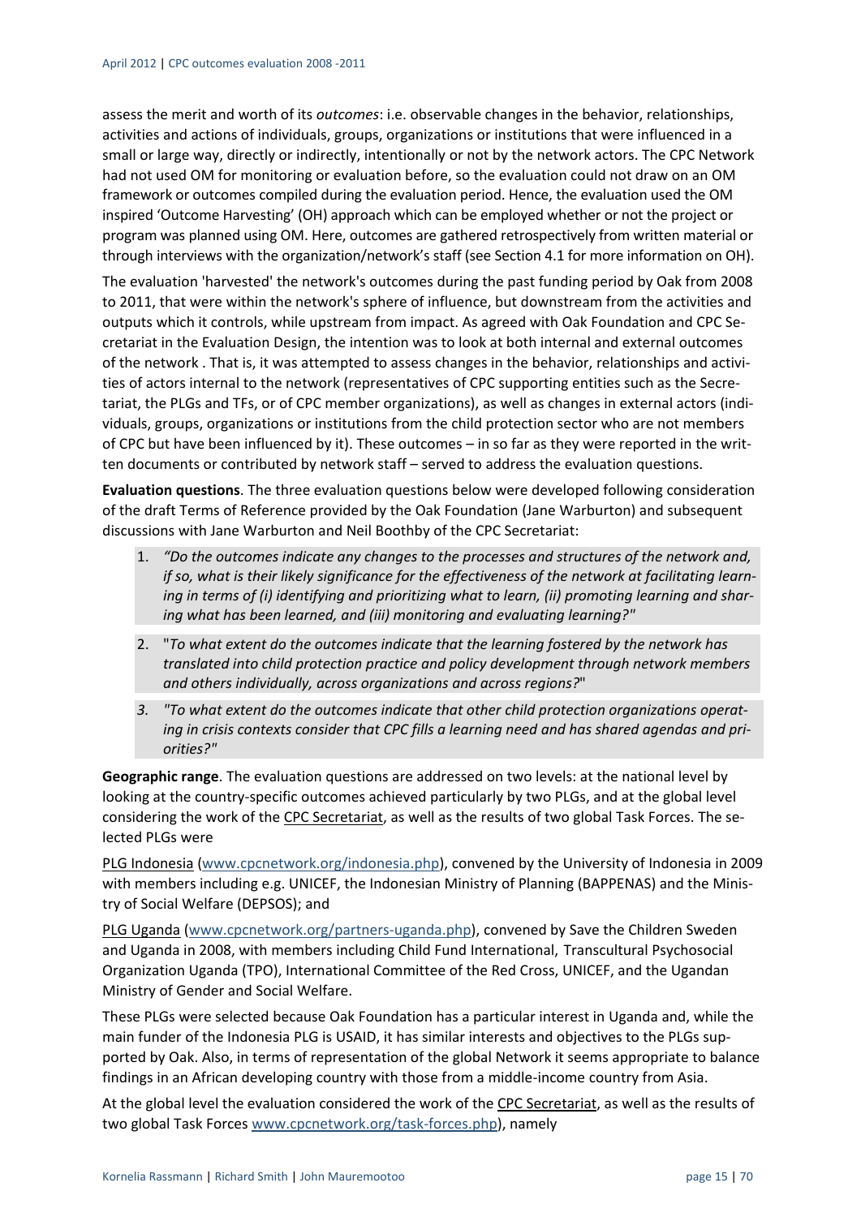assess the merit and worth of its *outcomes*: i.e. observable changes in the behavior, relationships, activities and actions of individuals, groups, organizations or institutions that were influenced in a small or large way, directly or indirectly, intentionally or not by the network actors. The CPC Network had not used OM for monitoring or evaluation before, so the evaluation could not draw on an OM framework or outcomes compiled during the evaluation period. Hence, the evaluation used the OM inspired 'Outcome Harvesting' (OH) approach which can be employed whether or not the project or program was planned using OM. Here, outcomes are gathered retrospectively from written material or through interviews with the organization/network's staff (see Section 4.1 for more information on OH).

The evaluation 'harvested' the network's outcomes during the past funding period by Oak from 2008 to 2011, that were within the network's sphere of influence, but downstream from the activities and outputs which it controls, while upstream from impact. As agreed with Oak Foundation and CPC Secretariat in the Evaluation Design, the intention was to look at both internal and external outcomes of the network . That is, it was attempted to assess changes in the behavior, relationships and activities of actors internal to the network (representatives of CPC supporting entities such as the Secretariat, the PLGs and TFs, or of CPC member organizations), as well as changes in external actors (individuals, groups, organizations or institutions from the child protection sector who are not members of CPC but have been influenced by it). These outcomes – in so far as they were reported in the written documents or contributed by network staff – served to address the evaluation questions.

**Evaluation questions**. The three evaluation questions below were developed following consideration of the draft Terms of Reference provided by the Oak Foundation (Jane Warburton) and subsequent discussions with Jane Warburton and Neil Boothby of the CPC Secretariat:

1. *"Do the outcomes indicate any changes to the processes and structures of the network and, if so, what is their likely significance for the effectiveness of the network at facilitating learning in terms of (i) identifying and prioritizing what to learn, (ii) promoting learning and sharing what has been learned, and (iii) monitoring and evaluating learning?"*
2. "*To what extent do the outcomes indicate that the learning fostered by the network has translated into child protection practice and policy development through network members and others individually, across organizations and across regions?*"
3. *"To what extent do the outcomes indicate that other child protection organizations operating in crisis contexts consider that CPC fills a learning need and has shared agendas and priorities?"*

**Geographic range**. The evaluation questions are addressed on two levels: at the national level by looking at the country-specific outcomes achieved particularly by two PLGs, and at the global level considering the work of the CPC Secretariat, as well as the results of two global Task Forces. The selected PLGs were

PLG Indonesia (www.cpcnetwork.org/indonesia.php), convened by the University of Indonesia in 2009 with members including e.g. UNICEF, the Indonesian Ministry of Planning (BAPPENAS) and the Ministry of Social Welfare (DEPSOS); and

PLG Uganda (www.cpcnetwork.org/partners-uganda.php), convened by Save the Children Sweden and Uganda in 2008, with members including Child Fund International, Transcultural Psychosocial Organization Uganda (TPO), International Committee of the Red Cross, UNICEF, and the Ugandan Ministry of Gender and Social Welfare.

These PLGs were selected because Oak Foundation has a particular interest in Uganda and, while the main funder of the Indonesia PLG is USAID, it has similar interests and objectives to the PLGs supported by Oak. Also, in terms of representation of the global Network it seems appropriate to balance findings in an African developing country with those from a middle-income country from Asia.

At the global level the evaluation considered the work of the CPC Secretariat, as well as the results of two global Task Forces www.cpcnetwork.org/task-forces.php), namely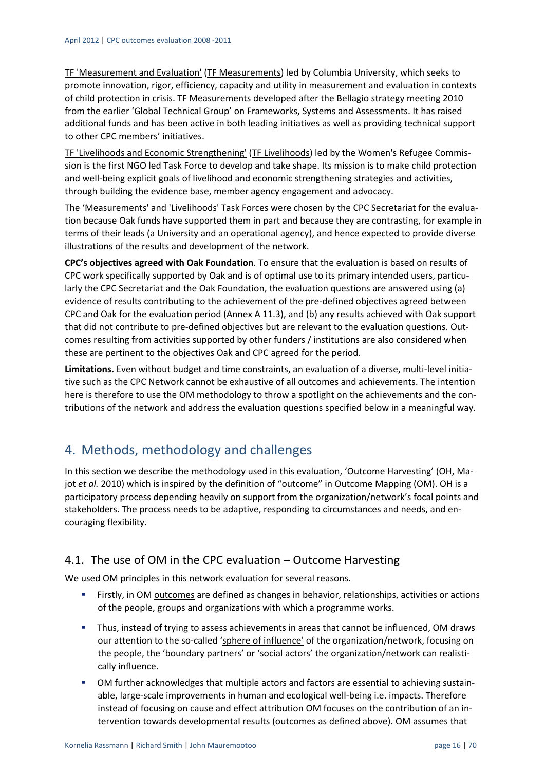TF 'Measurement and Evaluation' (TF Measurements) led by Columbia University, which seeks to promote innovation, rigor, efficiency, capacity and utility in measurement and evaluation in contexts of child protection in crisis. TF Measurements developed after the Bellagio strategy meeting 2010 from the earlier 'Global Technical Group' on Frameworks, Systems and Assessments. It has raised additional funds and has been active in both leading initiatives as well as providing technical support to other CPC members' initiatives.

TF 'Livelihoods and Economic Strengthening' (TF Livelihoods) led by the Women's Refugee Commission is the first NGO led Task Force to develop and take shape. Its mission is to make child protection and well-being explicit goals of livelihood and economic strengthening strategies and activities, through building the evidence base, member agency engagement and advocacy.

The 'Measurements' and 'Livelihoods' Task Forces were chosen by the CPC Secretariat for the evaluation because Oak funds have supported them in part and because they are contrasting, for example in terms of their leads (a University and an operational agency), and hence expected to provide diverse illustrations of the results and development of the network.

**CPC's objectives agreed with Oak Foundation**. To ensure that the evaluation is based on results of CPC work specifically supported by Oak and is of optimal use to its primary intended users, particularly the CPC Secretariat and the Oak Foundation, the evaluation questions are answered using (a) evidence of results contributing to the achievement of the pre-defined objectives agreed between CPC and Oak for the evaluation period (Annex A 11.3), and (b) any results achieved with Oak support that did not contribute to pre-defined objectives but are relevant to the evaluation questions. Outcomes resulting from activities supported by other funders / institutions are also considered when these are pertinent to the objectives Oak and CPC agreed for the period.

**Limitations.** Even without budget and time constraints, an evaluation of a diverse, multi-level initiative such as the CPC Network cannot be exhaustive of all outcomes and achievements. The intention here is therefore to use the OM methodology to throw a spotlight on the achievements and the contributions of the network and address the evaluation questions specified below in a meaningful way.

## 4. Methods, methodology and challenges

In this section we describe the methodology used in this evaluation, 'Outcome Harvesting' (OH, Majot *et al.* 2010) which is inspired by the definition of "outcome" in Outcome Mapping (OM). OH is a participatory process depending heavily on support from the organization/network's focal points and stakeholders. The process needs to be adaptive, responding to circumstances and needs, and encouraging flexibility.

### 4.1. The use of OM in the CPC evaluation – Outcome Harvesting

We used OM principles in this network evaluation for several reasons.

- Firstly, in OM outcomes are defined as changes in behavior, relationships, activities or actions of the people, groups and organizations with which a programme works.
- Thus, instead of trying to assess achievements in areas that cannot be influenced, OM draws our attention to the so-called 'sphere of influence' of the organization/network, focusing on the people, the 'boundary partners' or 'social actors' the organization/network can realistically influence.
- OM further acknowledges that multiple actors and factors are essential to achieving sustainable, large-scale improvements in human and ecological well-being i.e. impacts. Therefore instead of focusing on cause and effect attribution OM focuses on the contribution of an intervention towards developmental results (outcomes as defined above). OM assumes that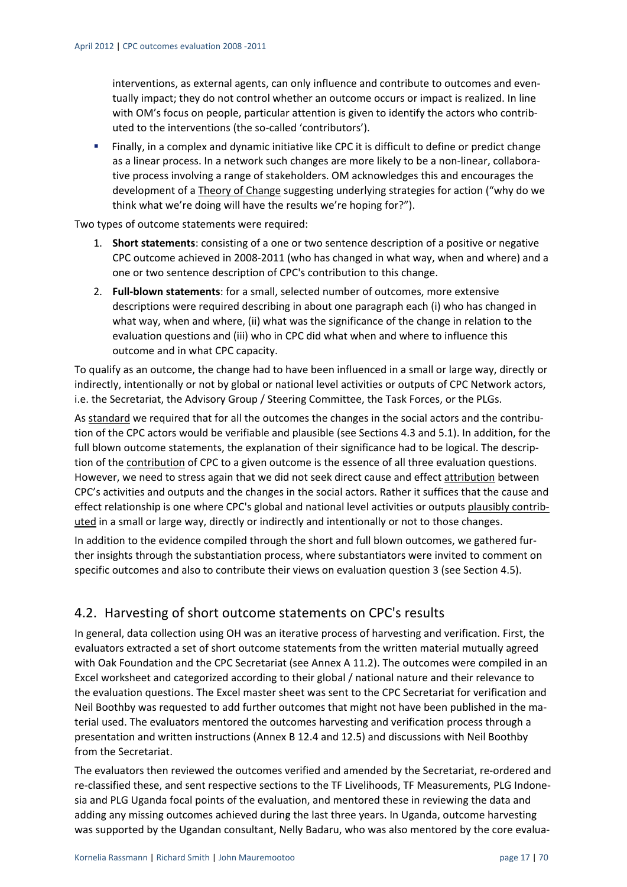interventions, as external agents, can only influence and contribute to outcomes and eventually impact; they do not control whether an outcome occurs or impact is realized. In line with OM's focus on people, particular attention is given to identify the actors who contributed to the interventions (the so-called 'contributors').

- Finally, in a complex and dynamic initiative like CPC it is difficult to define or predict change as a linear process. In a network such changes are more likely to be a non-linear, collaborative process involving a range of stakeholders. OM acknowledges this and encourages the development of a Theory of Change suggesting underlying strategies for action ("why do we think what we're doing will have the results we're hoping for?").

Two types of outcome statements were required:

1. **Short statements**: consisting of a one or two sentence description of a positive or negative CPC outcome achieved in 2008-2011 (who has changed in what way, when and where) and a one or two sentence description of CPC's contribution to this change.
2. **Full-blown statements**: for a small, selected number of outcomes, more extensive descriptions were required describing in about one paragraph each (i) who has changed in what way, when and where, (ii) what was the significance of the change in relation to the evaluation questions and (iii) who in CPC did what when and where to influence this outcome and in what CPC capacity.

To qualify as an outcome, the change had to have been influenced in a small or large way, directly or indirectly, intentionally or not by global or national level activities or outputs of CPC Network actors, i.e. the Secretariat, the Advisory Group / Steering Committee, the Task Forces, or the PLGs.

As standard we required that for all the outcomes the changes in the social actors and the contribution of the CPC actors would be verifiable and plausible (see Sections 4.3 and 5.1). In addition, for the full blown outcome statements, the explanation of their significance had to be logical. The description of the contribution of CPC to a given outcome is the essence of all three evaluation questions. However, we need to stress again that we did not seek direct cause and effect attribution between CPC's activities and outputs and the changes in the social actors. Rather it suffices that the cause and effect relationship is one where CPC's global and national level activities or outputs plausibly contributed in a small or large way, directly or indirectly and intentionally or not to those changes.

In addition to the evidence compiled through the short and full blown outcomes, we gathered further insights through the substantiation process, where substantiators were invited to comment on specific outcomes and also to contribute their views on evaluation question 3 (see Section 4.5).

## 4.2. Harvesting of short outcome statements on CPC's results

In general, data collection using OH was an iterative process of harvesting and verification. First, the evaluators extracted a set of short outcome statements from the written material mutually agreed with Oak Foundation and the CPC Secretariat (see Annex A 11.2). The outcomes were compiled in an Excel worksheet and categorized according to their global / national nature and their relevance to the evaluation questions. The Excel master sheet was sent to the CPC Secretariat for verification and Neil Boothby was requested to add further outcomes that might not have been published in the material used. The evaluators mentored the outcomes harvesting and verification process through a presentation and written instructions (Annex B 12.4 and 12.5) and discussions with Neil Boothby from the Secretariat.

The evaluators then reviewed the outcomes verified and amended by the Secretariat, re-ordered and re-classified these, and sent respective sections to the TF Livelihoods, TF Measurements, PLG Indonesia and PLG Uganda focal points of the evaluation, and mentored these in reviewing the data and adding any missing outcomes achieved during the last three years. In Uganda, outcome harvesting was supported by the Ugandan consultant, Nelly Badaru, who was also mentored by the core evalua-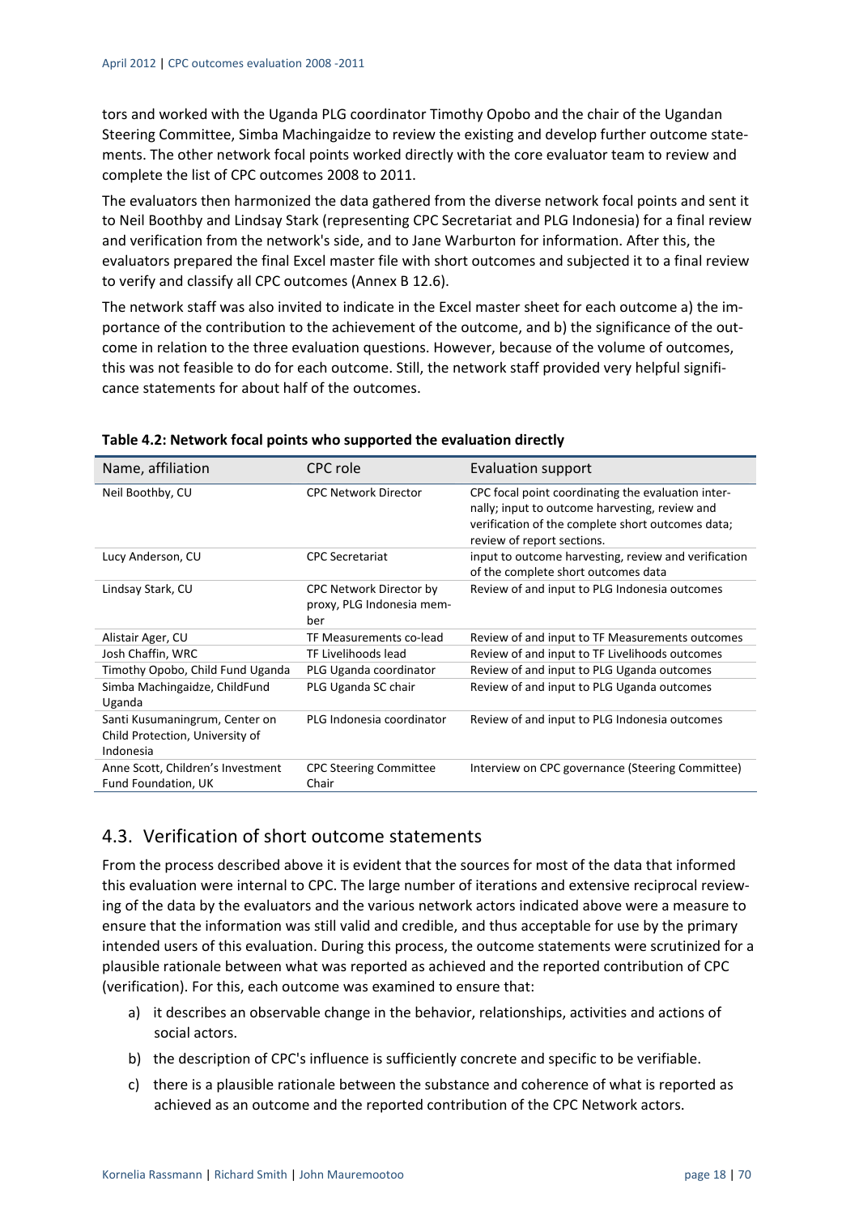tors and worked with the Uganda PLG coordinator Timothy Opobo and the chair of the Ugandan Steering Committee, Simba Machingaidze to review the existing and develop further outcome statements. The other network focal points worked directly with the core evaluator team to review and complete the list of CPC outcomes 2008 to 2011.

The evaluators then harmonized the data gathered from the diverse network focal points and sent it to Neil Boothby and Lindsay Stark (representing CPC Secretariat and PLG Indonesia) for a final review and verification from the network's side, and to Jane Warburton for information. After this, the evaluators prepared the final Excel master file with short outcomes and subjected it to a final review to verify and classify all CPC outcomes (Annex B 12.6).

The network staff was also invited to indicate in the Excel master sheet for each outcome a) the importance of the contribution to the achievement of the outcome, and b) the significance of the outcome in relation to the three evaluation questions. However, because of the volume of outcomes, this was not feasible to do for each outcome. Still, the network staff provided very helpful significance statements for about half of the outcomes.

**Table 4.2: Network focal points who supported the evaluation directly**

| Name, affiliation | CPC role | Evaluation support |
|---|---|---|
| Neil Boothby, CU | CPC Network Director | CPC focal point coordinating the evaluation internally; input to outcome harvesting, review and verification of the complete short outcomes data; review of report sections. |
| Lucy Anderson, CU | CPC Secretariat | input to outcome harvesting, review and verification of the complete short outcomes data |
| Lindsay Stark, CU | CPC Network Director by proxy, PLG Indonesia member | Review of and input to PLG Indonesia outcomes |
| Alistair Ager, CU | TF Measurements co-lead | Review of and input to TF Measurements outcomes |
| Josh Chaffin, WRC | TF Livelihoods lead | Review of and input to TF Livelihoods outcomes |
| Timothy Opobo, Child Fund Uganda | PLG Uganda coordinator | Review of and input to PLG Uganda outcomes |
| Simba Machingaidze, ChildFund Uganda | PLG Uganda SC chair | Review of and input to PLG Uganda outcomes |
| Santi Kusumaningrum, Center on Child Protection, University of Indonesia | PLG Indonesia coordinator | Review of and input to PLG Indonesia outcomes |
| Anne Scott, Children's Investment Fund Foundation, UK | CPC Steering Committee Chair | Interview on CPC governance (Steering Committee) |

## 4.3. Verification of short outcome statements

From the process described above it is evident that the sources for most of the data that informed this evaluation were internal to CPC. The large number of iterations and extensive reciprocal reviewing of the data by the evaluators and the various network actors indicated above were a measure to ensure that the information was still valid and credible, and thus acceptable for use by the primary intended users of this evaluation. During this process, the outcome statements were scrutinized for a plausible rationale between what was reported as achieved and the reported contribution of CPC (verification). For this, each outcome was examined to ensure that:

a) it describes an observable change in the behavior, relationships, activities and actions of social actors.
b) the description of CPC's influence is sufficiently concrete and specific to be verifiable.
c) there is a plausible rationale between the substance and coherence of what is reported as achieved as an outcome and the reported contribution of the CPC Network actors.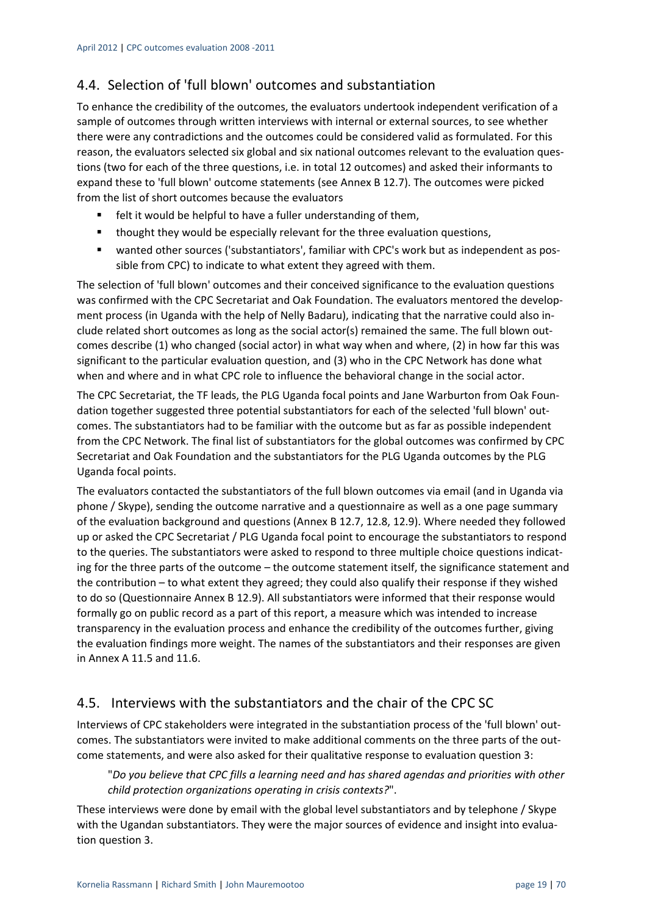## 4.4. Selection of 'full blown' outcomes and substantiation

To enhance the credibility of the outcomes, the evaluators undertook independent verification of a sample of outcomes through written interviews with internal or external sources, to see whether there were any contradictions and the outcomes could be considered valid as formulated. For this reason, the evaluators selected six global and six national outcomes relevant to the evaluation questions (two for each of the three questions, i.e. in total 12 outcomes) and asked their informants to expand these to 'full blown' outcome statements (see Annex B 12.7). The outcomes were picked from the list of short outcomes because the evaluators

- felt it would be helpful to have a fuller understanding of them,
- thought they would be especially relevant for the three evaluation questions,
- wanted other sources ('substantiators', familiar with CPC's work but as independent as possible from CPC) to indicate to what extent they agreed with them.

The selection of 'full blown' outcomes and their conceived significance to the evaluation questions was confirmed with the CPC Secretariat and Oak Foundation. The evaluators mentored the development process (in Uganda with the help of Nelly Badaru), indicating that the narrative could also include related short outcomes as long as the social actor(s) remained the same. The full blown outcomes describe (1) who changed (social actor) in what way when and where, (2) in how far this was significant to the particular evaluation question, and (3) who in the CPC Network has done what when and where and in what CPC role to influence the behavioral change in the social actor.

The CPC Secretariat, the TF leads, the PLG Uganda focal points and Jane Warburton from Oak Foundation together suggested three potential substantiators for each of the selected 'full blown' outcomes. The substantiators had to be familiar with the outcome but as far as possible independent from the CPC Network. The final list of substantiators for the global outcomes was confirmed by CPC Secretariat and Oak Foundation and the substantiators for the PLG Uganda outcomes by the PLG Uganda focal points.

The evaluators contacted the substantiators of the full blown outcomes via email (and in Uganda via phone / Skype), sending the outcome narrative and a questionnaire as well as a one page summary of the evaluation background and questions (Annex B 12.7, 12.8, 12.9). Where needed they followed up or asked the CPC Secretariat / PLG Uganda focal point to encourage the substantiators to respond to the queries. The substantiators were asked to respond to three multiple choice questions indicating for the three parts of the outcome – the outcome statement itself, the significance statement and the contribution – to what extent they agreed; they could also qualify their response if they wished to do so (Questionnaire Annex B 12.9). All substantiators were informed that their response would formally go on public record as a part of this report, a measure which was intended to increase transparency in the evaluation process and enhance the credibility of the outcomes further, giving the evaluation findings more weight. The names of the substantiators and their responses are given in Annex A 11.5 and 11.6.

## 4.5. Interviews with the substantiators and the chair of the CPC SC

Interviews of CPC stakeholders were integrated in the substantiation process of the 'full blown' outcomes. The substantiators were invited to make additional comments on the three parts of the outcome statements, and were also asked for their qualitative response to evaluation question 3:

> "*Do you believe that CPC fills a learning need and has shared agendas and priorities with other child protection organizations operating in crisis contexts?*".

These interviews were done by email with the global level substantiators and by telephone / Skype with the Ugandan substantiators. They were the major sources of evidence and insight into evaluation question 3.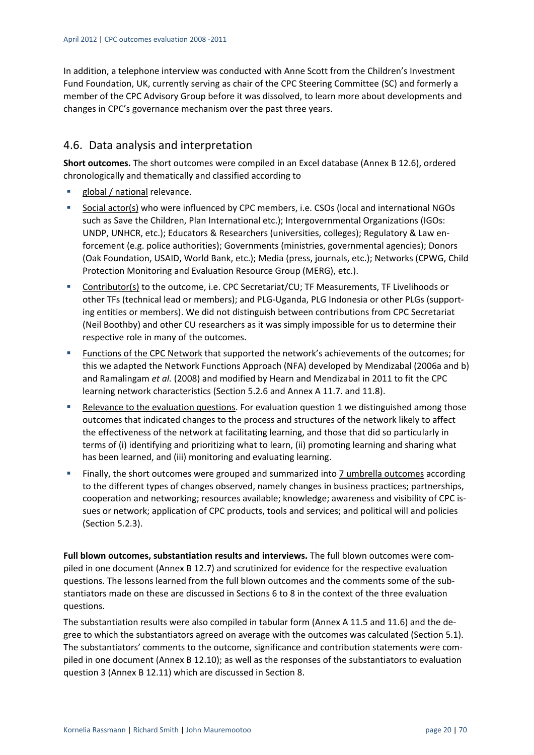In addition, a telephone interview was conducted with Anne Scott from the Children's Investment Fund Foundation, UK, currently serving as chair of the CPC Steering Committee (SC) and formerly a member of the CPC Advisory Group before it was dissolved, to learn more about developments and changes in CPC's governance mechanism over the past three years.

## 4.6. Data analysis and interpretation

**Short outcomes.** The short outcomes were compiled in an Excel database (Annex B 12.6), ordered chronologically and thematically and classified according to

- global / national relevance.
- Social actor(s) who were influenced by CPC members, i.e. CSOs (local and international NGOs such as Save the Children, Plan International etc.); Intergovernmental Organizations (IGOs: UNDP, UNHCR, etc.); Educators & Researchers (universities, colleges); Regulatory & Law enforcement (e.g. police authorities); Governments (ministries, governmental agencies); Donors (Oak Foundation, USAID, World Bank, etc.); Media (press, journals, etc.); Networks (CPWG, Child Protection Monitoring and Evaluation Resource Group (MERG), etc.).
- Contributor(s) to the outcome, i.e. CPC Secretariat/CU; TF Measurements, TF Livelihoods or other TFs (technical lead or members); and PLG-Uganda, PLG Indonesia or other PLGs (supporting entities or members). We did not distinguish between contributions from CPC Secretariat (Neil Boothby) and other CU researchers as it was simply impossible for us to determine their respective role in many of the outcomes.
- Functions of the CPC Network that supported the network's achievements of the outcomes; for this we adapted the Network Functions Approach (NFA) developed by Mendizabal (2006a and b) and Ramalingam *et al.* (2008) and modified by Hearn and Mendizabal in 2011 to fit the CPC learning network characteristics (Section 5.2.6 and Annex A 11.7. and 11.8).
- Relevance to the evaluation questions. For evaluation question 1 we distinguished among those outcomes that indicated changes to the process and structures of the network likely to affect the effectiveness of the network at facilitating learning, and those that did so particularly in terms of (i) identifying and prioritizing what to learn, (ii) promoting learning and sharing what has been learned, and (iii) monitoring and evaluating learning.
- Finally, the short outcomes were grouped and summarized into 7 umbrella outcomes according to the different types of changes observed, namely changes in business practices; partnerships, cooperation and networking; resources available; knowledge; awareness and visibility of CPC issues or network; application of CPC products, tools and services; and political will and policies (Section 5.2.3).

**Full blown outcomes, substantiation results and interviews.** The full blown outcomes were compiled in one document (Annex B 12.7) and scrutinized for evidence for the respective evaluation questions. The lessons learned from the full blown outcomes and the comments some of the substantiators made on these are discussed in Sections 6 to 8 in the context of the three evaluation questions.

The substantiation results were also compiled in tabular form (Annex A 11.5 and 11.6) and the degree to which the substantiators agreed on average with the outcomes was calculated (Section 5.1). The substantiators' comments to the outcome, significance and contribution statements were compiled in one document (Annex B 12.10); as well as the responses of the substantiators to evaluation question 3 (Annex B 12.11) which are discussed in Section 8.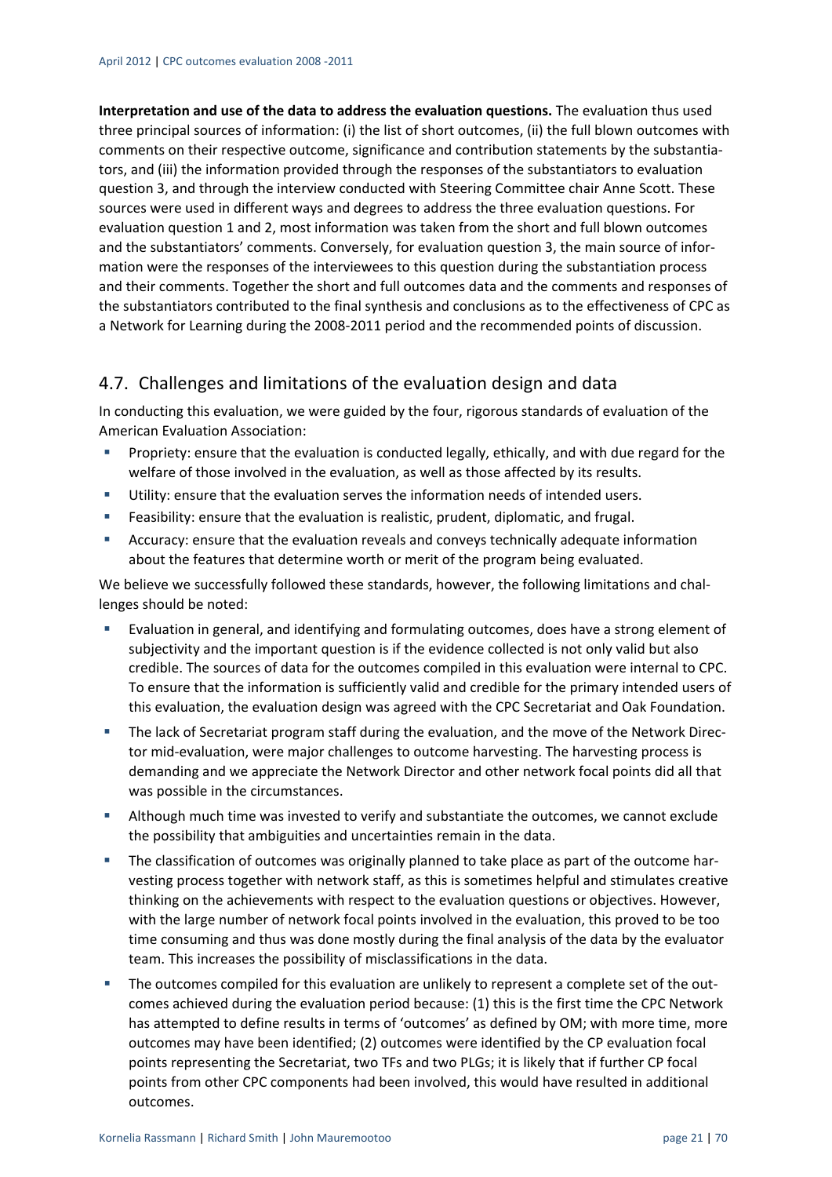**Interpretation and use of the data to address the evaluation questions.** The evaluation thus used three principal sources of information: (i) the list of short outcomes, (ii) the full blown outcomes with comments on their respective outcome, significance and contribution statements by the substantiators, and (iii) the information provided through the responses of the substantiators to evaluation question 3, and through the interview conducted with Steering Committee chair Anne Scott. These sources were used in different ways and degrees to address the three evaluation questions. For evaluation question 1 and 2, most information was taken from the short and full blown outcomes and the substantiators' comments. Conversely, for evaluation question 3, the main source of information were the responses of the interviewees to this question during the substantiation process and their comments. Together the short and full outcomes data and the comments and responses of the substantiators contributed to the final synthesis and conclusions as to the effectiveness of CPC as a Network for Learning during the 2008-2011 period and the recommended points of discussion.

## 4.7. Challenges and limitations of the evaluation design and data

In conducting this evaluation, we were guided by the four, rigorous standards of evaluation of the American Evaluation Association:

- Propriety: ensure that the evaluation is conducted legally, ethically, and with due regard for the welfare of those involved in the evaluation, as well as those affected by its results.
- Utility: ensure that the evaluation serves the information needs of intended users.
- Feasibility: ensure that the evaluation is realistic, prudent, diplomatic, and frugal.
- Accuracy: ensure that the evaluation reveals and conveys technically adequate information about the features that determine worth or merit of the program being evaluated.

We believe we successfully followed these standards, however, the following limitations and challenges should be noted:

- Evaluation in general, and identifying and formulating outcomes, does have a strong element of subjectivity and the important question is if the evidence collected is not only valid but also credible. The sources of data for the outcomes compiled in this evaluation were internal to CPC. To ensure that the information is sufficiently valid and credible for the primary intended users of this evaluation, the evaluation design was agreed with the CPC Secretariat and Oak Foundation.
- The lack of Secretariat program staff during the evaluation, and the move of the Network Director mid-evaluation, were major challenges to outcome harvesting. The harvesting process is demanding and we appreciate the Network Director and other network focal points did all that was possible in the circumstances.
- Although much time was invested to verify and substantiate the outcomes, we cannot exclude the possibility that ambiguities and uncertainties remain in the data.
- The classification of outcomes was originally planned to take place as part of the outcome harvesting process together with network staff, as this is sometimes helpful and stimulates creative thinking on the achievements with respect to the evaluation questions or objectives. However, with the large number of network focal points involved in the evaluation, this proved to be too time consuming and thus was done mostly during the final analysis of the data by the evaluator team. This increases the possibility of misclassifications in the data.
- The outcomes compiled for this evaluation are unlikely to represent a complete set of the outcomes achieved during the evaluation period because: (1) this is the first time the CPC Network has attempted to define results in terms of 'outcomes' as defined by OM; with more time, more outcomes may have been identified; (2) outcomes were identified by the CP evaluation focal points representing the Secretariat, two TFs and two PLGs; it is likely that if further CP focal points from other CPC components had been involved, this would have resulted in additional outcomes.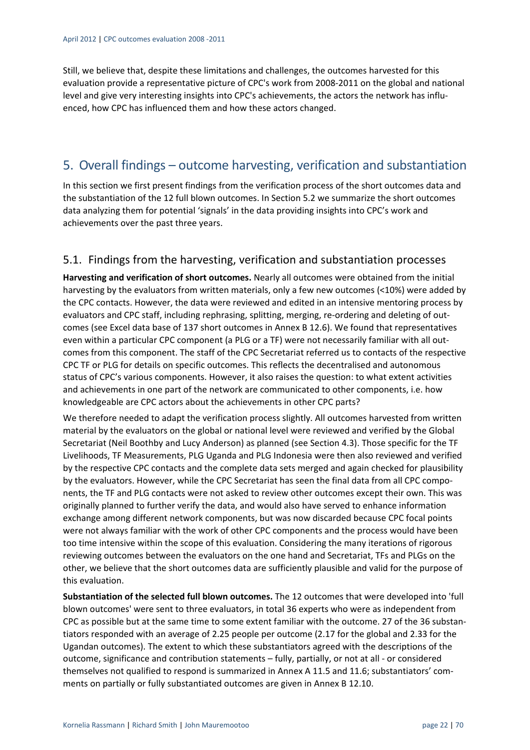Still, we believe that, despite these limitations and challenges, the outcomes harvested for this evaluation provide a representative picture of CPC's work from 2008-2011 on the global and national level and give very interesting insights into CPC's achievements, the actors the network has influenced, how CPC has influenced them and how these actors changed.

# 5. Overall findings – outcome harvesting, verification and substantiation

In this section we first present findings from the verification process of the short outcomes data and the substantiation of the 12 full blown outcomes. In Section 5.2 we summarize the short outcomes data analyzing them for potential 'signals' in the data providing insights into CPC's work and achievements over the past three years.

## 5.1. Findings from the harvesting, verification and substantiation processes

**Harvesting and verification of short outcomes.** Nearly all outcomes were obtained from the initial harvesting by the evaluators from written materials, only a few new outcomes (<10%) were added by the CPC contacts. However, the data were reviewed and edited in an intensive mentoring process by evaluators and CPC staff, including rephrasing, splitting, merging, re-ordering and deleting of outcomes (see Excel data base of 137 short outcomes in Annex B 12.6). We found that representatives even within a particular CPC component (a PLG or a TF) were not necessarily familiar with all outcomes from this component. The staff of the CPC Secretariat referred us to contacts of the respective CPC TF or PLG for details on specific outcomes. This reflects the decentralised and autonomous status of CPC's various components. However, it also raises the question: to what extent activities and achievements in one part of the network are communicated to other components, i.e. how knowledgeable are CPC actors about the achievements in other CPC parts?

We therefore needed to adapt the verification process slightly. All outcomes harvested from written material by the evaluators on the global or national level were reviewed and verified by the Global Secretariat (Neil Boothby and Lucy Anderson) as planned (see Section 4.3). Those specific for the TF Livelihoods, TF Measurements, PLG Uganda and PLG Indonesia were then also reviewed and verified by the respective CPC contacts and the complete data sets merged and again checked for plausibility by the evaluators. However, while the CPC Secretariat has seen the final data from all CPC components, the TF and PLG contacts were not asked to review other outcomes except their own. This was originally planned to further verify the data, and would also have served to enhance information exchange among different network components, but was now discarded because CPC focal points were not always familiar with the work of other CPC components and the process would have been too time intensive within the scope of this evaluation. Considering the many iterations of rigorous reviewing outcomes between the evaluators on the one hand and Secretariat, TFs and PLGs on the other, we believe that the short outcomes data are sufficiently plausible and valid for the purpose of this evaluation.

**Substantiation of the selected full blown outcomes.** The 12 outcomes that were developed into 'full blown outcomes' were sent to three evaluators, in total 36 experts who were as independent from CPC as possible but at the same time to some extent familiar with the outcome. 27 of the 36 substantiators responded with an average of 2.25 people per outcome (2.17 for the global and 2.33 for the Ugandan outcomes). The extent to which these substantiators agreed with the descriptions of the outcome, significance and contribution statements – fully, partially, or not at all - or considered themselves not qualified to respond is summarized in Annex A 11.5 and 11.6; substantiators' comments on partially or fully substantiated outcomes are given in Annex B 12.10.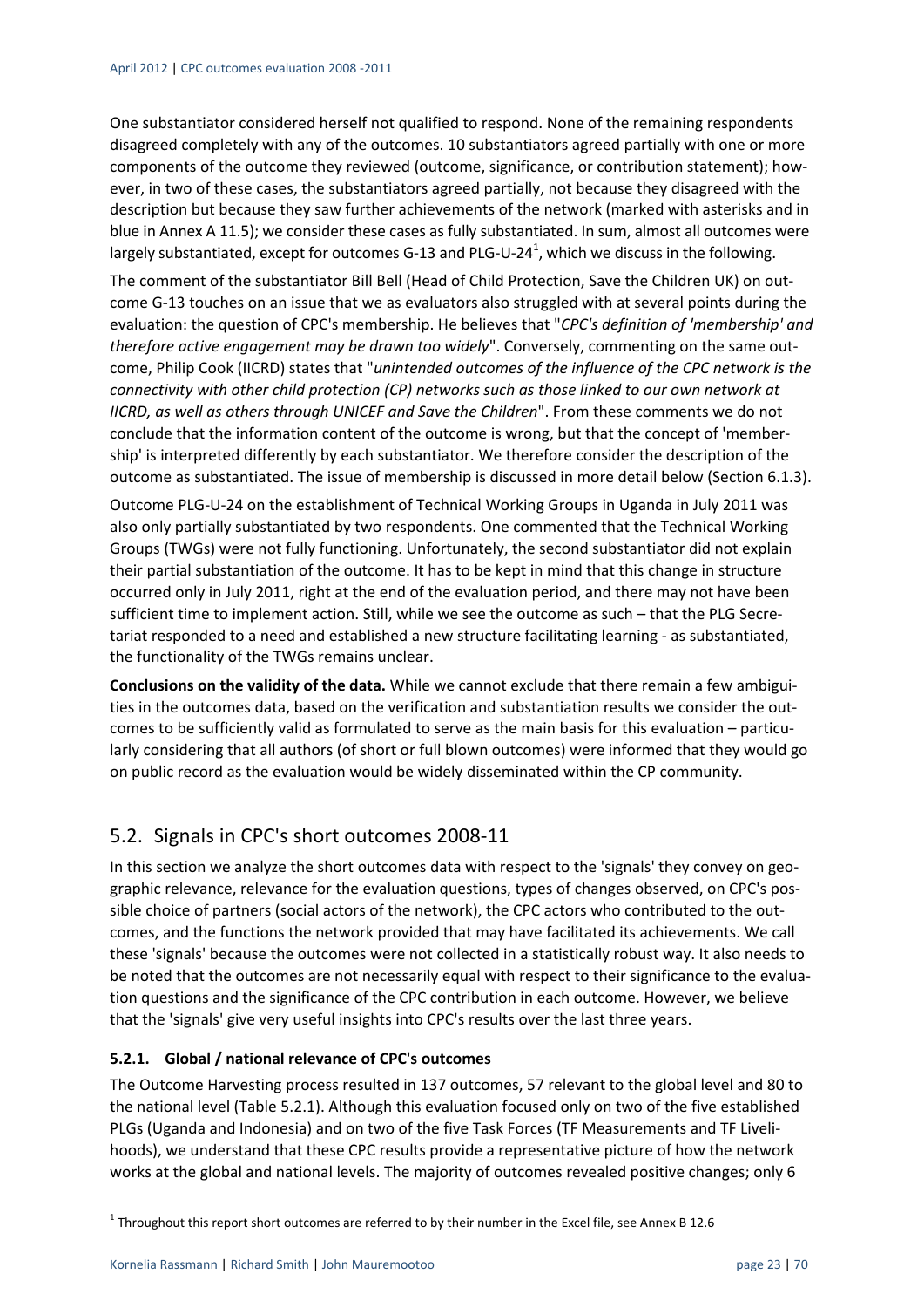One substantiator considered herself not qualified to respond. None of the remaining respondents disagreed completely with any of the outcomes. 10 substantiators agreed partially with one or more components of the outcome they reviewed (outcome, significance, or contribution statement); however, in two of these cases, the substantiators agreed partially, not because they disagreed with the description but because they saw further achievements of the network (marked with asterisks and in blue in Annex A 11.5); we consider these cases as fully substantiated. In sum, almost all outcomes were largely substantiated, except for outcomes G-13 and PLG-U-24[1], which we discuss in the following.

The comment of the substantiator Bill Bell (Head of Child Protection, Save the Children UK) on outcome G-13 touches on an issue that we as evaluators also struggled with at several points during the evaluation: the question of CPC's membership. He believes that "*CPC's definition of 'membership' and therefore active engagement may be drawn too widely*". Conversely, commenting on the same outcome, Philip Cook (IICRD) states that "*unintended outcomes of the influence of the CPC network is the connectivity with other child protection (CP) networks such as those linked to our own network at IICRD, as well as others through UNICEF and Save the Children*". From these comments we do not conclude that the information content of the outcome is wrong, but that the concept of 'membership' is interpreted differently by each substantiator. We therefore consider the description of the outcome as substantiated. The issue of membership is discussed in more detail below (Section 6.1.3).

Outcome PLG-U-24 on the establishment of Technical Working Groups in Uganda in July 2011 was also only partially substantiated by two respondents. One commented that the Technical Working Groups (TWGs) were not fully functioning. Unfortunately, the second substantiator did not explain their partial substantiation of the outcome. It has to be kept in mind that this change in structure occurred only in July 2011, right at the end of the evaluation period, and there may not have been sufficient time to implement action. Still, while we see the outcome as such – that the PLG Secretariat responded to a need and established a new structure facilitating learning - as substantiated, the functionality of the TWGs remains unclear.

**Conclusions on the validity of the data.** While we cannot exclude that there remain a few ambiguities in the outcomes data, based on the verification and substantiation results we consider the outcomes to be sufficiently valid as formulated to serve as the main basis for this evaluation – particularly considering that all authors (of short or full blown outcomes) were informed that they would go on public record as the evaluation would be widely disseminated within the CP community.

## 5.2. Signals in CPC's short outcomes 2008-11

In this section we analyze the short outcomes data with respect to the 'signals' they convey on geographic relevance, relevance for the evaluation questions, types of changes observed, on CPC's possible choice of partners (social actors of the network), the CPC actors who contributed to the outcomes, and the functions the network provided that may have facilitated its achievements. We call these 'signals' because the outcomes were not collected in a statistically robust way. It also needs to be noted that the outcomes are not necessarily equal with respect to their significance to the evaluation questions and the significance of the CPC contribution in each outcome. However, we believe that the 'signals' give very useful insights into CPC's results over the last three years.

### 5.2.1. Global / national relevance of CPC's outcomes

The Outcome Harvesting process resulted in 137 outcomes, 57 relevant to the global level and 80 to the national level (Table 5.2.1). Although this evaluation focused only on two of the five established PLGs (Uganda and Indonesia) and on two of the five Task Forces (TF Measurements and TF Livelihoods), we understand that these CPC results provide a representative picture of how the network works at the global and national levels. The majority of outcomes revealed positive changes; only 6

[1] Throughout this report short outcomes are referred to by their number in the Excel file, see Annex B 12.6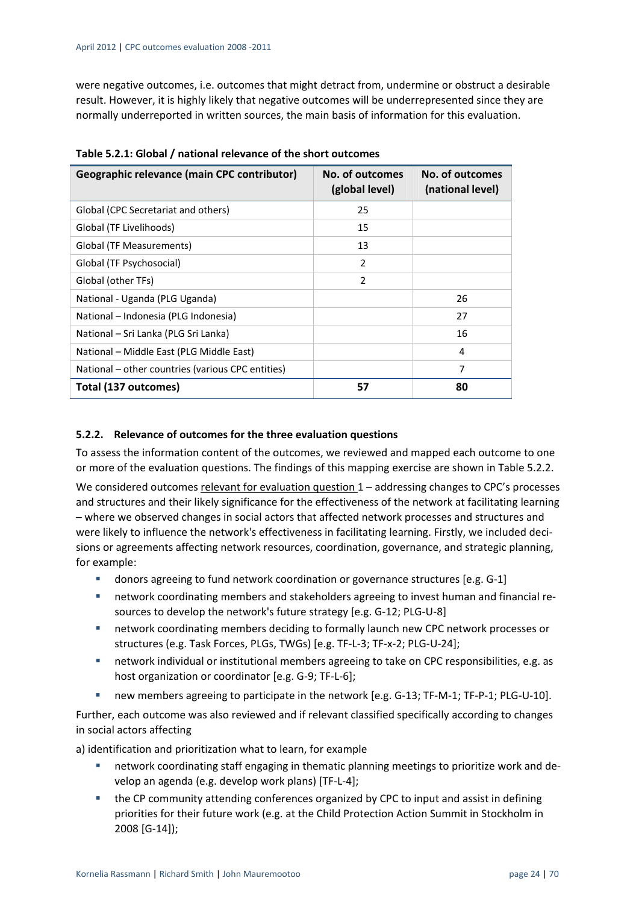were negative outcomes, i.e. outcomes that might detract from, undermine or obstruct a desirable result. However, it is highly likely that negative outcomes will be underrepresented since they are normally underreported in written sources, the main basis of information for this evaluation.

**Table 5.2.1: Global / national relevance of the short outcomes**

| Geographic relevance (main CPC contributor) | No. of outcomes (global level) | No. of outcomes (national level) |
|---|---|---|
| Global (CPC Secretariat and others) | 25 | |
| Global (TF Livelihoods) | 15 | |
| Global (TF Measurements) | 13 | |
| Global (TF Psychosocial) | 2 | |
| Global (other TFs) | 2 | |
| National - Uganda (PLG Uganda) | | 26 |
| National – Indonesia (PLG Indonesia) | | 27 |
| National – Sri Lanka (PLG Sri Lanka) | | 16 |
| National – Middle East (PLG Middle East) | | 4 |
| National – other countries (various CPC entities) | | 7 |
| **Total (137 outcomes)** | **57** | **80** |

#### 5.2.2. Relevance of outcomes for the three evaluation questions

To assess the information content of the outcomes, we reviewed and mapped each outcome to one or more of the evaluation questions. The findings of this mapping exercise are shown in Table 5.2.2.

We considered outcomes relevant for evaluation question 1 – addressing changes to CPC's processes and structures and their likely significance for the effectiveness of the network at facilitating learning – where we observed changes in social actors that affected network processes and structures and were likely to influence the network's effectiveness in facilitating learning. Firstly, we included decisions or agreements affecting network resources, coordination, governance, and strategic planning, for example:

- donors agreeing to fund network coordination or governance structures [e.g. G-1]
- network coordinating members and stakeholders agreeing to invest human and financial resources to develop the network's future strategy [e.g. G-12; PLG-U-8]
- network coordinating members deciding to formally launch new CPC network processes or structures (e.g. Task Forces, PLGs, TWGs) [e.g. TF-L-3; TF-x-2; PLG-U-24];
- network individual or institutional members agreeing to take on CPC responsibilities, e.g. as host organization or coordinator [e.g. G-9; TF-L-6];
- new members agreeing to participate in the network [e.g. G-13; TF-M-1; TF-P-1; PLG-U-10].

Further, each outcome was also reviewed and if relevant classified specifically according to changes in social actors affecting

a) identification and prioritization what to learn, for example

- network coordinating staff engaging in thematic planning meetings to prioritize work and develop an agenda (e.g. develop work plans) [TF-L-4];
- the CP community attending conferences organized by CPC to input and assist in defining priorities for their future work (e.g. at the Child Protection Action Summit in Stockholm in 2008 [G-14]);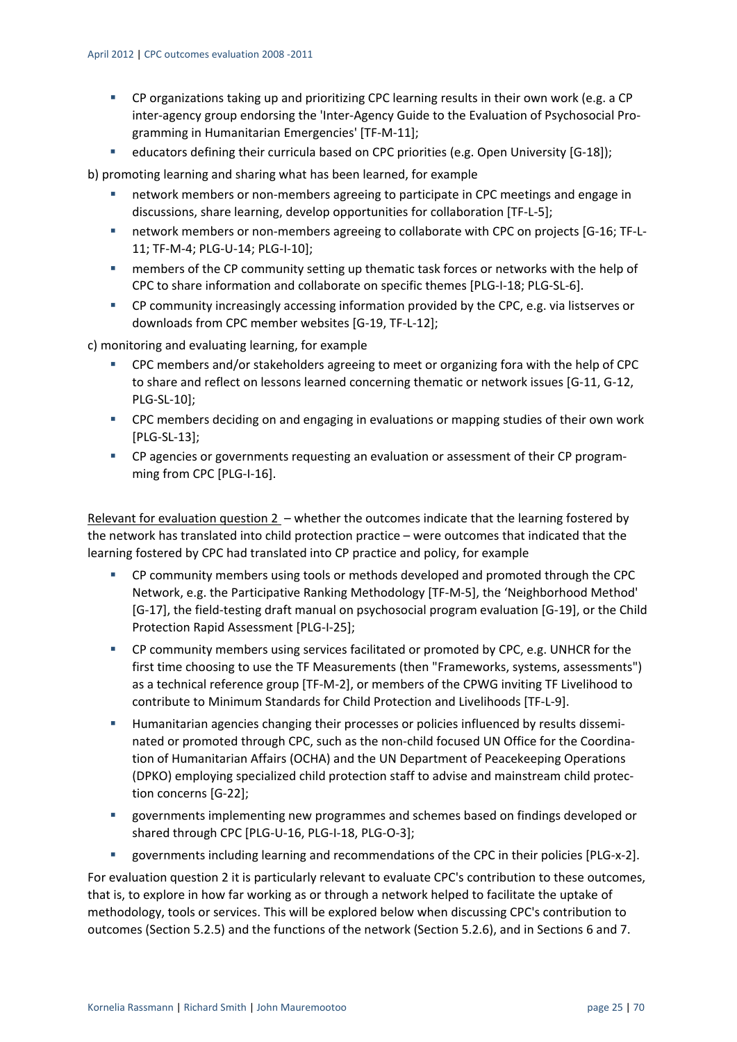- CP organizations taking up and prioritizing CPC learning results in their own work (e.g. a CP inter-agency group endorsing the 'Inter-Agency Guide to the Evaluation of Psychosocial Programming in Humanitarian Emergencies' [TF-M-11];
- educators defining their curricula based on CPC priorities (e.g. Open University [G-18]);

b) promoting learning and sharing what has been learned, for example

- network members or non-members agreeing to participate in CPC meetings and engage in discussions, share learning, develop opportunities for collaboration [TF-L-5];
- network members or non-members agreeing to collaborate with CPC on projects [G-16; TF-L-11; TF-M-4; PLG-U-14; PLG-I-10];
- members of the CP community setting up thematic task forces or networks with the help of CPC to share information and collaborate on specific themes [PLG-I-18; PLG-SL-6].
- CP community increasingly accessing information provided by the CPC, e.g. via listserves or downloads from CPC member websites [G-19, TF-L-12];

c) monitoring and evaluating learning, for example

- CPC members and/or stakeholders agreeing to meet or organizing fora with the help of CPC to share and reflect on lessons learned concerning thematic or network issues [G-11, G-12, PLG-SL-10];
- CPC members deciding on and engaging in evaluations or mapping studies of their own work [PLG-SL-13];
- CP agencies or governments requesting an evaluation or assessment of their CP programming from CPC [PLG-I-16].

Relevant for evaluation question 2 – whether the outcomes indicate that the learning fostered by the network has translated into child protection practice – were outcomes that indicated that the learning fostered by CPC had translated into CP practice and policy, for example

- CP community members using tools or methods developed and promoted through the CPC Network, e.g. the Participative Ranking Methodology [TF-M-5], the 'Neighborhood Method' [G-17], the field-testing draft manual on psychosocial program evaluation [G-19], or the Child Protection Rapid Assessment [PLG-I-25];
- CP community members using services facilitated or promoted by CPC, e.g. UNHCR for the first time choosing to use the TF Measurements (then "Frameworks, systems, assessments") as a technical reference group [TF-M-2], or members of the CPWG inviting TF Livelihood to contribute to Minimum Standards for Child Protection and Livelihoods [TF-L-9].
- Humanitarian agencies changing their processes or policies influenced by results disseminated or promoted through CPC, such as the non-child focused UN Office for the Coordination of Humanitarian Affairs (OCHA) and the UN Department of Peacekeeping Operations (DPKO) employing specialized child protection staff to advise and mainstream child protection concerns [G-22];
- governments implementing new programmes and schemes based on findings developed or shared through CPC [PLG-U-16, PLG-I-18, PLG-O-3];
- governments including learning and recommendations of the CPC in their policies [PLG-x-2].

For evaluation question 2 it is particularly relevant to evaluate CPC's contribution to these outcomes, that is, to explore in how far working as or through a network helped to facilitate the uptake of methodology, tools or services. This will be explored below when discussing CPC's contribution to outcomes (Section 5.2.5) and the functions of the network (Section 5.2.6), and in Sections 6 and 7.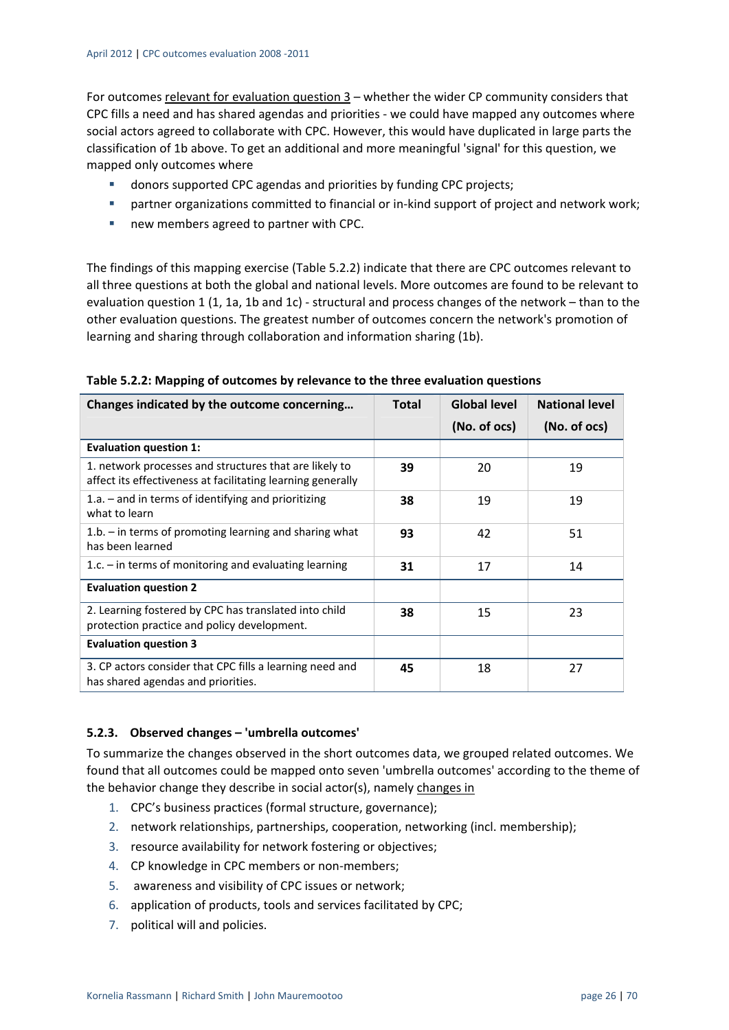For outcomes relevant for evaluation question 3 – whether the wider CP community considers that CPC fills a need and has shared agendas and priorities - we could have mapped any outcomes where social actors agreed to collaborate with CPC. However, this would have duplicated in large parts the classification of 1b above. To get an additional and more meaningful 'signal' for this question, we mapped only outcomes where

- donors supported CPC agendas and priorities by funding CPC projects;
- partner organizations committed to financial or in-kind support of project and network work;
- new members agreed to partner with CPC.

The findings of this mapping exercise (Table 5.2.2) indicate that there are CPC outcomes relevant to all three questions at both the global and national levels. More outcomes are found to be relevant to evaluation question 1 (1, 1a, 1b and 1c) - structural and process changes of the network – than to the other evaluation questions. The greatest number of outcomes concern the network's promotion of learning and sharing through collaboration and information sharing (1b).

**Table 5.2.2: Mapping of outcomes by relevance to the three evaluation questions**

| Changes indicated by the outcome concerning… | Total | Global level (No. of ocs) | National level (No. of ocs) |
|---|---|---|---|
| **Evaluation question 1:** | | | |
| 1. network processes and structures that are likely to affect its effectiveness at facilitating learning generally | **39** | 20 | 19 |
| 1.a. – and in terms of identifying and prioritizing what to learn | **38** | 19 | 19 |
| 1.b. – in terms of promoting learning and sharing what has been learned | **93** | 42 | 51 |
| 1.c. – in terms of monitoring and evaluating learning | **31** | 17 | 14 |
| **Evaluation question 2** | | | |
| 2. Learning fostered by CPC has translated into child protection practice and policy development. | **38** | 15 | 23 |
| **Evaluation question 3** | | | |
| 3. CP actors consider that CPC fills a learning need and has shared agendas and priorities. | **45** | 18 | 27 |

### 5.2.3. Observed changes – 'umbrella outcomes'

To summarize the changes observed in the short outcomes data, we grouped related outcomes. We found that all outcomes could be mapped onto seven 'umbrella outcomes' according to the theme of the behavior change they describe in social actor(s), namely changes in

1. CPC's business practices (formal structure, governance);
2. network relationships, partnerships, cooperation, networking (incl. membership);
3. resource availability for network fostering or objectives;
4. CP knowledge in CPC members or non-members;
5. awareness and visibility of CPC issues or network;
6. application of products, tools and services facilitated by CPC;
7. political will and policies.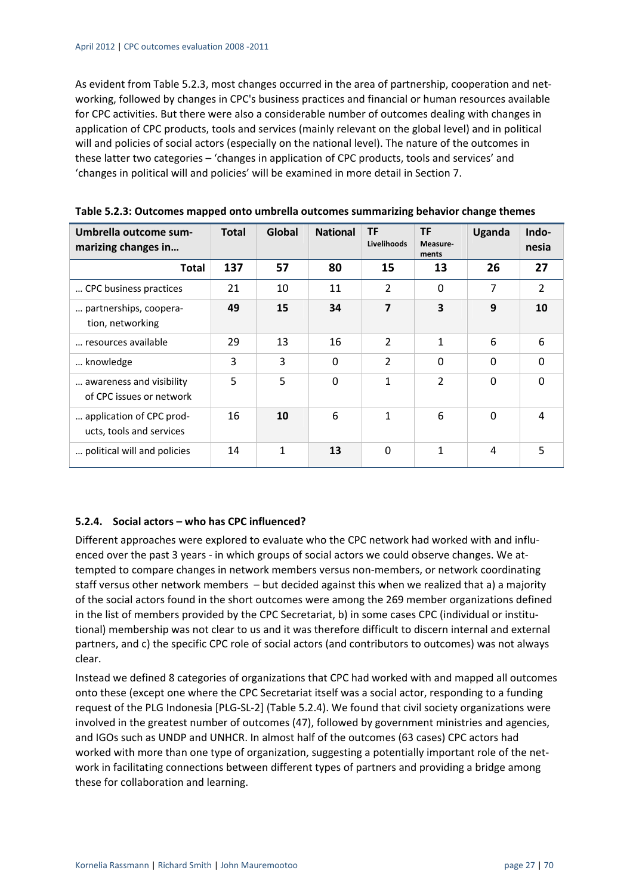As evident from Table 5.2.3, most changes occurred in the area of partnership, cooperation and networking, followed by changes in CPC's business practices and financial or human resources available for CPC activities. But there were also a considerable number of outcomes dealing with changes in application of CPC products, tools and services (mainly relevant on the global level) and in political will and policies of social actors (especially on the national level). The nature of the outcomes in these latter two categories – 'changes in application of CPC products, tools and services' and 'changes in political will and policies' will be examined in more detail in Section 7.

**Table 5.2.3: Outcomes mapped onto umbrella outcomes summarizing behavior change themes**

| Umbrella outcome summarizing changes in… | Total | Global | National | TF Livelihoods | TF Measurements | Uganda | Indonesia |
|---|---|---|---|---|---|---|---|
| **Total** | **137** | **57** | **80** | **15** | **13** | **26** | **27** |
| … CPC business practices | 21 | 10 | 11 | 2 | 0 | 7 | 2 |
| … partnerships, cooperation, networking | **49** | **15** | **34** | **7** | **3** | **9** | **10** |
| … resources available | 29 | 13 | 16 | 2 | 1 | 6 | 6 |
| … knowledge | 3 | 3 | 0 | 2 | 0 | 0 | 0 |
| … awareness and visibility of CPC issues or network | 5 | 5 | 0 | 1 | 2 | 0 | 0 |
| … application of CPC products, tools and services | 16 | **10** | 6 | 1 | 6 | 0 | 4 |
| … political will and policies | 14 | 1 | **13** | 0 | 1 | 4 | 5 |

#### 5.2.4. Social actors – who has CPC influenced?

Different approaches were explored to evaluate who the CPC network had worked with and influenced over the past 3 years - in which groups of social actors we could observe changes. We attempted to compare changes in network members versus non-members, or network coordinating staff versus other network members – but decided against this when we realized that a) a majority of the social actors found in the short outcomes were among the 269 member organizations defined in the list of members provided by the CPC Secretariat, b) in some cases CPC (individual or institutional) membership was not clear to us and it was therefore difficult to discern internal and external partners, and c) the specific CPC role of social actors (and contributors to outcomes) was not always clear.

Instead we defined 8 categories of organizations that CPC had worked with and mapped all outcomes onto these (except one where the CPC Secretariat itself was a social actor, responding to a funding request of the PLG Indonesia [PLG-SL-2] (Table 5.2.4). We found that civil society organizations were involved in the greatest number of outcomes (47), followed by government ministries and agencies, and IGOs such as UNDP and UNHCR. In almost half of the outcomes (63 cases) CPC actors had worked with more than one type of organization, suggesting a potentially important role of the network in facilitating connections between different types of partners and providing a bridge among these for collaboration and learning.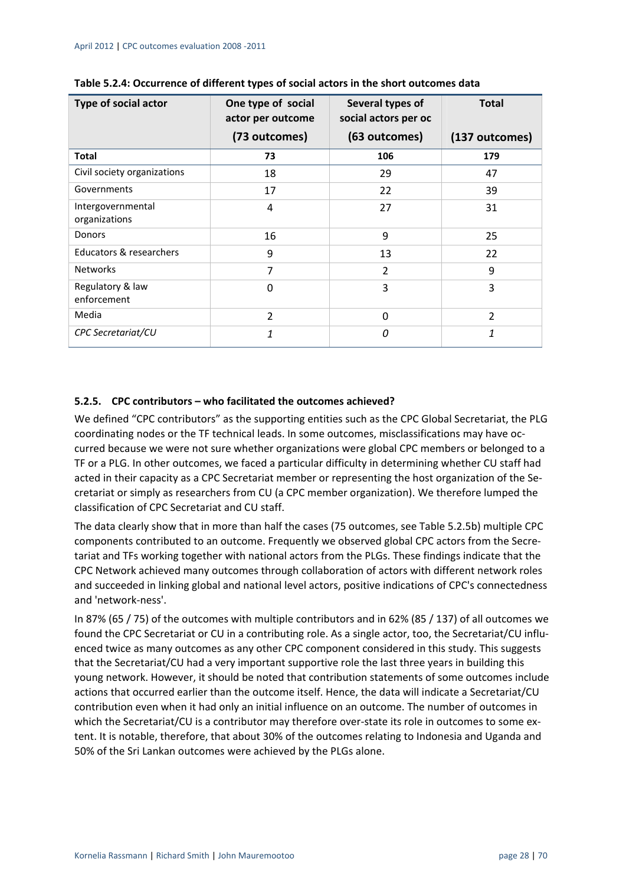**Table 5.2.4: Occurrence of different types of social actors in the short outcomes data**

| Type of social actor | One type of social actor per outcome (73 outcomes) | Several types of social actors per oc (63 outcomes) | Total (137 outcomes) |
|---|---|---|---|
| **Total** | **73** | **106** | **179** |
| Civil society organizations | 18 | 29 | 47 |
| Governments | 17 | 22 | 39 |
| Intergovernmental organizations | 4 | 27 | 31 |
| Donors | 16 | 9 | 25 |
| Educators & researchers | 9 | 13 | 22 |
| Networks | 7 | 2 | 9 |
| Regulatory & law enforcement | 0 | 3 | 3 |
| Media | 2 | 0 | 2 |
| *CPC Secretariat/CU* | *1* | *0* | *1* |

### 5.2.5. CPC contributors – who facilitated the outcomes achieved?

We defined "CPC contributors" as the supporting entities such as the CPC Global Secretariat, the PLG coordinating nodes or the TF technical leads. In some outcomes, misclassifications may have occurred because we were not sure whether organizations were global CPC members or belonged to a TF or a PLG. In other outcomes, we faced a particular difficulty in determining whether CU staff had acted in their capacity as a CPC Secretariat member or representing the host organization of the Secretariat or simply as researchers from CU (a CPC member organization). We therefore lumped the classification of CPC Secretariat and CU staff.

The data clearly show that in more than half the cases (75 outcomes, see Table 5.2.5b) multiple CPC components contributed to an outcome. Frequently we observed global CPC actors from the Secretariat and TFs working together with national actors from the PLGs. These findings indicate that the CPC Network achieved many outcomes through collaboration of actors with different network roles and succeeded in linking global and national level actors, positive indications of CPC's connectedness and 'network-ness'.

In 87% (65 / 75) of the outcomes with multiple contributors and in 62% (85 / 137) of all outcomes we found the CPC Secretariat or CU in a contributing role. As a single actor, too, the Secretariat/CU influenced twice as many outcomes as any other CPC component considered in this study. This suggests that the Secretariat/CU had a very important supportive role the last three years in building this young network. However, it should be noted that contribution statements of some outcomes include actions that occurred earlier than the outcome itself. Hence, the data will indicate a Secretariat/CU contribution even when it had only an initial influence on an outcome. The number of outcomes in which the Secretariat/CU is a contributor may therefore over-state its role in outcomes to some extent. It is notable, therefore, that about 30% of the outcomes relating to Indonesia and Uganda and 50% of the Sri Lankan outcomes were achieved by the PLGs alone.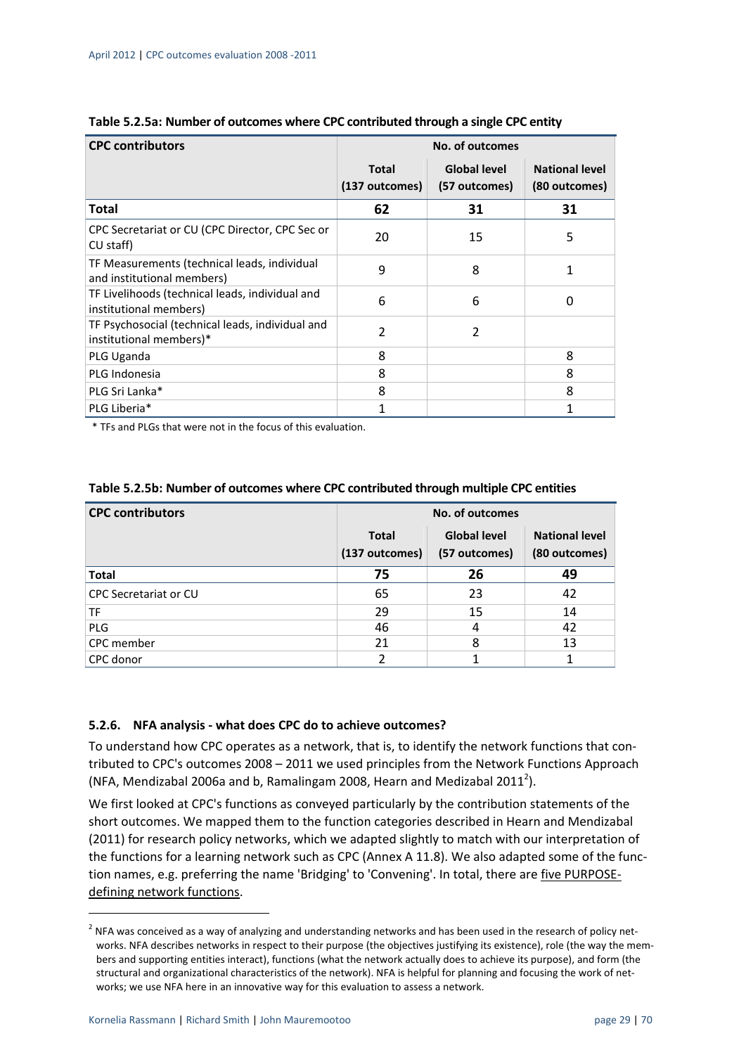**Table 5.2.5a: Number of outcomes where CPC contributed through a single CPC entity**

| CPC contributors | No. of outcomes | | |
|---|---|---|---|
| | Total (137 outcomes) | Global level (57 outcomes) | National level (80 outcomes) |
| **Total** | **62** | **31** | **31** |
| CPC Secretariat or CU (CPC Director, CPC Sec or CU staff) | 20 | 15 | 5 |
| TF Measurements (technical leads, individual and institutional members) | 9 | 8 | 1 |
| TF Livelihoods (technical leads, individual and institutional members) | 6 | 6 | 0 |
| TF Psychosocial (technical leads, individual and institutional members)* | 2 | 2 | |
| PLG Uganda | 8 | | 8 |
| PLG Indonesia | 8 | | 8 |
| PLG Sri Lanka* | 8 | | 8 |
| PLG Liberia* | 1 | | 1 |

* TFs and PLGs that were not in the focus of this evaluation.

**Table 5.2.5b: Number of outcomes where CPC contributed through multiple CPC entities**

| CPC contributors | No. of outcomes | | |
|---|---|---|---|
| | Total (137 outcomes) | Global level (57 outcomes) | National level (80 outcomes) |
| **Total** | **75** | **26** | **49** |
| CPC Secretariat or CU | 65 | 23 | 42 |
| TF | 29 | 15 | 14 |
| PLG | 46 | 4 | 42 |
| CPC member | 21 | 8 | 13 |
| CPC donor | 2 | 1 | 1 |

### 5.2.6. NFA analysis - what does CPC do to achieve outcomes?

To understand how CPC operates as a network, that is, to identify the network functions that contributed to CPC's outcomes 2008 – 2011 we used principles from the Network Functions Approach (NFA, Mendizabal 2006a and b, Ramalingam 2008, Hearn and Medizabal 2011[2]).

We first looked at CPC's functions as conveyed particularly by the contribution statements of the short outcomes. We mapped them to the function categories described in Hearn and Mendizabal (2011) for research policy networks, which we adapted slightly to match with our interpretation of the functions for a learning network such as CPC (Annex A 11.8). We also adapted some of the function names, e.g. preferring the name 'Bridging' to 'Convening'. In total, there are <u>five PURPOSE-defining network functions</u>.

[2] NFA was conceived as a way of analyzing and understanding networks and has been used in the research of policy networks. NFA describes networks in respect to their purpose (the objectives justifying its existence), role (the way the members and supporting entities interact), functions (what the network actually does to achieve its purpose), and form (the structural and organizational characteristics of the network). NFA is helpful for planning and focusing the work of networks; we use NFA here in an innovative way for this evaluation to assess a network.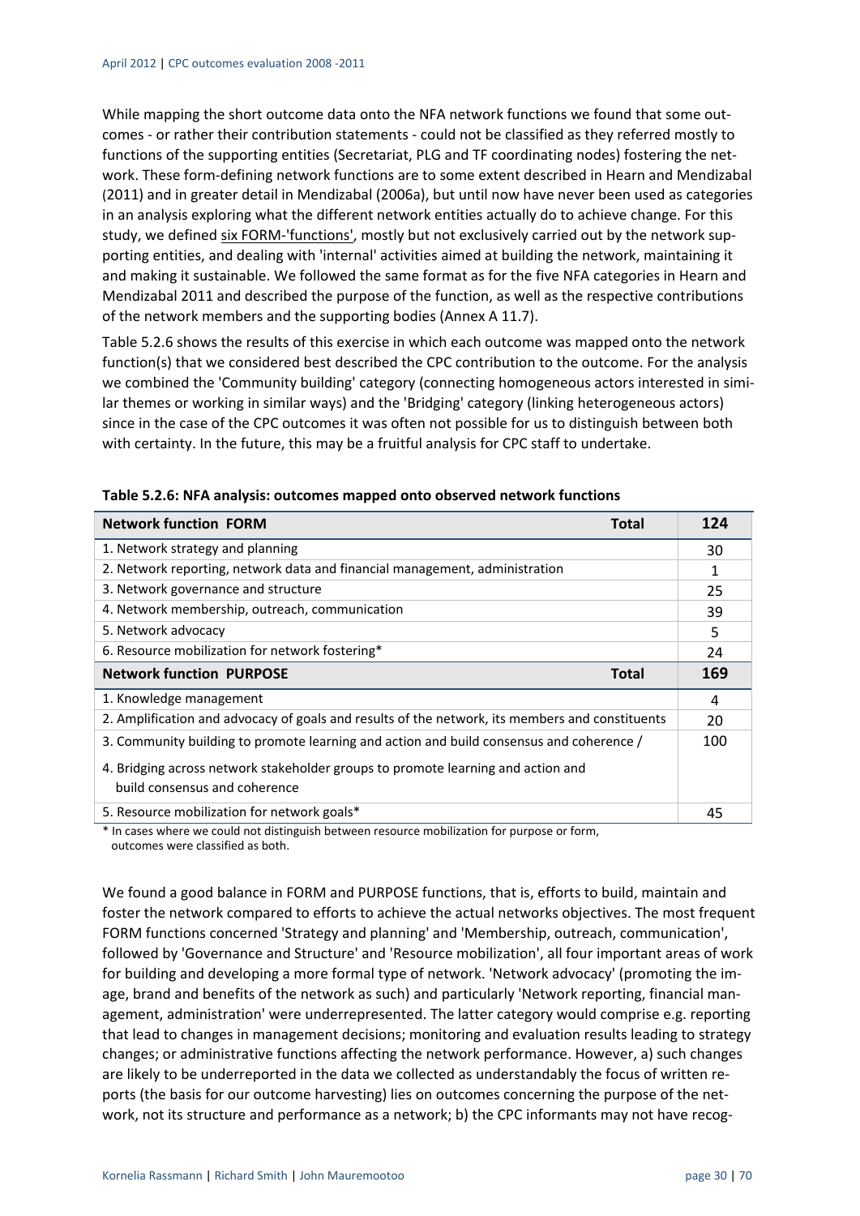While mapping the short outcome data onto the NFA network functions we found that some outcomes - or rather their contribution statements - could not be classified as they referred mostly to functions of the supporting entities (Secretariat, PLG and TF coordinating nodes) fostering the network. These form-defining network functions are to some extent described in Hearn and Mendizabal (2011) and in greater detail in Mendizabal (2006a), but until now have never been used as categories in an analysis exploring what the different network entities actually do to achieve change. For this study, we defined six FORM-'functions', mostly but not exclusively carried out by the network supporting entities, and dealing with 'internal' activities aimed at building the network, maintaining it and making it sustainable. We followed the same format as for the five NFA categories in Hearn and Mendizabal 2011 and described the purpose of the function, as well as the respective contributions of the network members and the supporting bodies (Annex A 11.7).

Table 5.2.6 shows the results of this exercise in which each outcome was mapped onto the network function(s) that we considered best described the CPC contribution to the outcome. For the analysis we combined the 'Community building' category (connecting homogeneous actors interested in similar themes or working in similar ways) and the 'Bridging' category (linking heterogeneous actors) since in the case of the CPC outcomes it was often not possible for us to distinguish between both with certainty. In the future, this may be a fruitful analysis for CPC staff to undertake.

**Table 5.2.6: NFA analysis: outcomes mapped onto observed network functions**

| **Network function FORM** **Total** | **124** |
|---|---|
| 1. Network strategy and planning | 30 |
| 2. Network reporting, network data and financial management, administration | 1 |
| 3. Network governance and structure | 25 |
| 4. Network membership, outreach, communication | 39 |
| 5. Network advocacy | 5 |
| 6. Resource mobilization for network fostering* | 24 |
| **Network function PURPOSE** **Total** | **169** |
| 1. Knowledge management | 4 |
| 2. Amplification and advocacy of goals and results of the network, its members and constituents | 20 |
| 3. Community building to promote learning and action and build consensus and coherence / 4. Bridging across network stakeholder groups to promote learning and action and build consensus and coherence | 100 |
| 5. Resource mobilization for network goals* | 45 |

\* In cases where we could not distinguish between resource mobilization for purpose or form, outcomes were classified as both.

We found a good balance in FORM and PURPOSE functions, that is, efforts to build, maintain and foster the network compared to efforts to achieve the actual networks objectives. The most frequent FORM functions concerned 'Strategy and planning' and 'Membership, outreach, communication', followed by 'Governance and Structure' and 'Resource mobilization', all four important areas of work for building and developing a more formal type of network. 'Network advocacy' (promoting the image, brand and benefits of the network as such) and particularly 'Network reporting, financial management, administration' were underrepresented. The latter category would comprise e.g. reporting that lead to changes in management decisions; monitoring and evaluation results leading to strategy changes; or administrative functions affecting the network performance. However, a) such changes are likely to be underreported in the data we collected as understandably the focus of written reports (the basis for our outcome harvesting) lies on outcomes concerning the purpose of the network, not its structure and performance as a network; b) the CPC informants may not have recog-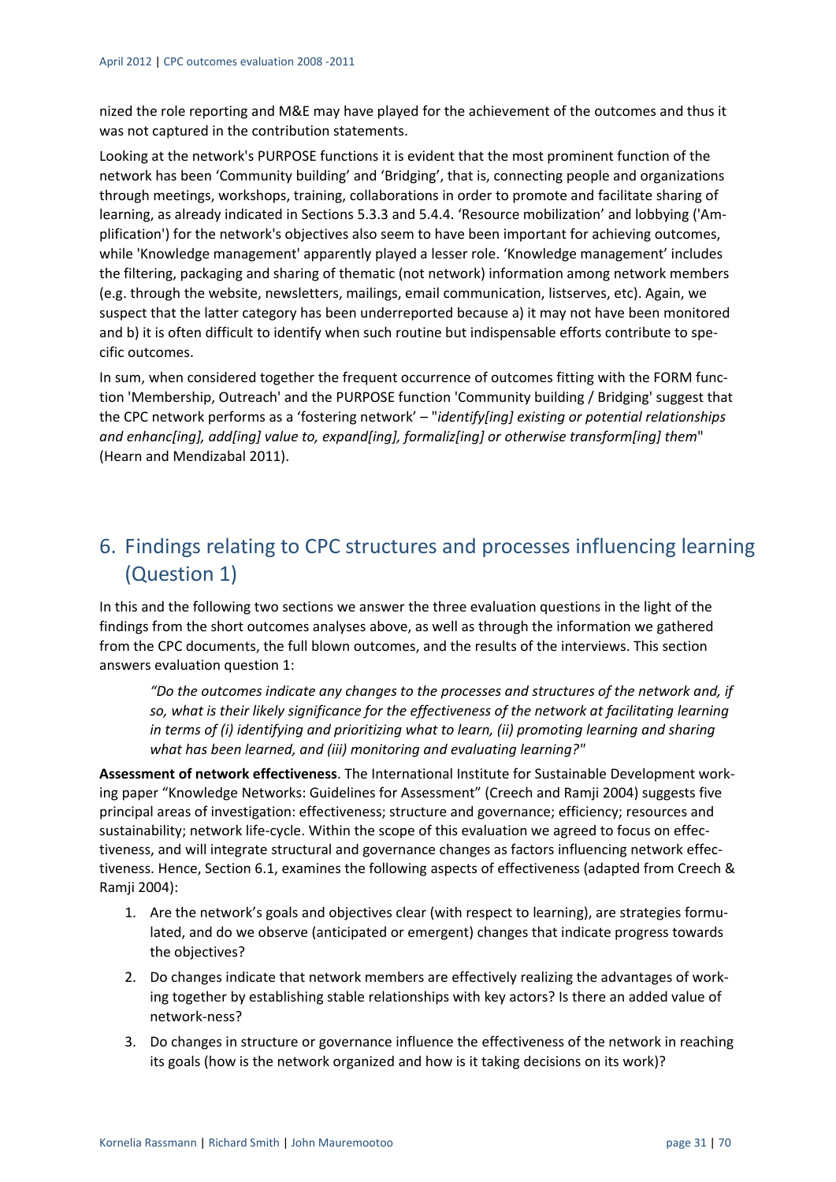nized the role reporting and M&E may have played for the achievement of the outcomes and thus it was not captured in the contribution statements.

Looking at the network's PURPOSE functions it is evident that the most prominent function of the network has been 'Community building' and 'Bridging', that is, connecting people and organizations through meetings, workshops, training, collaborations in order to promote and facilitate sharing of learning, as already indicated in Sections 5.3.3 and 5.4.4. 'Resource mobilization' and lobbying ('Amplification') for the network's objectives also seem to have been important for achieving outcomes, while 'Knowledge management' apparently played a lesser role. 'Knowledge management' includes the filtering, packaging and sharing of thematic (not network) information among network members (e.g. through the website, newsletters, mailings, email communication, listserves, etc). Again, we suspect that the latter category has been underreported because a) it may not have been monitored and b) it is often difficult to identify when such routine but indispensable efforts contribute to specific outcomes.

In sum, when considered together the frequent occurrence of outcomes fitting with the FORM function 'Membership, Outreach' and the PURPOSE function 'Community building / Bridging' suggest that the CPC network performs as a 'fostering network' – "*identify[ing] existing or potential relationships and enhanc[ing], add[ing] value to, expand[ing], formaliz[ing] or otherwise transform[ing] them*" (Hearn and Mendizabal 2011).

# 6. Findings relating to CPC structures and processes influencing learning (Question 1)

In this and the following two sections we answer the three evaluation questions in the light of the findings from the short outcomes analyses above, as well as through the information we gathered from the CPC documents, the full blown outcomes, and the results of the interviews. This section answers evaluation question 1:

> *"Do the outcomes indicate any changes to the processes and structures of the network and, if so, what is their likely significance for the effectiveness of the network at facilitating learning in terms of (i) identifying and prioritizing what to learn, (ii) promoting learning and sharing what has been learned, and (iii) monitoring and evaluating learning?"*

**Assessment of network effectiveness**. The International Institute for Sustainable Development working paper "Knowledge Networks: Guidelines for Assessment" (Creech and Ramji 2004) suggests five principal areas of investigation: effectiveness; structure and governance; efficiency; resources and sustainability; network life-cycle. Within the scope of this evaluation we agreed to focus on effectiveness, and will integrate structural and governance changes as factors influencing network effectiveness. Hence, Section 6.1, examines the following aspects of effectiveness (adapted from Creech & Ramji 2004):

1. Are the network's goals and objectives clear (with respect to learning), are strategies formulated, and do we observe (anticipated or emergent) changes that indicate progress towards the objectives?
2. Do changes indicate that network members are effectively realizing the advantages of working together by establishing stable relationships with key actors? Is there an added value of network-ness?
3. Do changes in structure or governance influence the effectiveness of the network in reaching its goals (how is the network organized and how is it taking decisions on its work)?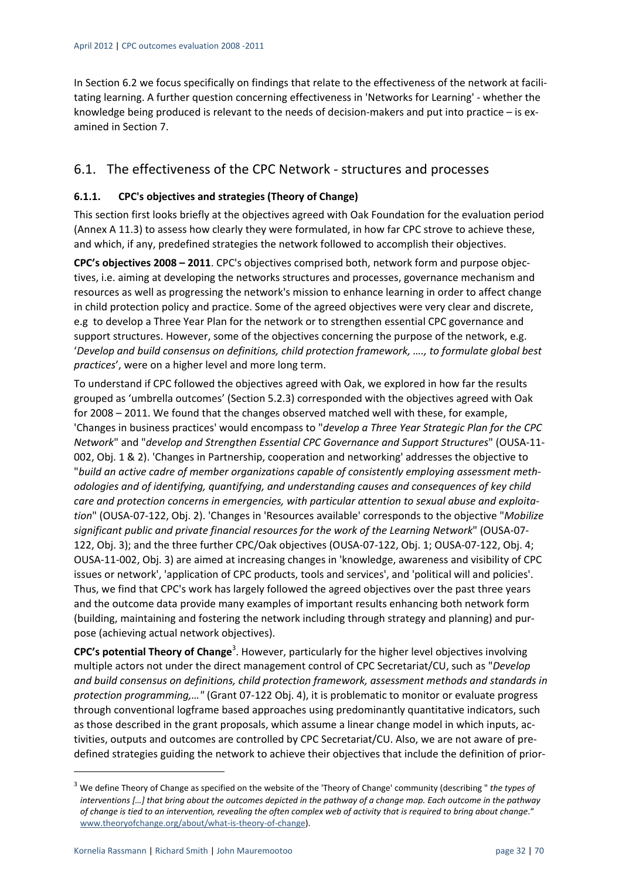In Section 6.2 we focus specifically on findings that relate to the effectiveness of the network at facilitating learning. A further question concerning effectiveness in 'Networks for Learning' - whether the knowledge being produced is relevant to the needs of decision-makers and put into practice – is examined in Section 7.

## 6.1. The effectiveness of the CPC Network - structures and processes

### 6.1.1. CPC's objectives and strategies (Theory of Change)

This section first looks briefly at the objectives agreed with Oak Foundation for the evaluation period (Annex A 11.3) to assess how clearly they were formulated, in how far CPC strove to achieve these, and which, if any, predefined strategies the network followed to accomplish their objectives.

**CPC's objectives 2008 – 2011**. CPC's objectives comprised both, network form and purpose objectives, i.e. aiming at developing the networks structures and processes, governance mechanism and resources as well as progressing the network's mission to enhance learning in order to affect change in child protection policy and practice. Some of the agreed objectives were very clear and discrete, e.g to develop a Three Year Plan for the network or to strengthen essential CPC governance and support structures. However, some of the objectives concerning the purpose of the network, e.g. '*Develop and build consensus on definitions, child protection framework, …., to formulate global best practices*', were on a higher level and more long term.

To understand if CPC followed the objectives agreed with Oak, we explored in how far the results grouped as 'umbrella outcomes' (Section 5.2.3) corresponded with the objectives agreed with Oak for 2008 – 2011. We found that the changes observed matched well with these, for example, 'Changes in business practices' would encompass to "*develop a Three Year Strategic Plan for the CPC Network*" and "*develop and Strengthen Essential CPC Governance and Support Structures*" (OUSA-11-002, Obj. 1 & 2). 'Changes in Partnership, cooperation and networking' addresses the objective to "*build an active cadre of member organizations capable of consistently employing assessment methodologies and of identifying, quantifying, and understanding causes and consequences of key child care and protection concerns in emergencies, with particular attention to sexual abuse and exploitation*" (OUSA-07-122, Obj. 2). 'Changes in 'Resources available' corresponds to the objective "*Mobilize significant public and private financial resources for the work of the Learning Network*" (OUSA-07-122, Obj. 3); and the three further CPC/Oak objectives (OUSA-07-122, Obj. 1; OUSA-07-122, Obj. 4; OUSA-11-002, Obj. 3) are aimed at increasing changes in 'knowledge, awareness and visibility of CPC issues or network', 'application of CPC products, tools and services', and 'political will and policies'. Thus, we find that CPC's work has largely followed the agreed objectives over the past three years and the outcome data provide many examples of important results enhancing both network form (building, maintaining and fostering the network including through strategy and planning) and purpose (achieving actual network objectives).

**CPC's potential Theory of Change**[3]. However, particularly for the higher level objectives involving multiple actors not under the direct management control of CPC Secretariat/CU, such as "*Develop and build consensus on definitions, child protection framework, assessment methods and standards in protection programming,…"* (Grant 07-122 Obj. 4), it is problematic to monitor or evaluate progress through conventional logframe based approaches using predominantly quantitative indicators, such as those described in the grant proposals, which assume a linear change model in which inputs, activities, outputs and outcomes are controlled by CPC Secretariat/CU. Also, we are not aware of predefined strategies guiding the network to achieve their objectives that include the definition of prior-

---

[3] We define Theory of Change as specified on the website of the 'Theory of Change' community (describing " *the types of interventions […] that bring about the outcomes depicted in the pathway of a change map. Each outcome in the pathway of change is tied to an intervention, revealing the often complex web of activity that is required to bring about change.*" www.theoryofchange.org/about/what-is-theory-of-change).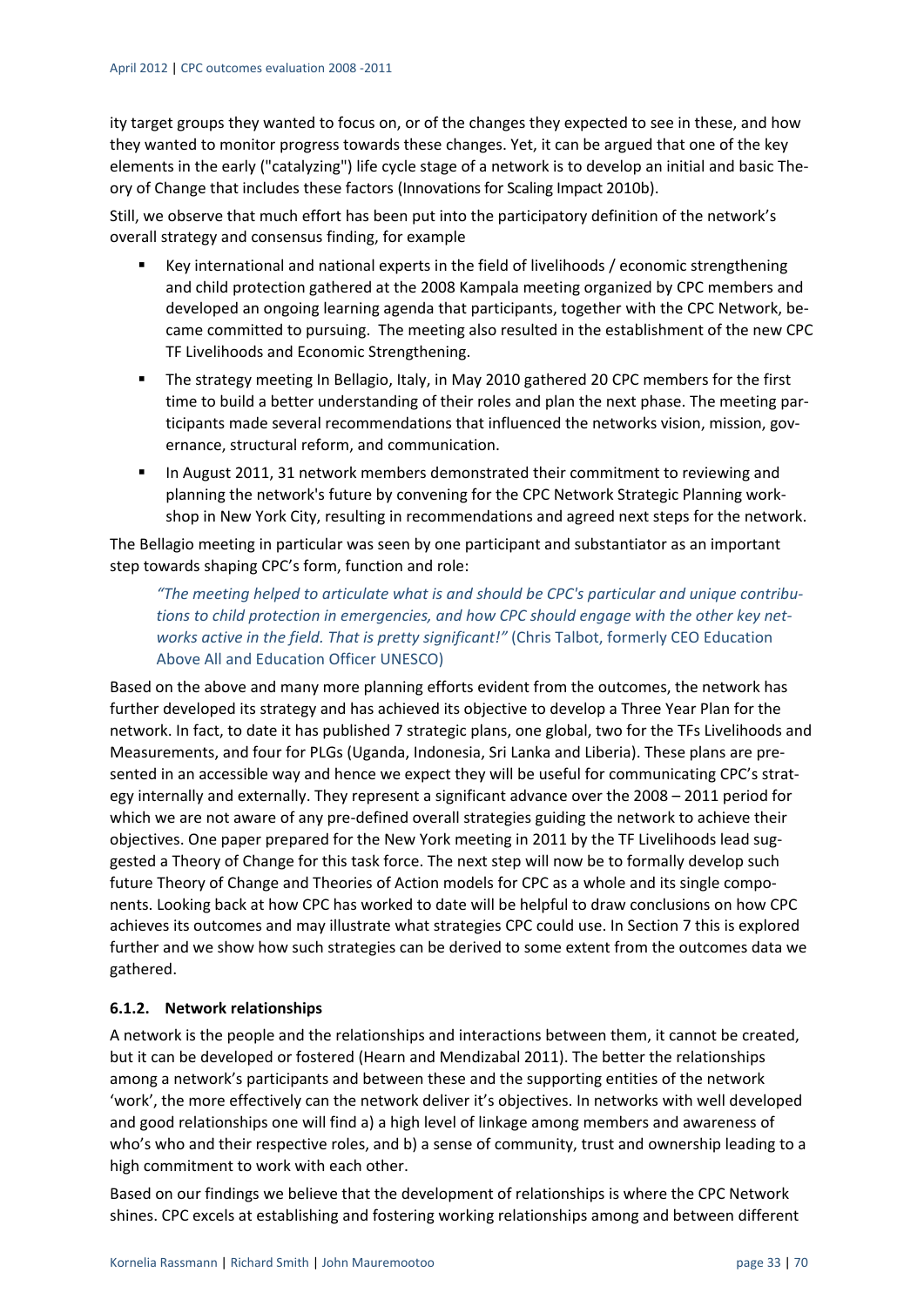ity target groups they wanted to focus on, or of the changes they expected to see in these, and how they wanted to monitor progress towards these changes. Yet, it can be argued that one of the key elements in the early ("catalyzing") life cycle stage of a network is to develop an initial and basic Theory of Change that includes these factors (Innovations for Scaling Impact 2010b).

Still, we observe that much effort has been put into the participatory definition of the network's overall strategy and consensus finding, for example

- Key international and national experts in the field of livelihoods / economic strengthening and child protection gathered at the 2008 Kampala meeting organized by CPC members and developed an ongoing learning agenda that participants, together with the CPC Network, became committed to pursuing. The meeting also resulted in the establishment of the new CPC TF Livelihoods and Economic Strengthening.
- The strategy meeting In Bellagio, Italy, in May 2010 gathered 20 CPC members for the first time to build a better understanding of their roles and plan the next phase. The meeting participants made several recommendations that influenced the networks vision, mission, governance, structural reform, and communication.
- In August 2011, 31 network members demonstrated their commitment to reviewing and planning the network's future by convening for the CPC Network Strategic Planning workshop in New York City, resulting in recommendations and agreed next steps for the network.

The Bellagio meeting in particular was seen by one participant and substantiator as an important step towards shaping CPC's form, function and role:

> *"The meeting helped to articulate what is and should be CPC's particular and unique contributions to child protection in emergencies, and how CPC should engage with the other key networks active in the field. That is pretty significant!"* (Chris Talbot, formerly CEO Education Above All and Education Officer UNESCO)

Based on the above and many more planning efforts evident from the outcomes, the network has further developed its strategy and has achieved its objective to develop a Three Year Plan for the network. In fact, to date it has published 7 strategic plans, one global, two for the TFs Livelihoods and Measurements, and four for PLGs (Uganda, Indonesia, Sri Lanka and Liberia). These plans are presented in an accessible way and hence we expect they will be useful for communicating CPC's strategy internally and externally. They represent a significant advance over the 2008 – 2011 period for which we are not aware of any pre-defined overall strategies guiding the network to achieve their objectives. One paper prepared for the New York meeting in 2011 by the TF Livelihoods lead suggested a Theory of Change for this task force. The next step will now be to formally develop such future Theory of Change and Theories of Action models for CPC as a whole and its single components. Looking back at how CPC has worked to date will be helpful to draw conclusions on how CPC achieves its outcomes and may illustrate what strategies CPC could use. In Section 7 this is explored further and we show how such strategies can be derived to some extent from the outcomes data we gathered.

#### 6.1.2. Network relationships

A network is the people and the relationships and interactions between them, it cannot be created, but it can be developed or fostered (Hearn and Mendizabal 2011). The better the relationships among a network's participants and between these and the supporting entities of the network 'work', the more effectively can the network deliver it's objectives. In networks with well developed and good relationships one will find a) a high level of linkage among members and awareness of who's who and their respective roles, and b) a sense of community, trust and ownership leading to a high commitment to work with each other.

Based on our findings we believe that the development of relationships is where the CPC Network shines. CPC excels at establishing and fostering working relationships among and between different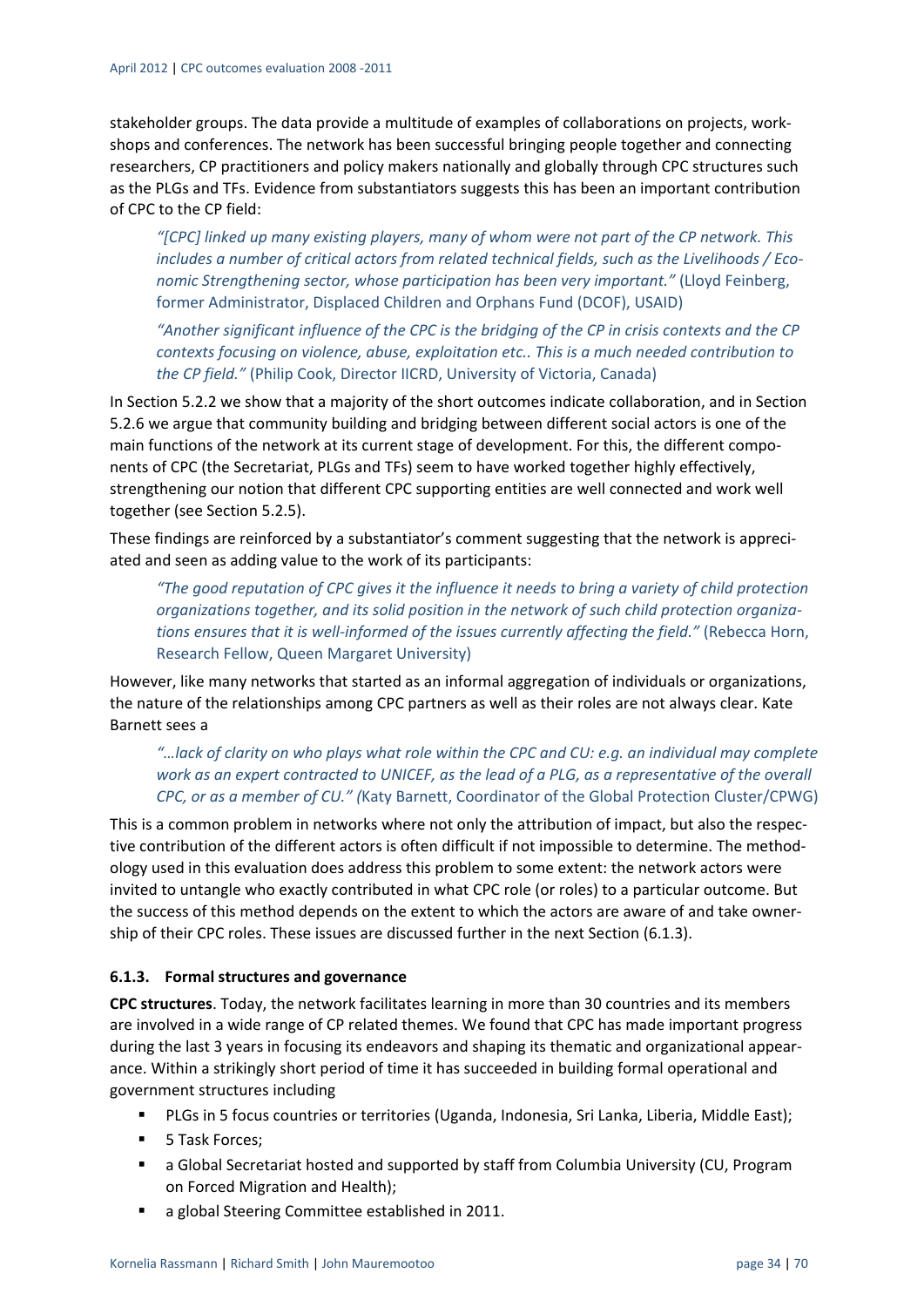stakeholder groups. The data provide a multitude of examples of collaborations on projects, workshops and conferences. The network has been successful bringing people together and connecting researchers, CP practitioners and policy makers nationally and globally through CPC structures such as the PLGs and TFs. Evidence from substantiators suggests this has been an important contribution of CPC to the CP field:

> *"[CPC] linked up many existing players, many of whom were not part of the CP network. This includes a number of critical actors from related technical fields, such as the Livelihoods / Economic Strengthening sector, whose participation has been very important."* (Lloyd Feinberg, former Administrator, Displaced Children and Orphans Fund (DCOF), USAID)

> *"Another significant influence of the CPC is the bridging of the CP in crisis contexts and the CP contexts focusing on violence, abuse, exploitation etc.. This is a much needed contribution to the CP field."* (Philip Cook, Director IICRD, University of Victoria, Canada)

In Section 5.2.2 we show that a majority of the short outcomes indicate collaboration, and in Section 5.2.6 we argue that community building and bridging between different social actors is one of the main functions of the network at its current stage of development. For this, the different components of CPC (the Secretariat, PLGs and TFs) seem to have worked together highly effectively, strengthening our notion that different CPC supporting entities are well connected and work well together (see Section 5.2.5).

These findings are reinforced by a substantiator's comment suggesting that the network is appreciated and seen as adding value to the work of its participants:

> *"The good reputation of CPC gives it the influence it needs to bring a variety of child protection organizations together, and its solid position in the network of such child protection organizations ensures that it is well-informed of the issues currently affecting the field."* (Rebecca Horn, Research Fellow, Queen Margaret University)

However, like many networks that started as an informal aggregation of individuals or organizations, the nature of the relationships among CPC partners as well as their roles are not always clear. Kate Barnett sees a

> *"…lack of clarity on who plays what role within the CPC and CU: e.g. an individual may complete work as an expert contracted to UNICEF, as the lead of a PLG, as a representative of the overall CPC, or as a member of CU." (*Katy Barnett, Coordinator of the Global Protection Cluster/CPWG)

This is a common problem in networks where not only the attribution of impact, but also the respective contribution of the different actors is often difficult if not impossible to determine. The methodology used in this evaluation does address this problem to some extent: the network actors were invited to untangle who exactly contributed in what CPC role (or roles) to a particular outcome. But the success of this method depends on the extent to which the actors are aware of and take ownership of their CPC roles. These issues are discussed further in the next Section (6.1.3).

### 6.1.3. Formal structures and governance

**CPC structures**. Today, the network facilitates learning in more than 30 countries and its members are involved in a wide range of CP related themes. We found that CPC has made important progress during the last 3 years in focusing its endeavors and shaping its thematic and organizational appearance. Within a strikingly short period of time it has succeeded in building formal operational and government structures including

- PLGs in 5 focus countries or territories (Uganda, Indonesia, Sri Lanka, Liberia, Middle East);
- 5 Task Forces;
- a Global Secretariat hosted and supported by staff from Columbia University (CU, Program on Forced Migration and Health);
- a global Steering Committee established in 2011.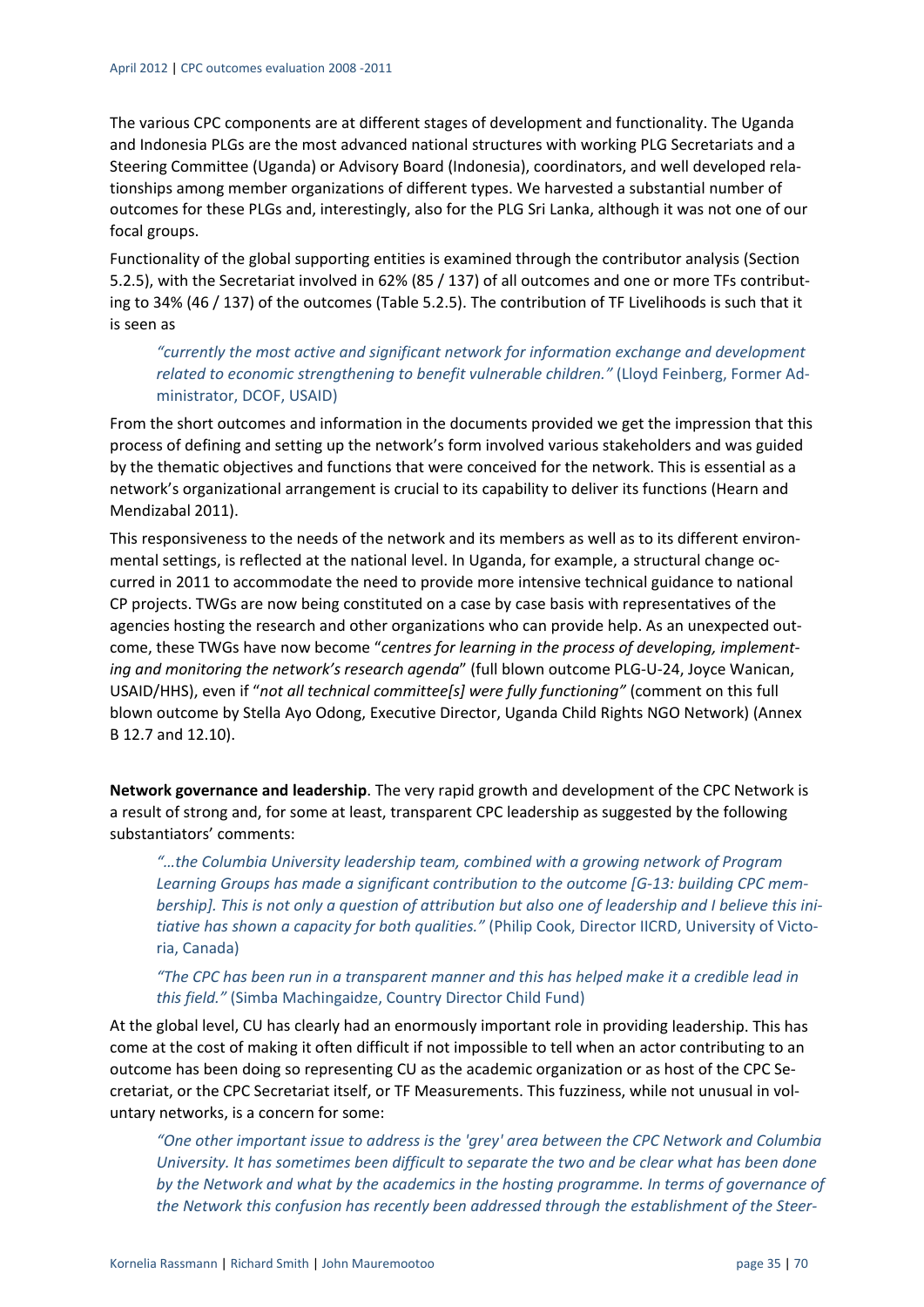The various CPC components are at different stages of development and functionality. The Uganda and Indonesia PLGs are the most advanced national structures with working PLG Secretariats and a Steering Committee (Uganda) or Advisory Board (Indonesia), coordinators, and well developed relationships among member organizations of different types. We harvested a substantial number of outcomes for these PLGs and, interestingly, also for the PLG Sri Lanka, although it was not one of our focal groups.

Functionality of the global supporting entities is examined through the contributor analysis (Section 5.2.5), with the Secretariat involved in 62% (85 / 137) of all outcomes and one or more TFs contributing to 34% (46 / 137) of the outcomes (Table 5.2.5). The contribution of TF Livelihoods is such that it is seen as

> *"currently the most active and significant network for information exchange and development related to economic strengthening to benefit vulnerable children."* (Lloyd Feinberg, Former Administrator, DCOF, USAID)

From the short outcomes and information in the documents provided we get the impression that this process of defining and setting up the network's form involved various stakeholders and was guided by the thematic objectives and functions that were conceived for the network. This is essential as a network's organizational arrangement is crucial to its capability to deliver its functions (Hearn and Mendizabal 2011).

This responsiveness to the needs of the network and its members as well as to its different environmental settings, is reflected at the national level. In Uganda, for example, a structural change occurred in 2011 to accommodate the need to provide more intensive technical guidance to national CP projects. TWGs are now being constituted on a case by case basis with representatives of the agencies hosting the research and other organizations who can provide help. As an unexpected outcome, these TWGs have now become "*centres for learning in the process of developing, implementing and monitoring the network's research agenda*" (full blown outcome PLG-U-24, Joyce Wanican, USAID/HHS), even if "*not all technical committee[s] were fully functioning"* (comment on this full blown outcome by Stella Ayo Odong, Executive Director, Uganda Child Rights NGO Network) (Annex B 12.7 and 12.10).

**Network governance and leadership**. The very rapid growth and development of the CPC Network is a result of strong and, for some at least, transparent CPC leadership as suggested by the following substantiators' comments:

> *"…the Columbia University leadership team, combined with a growing network of Program Learning Groups has made a significant contribution to the outcome [G-13: building CPC membership]. This is not only a question of attribution but also one of leadership and I believe this initiative has shown a capacity for both qualities."* (Philip Cook, Director IICRD, University of Victoria, Canada)

> *"The CPC has been run in a transparent manner and this has helped make it a credible lead in this field."* (Simba Machingaidze, Country Director Child Fund)

At the global level, CU has clearly had an enormously important role in providing leadership. This has come at the cost of making it often difficult if not impossible to tell when an actor contributing to an outcome has been doing so representing CU as the academic organization or as host of the CPC Secretariat, or the CPC Secretariat itself, or TF Measurements. This fuzziness, while not unusual in voluntary networks, is a concern for some:

> *"One other important issue to address is the 'grey' area between the CPC Network and Columbia University. It has sometimes been difficult to separate the two and be clear what has been done by the Network and what by the academics in the hosting programme. In terms of governance of the Network this confusion has recently been addressed through the establishment of the Steer-*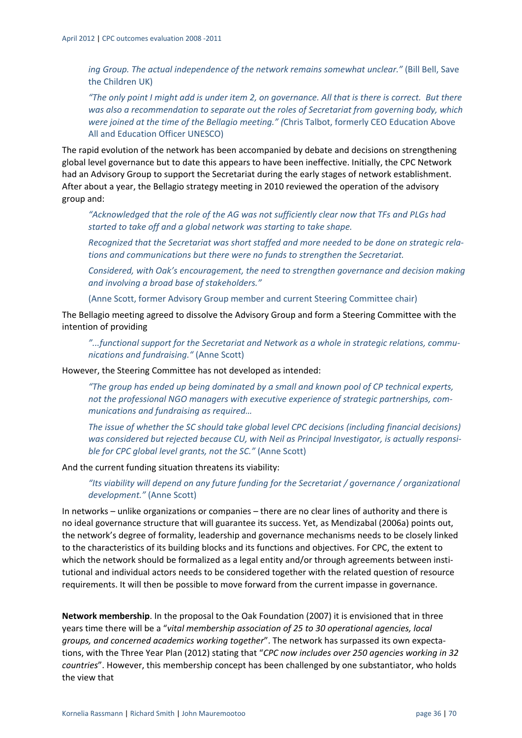*ing Group. The actual independence of the network remains somewhat unclear."* (Bill Bell, Save the Children UK)

*"The only point I might add is under item 2, on governance. All that is there is correct. But there was also a recommendation to separate out the roles of Secretariat from governing body, which were joined at the time of the Bellagio meeting." (*Chris Talbot, formerly CEO Education Above All and Education Officer UNESCO)

The rapid evolution of the network has been accompanied by debate and decisions on strengthening global level governance but to date this appears to have been ineffective. Initially, the CPC Network had an Advisory Group to support the Secretariat during the early stages of network establishment. After about a year, the Bellagio strategy meeting in 2010 reviewed the operation of the advisory group and:

> *"Acknowledged that the role of the AG was not sufficiently clear now that TFs and PLGs had started to take off and a global network was starting to take shape.*
>
> *Recognized that the Secretariat was short staffed and more needed to be done on strategic relations and communications but there were no funds to strengthen the Secretariat.*
>
> *Considered, with Oak's encouragement, the need to strengthen governance and decision making and involving a broad base of stakeholders."*
>
> (Anne Scott, former Advisory Group member and current Steering Committee chair)

The Bellagio meeting agreed to dissolve the Advisory Group and form a Steering Committee with the intention of providing

> *"...functional support for the Secretariat and Network as a whole in strategic relations, communications and fundraising."* (Anne Scott)

However, the Steering Committee has not developed as intended:

> *"The group has ended up being dominated by a small and known pool of CP technical experts, not the professional NGO managers with executive experience of strategic partnerships, communications and fundraising as required…*
>
> *The issue of whether the SC should take global level CPC decisions (including financial decisions) was considered but rejected because CU, with Neil as Principal Investigator, is actually responsible for CPC global level grants, not the SC."* (Anne Scott)

And the current funding situation threatens its viability:

> *"Its viability will depend on any future funding for the Secretariat / governance / organizational development."* (Anne Scott)

In networks – unlike organizations or companies – there are no clear lines of authority and there is no ideal governance structure that will guarantee its success. Yet, as Mendizabal (2006a) points out, the network's degree of formality, leadership and governance mechanisms needs to be closely linked to the characteristics of its building blocks and its functions and objectives. For CPC, the extent to which the network should be formalized as a legal entity and/or through agreements between institutional and individual actors needs to be considered together with the related question of resource requirements. It will then be possible to move forward from the current impasse in governance.

**Network membership**. In the proposal to the Oak Foundation (2007) it is envisioned that in three years time there will be a "*vital membership association of 25 to 30 operational agencies, local groups, and concerned academics working together*". The network has surpassed its own expectations, with the Three Year Plan (2012) stating that "*CPC now includes over 250 agencies working in 32 countries*". However, this membership concept has been challenged by one substantiator, who holds the view that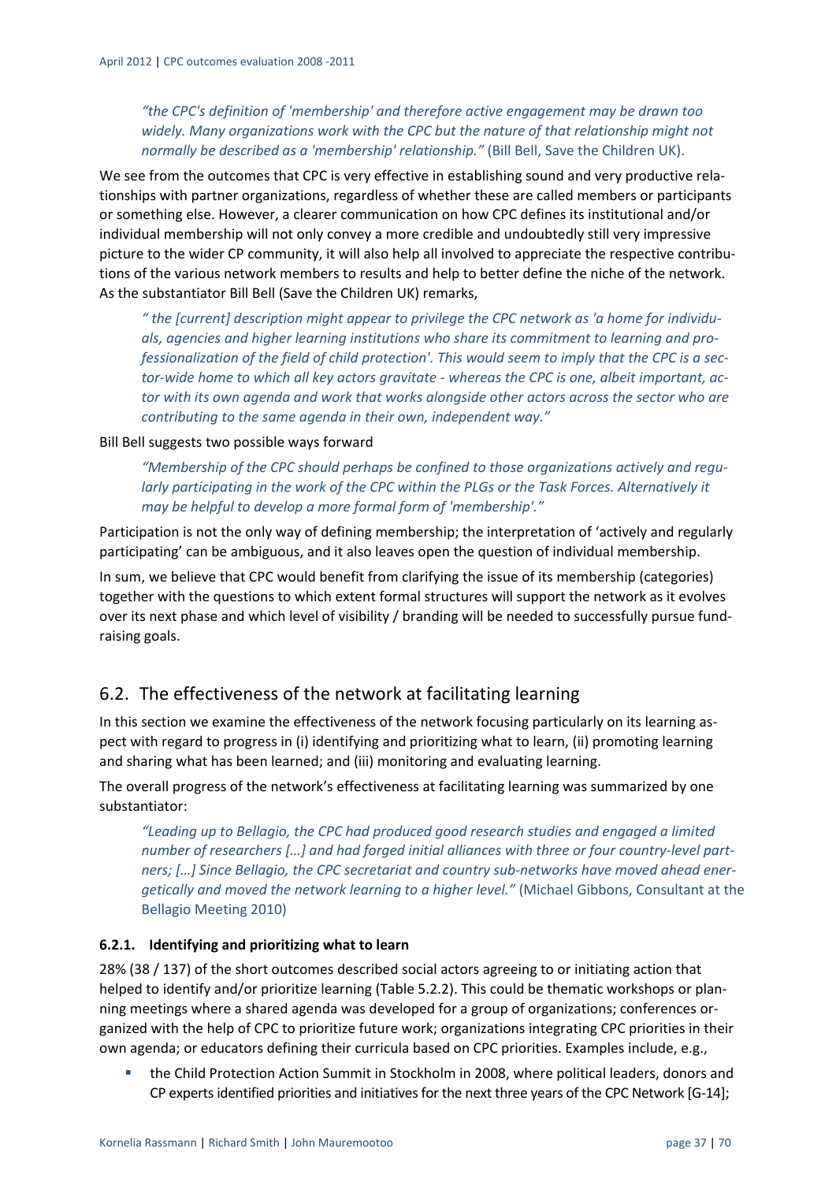*"the CPC's definition of 'membership' and therefore active engagement may be drawn too widely. Many organizations work with the CPC but the nature of that relationship might not normally be described as a 'membership' relationship."* (Bill Bell, Save the Children UK).

We see from the outcomes that CPC is very effective in establishing sound and very productive relationships with partner organizations, regardless of whether these are called members or participants or something else. However, a clearer communication on how CPC defines its institutional and/or individual membership will not only convey a more credible and undoubtedly still very impressive picture to the wider CP community, it will also help all involved to appreciate the respective contributions of the various network members to results and help to better define the niche of the network. As the substantiator Bill Bell (Save the Children UK) remarks,

> *" the [current] description might appear to privilege the CPC network as 'a home for individuals, agencies and higher learning institutions who share its commitment to learning and professionalization of the field of child protection'. This would seem to imply that the CPC is a sector-wide home to which all key actors gravitate - whereas the CPC is one, albeit important, actor with its own agenda and work that works alongside other actors across the sector who are contributing to the same agenda in their own, independent way."*

Bill Bell suggests two possible ways forward

> *"Membership of the CPC should perhaps be confined to those organizations actively and regularly participating in the work of the CPC within the PLGs or the Task Forces. Alternatively it may be helpful to develop a more formal form of 'membership'."*

Participation is not the only way of defining membership; the interpretation of 'actively and regularly participating' can be ambiguous, and it also leaves open the question of individual membership.

In sum, we believe that CPC would benefit from clarifying the issue of its membership (categories) together with the questions to which extent formal structures will support the network as it evolves over its next phase and which level of visibility / branding will be needed to successfully pursue fundraising goals.

## 6.2. The effectiveness of the network at facilitating learning

In this section we examine the effectiveness of the network focusing particularly on its learning aspect with regard to progress in (i) identifying and prioritizing what to learn, (ii) promoting learning and sharing what has been learned; and (iii) monitoring and evaluating learning.

The overall progress of the network's effectiveness at facilitating learning was summarized by one substantiator:

> *"Leading up to Bellagio, the CPC had produced good research studies and engaged a limited number of researchers […] and had forged initial alliances with three or four country-level partners; […] Since Bellagio, the CPC secretariat and country sub-networks have moved ahead energetically and moved the network learning to a higher level."* (Michael Gibbons, Consultant at the Bellagio Meeting 2010)

### 6.2.1. Identifying and prioritizing what to learn

28% (38 / 137) of the short outcomes described social actors agreeing to or initiating action that helped to identify and/or prioritize learning (Table 5.2.2). This could be thematic workshops or planning meetings where a shared agenda was developed for a group of organizations; conferences organized with the help of CPC to prioritize future work; organizations integrating CPC priorities in their own agenda; or educators defining their curricula based on CPC priorities. Examples include, e.g.,

- the Child Protection Action Summit in Stockholm in 2008, where political leaders, donors and CP experts identified priorities and initiatives for the next three years of the CPC Network [G-14];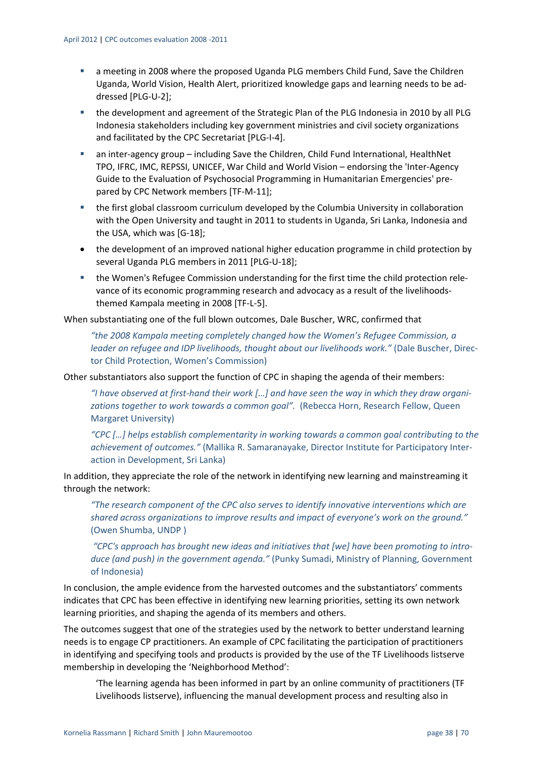- a meeting in 2008 where the proposed Uganda PLG members Child Fund, Save the Children Uganda, World Vision, Health Alert, prioritized knowledge gaps and learning needs to be addressed [PLG-U-2];
- the development and agreement of the Strategic Plan of the PLG Indonesia in 2010 by all PLG Indonesia stakeholders including key government ministries and civil society organizations and facilitated by the CPC Secretariat [PLG-I-4].
- an inter-agency group – including Save the Children, Child Fund International, HealthNet TPO, IFRC, IMC, REPSSI, UNICEF, War Child and World Vision – endorsing the 'Inter-Agency Guide to the Evaluation of Psychosocial Programming in Humanitarian Emergencies' prepared by CPC Network members [TF-M-11];
- the first global classroom curriculum developed by the Columbia University in collaboration with the Open University and taught in 2011 to students in Uganda, Sri Lanka, Indonesia and the USA, which was [G-18];
- the development of an improved national higher education programme in child protection by several Uganda PLG members in 2011 [PLG-U-18];
- the Women's Refugee Commission understanding for the first time the child protection relevance of its economic programming research and advocacy as a result of the livelihoods-themed Kampala meeting in 2008 [TF-L-5].

When substantiating one of the full blown outcomes, Dale Buscher, WRC, confirmed that

> *"the 2008 Kampala meeting completely changed how the Women's Refugee Commission, a leader on refugee and IDP livelihoods, thought about our livelihoods work."* (Dale Buscher, Director Child Protection, Women's Commission)

Other substantiators also support the function of CPC in shaping the agenda of their members:

> *"I have observed at first-hand their work […] and have seen the way in which they draw organizations together to work towards a common goal".* (Rebecca Horn, Research Fellow, Queen Margaret University)

> *"CPC […] helps establish complementarity in working towards a common goal contributing to the achievement of outcomes."* (Mallika R. Samaranayake, Director Institute for Participatory Interaction in Development, Sri Lanka)

In addition, they appreciate the role of the network in identifying new learning and mainstreaming it through the network:

> *"The research component of the CPC also serves to identify innovative interventions which are shared across organizations to improve results and impact of everyone's work on the ground."* (Owen Shumba, UNDP )

> *"CPC's approach has brought new ideas and initiatives that [we] have been promoting to introduce (and push) in the government agenda."* (Punky Sumadi, Ministry of Planning, Government of Indonesia)

In conclusion, the ample evidence from the harvested outcomes and the substantiators' comments indicates that CPC has been effective in identifying new learning priorities, setting its own network learning priorities, and shaping the agenda of its members and others.

The outcomes suggest that one of the strategies used by the network to better understand learning needs is to engage CP practitioners. An example of CPC facilitating the participation of practitioners in identifying and specifying tools and products is provided by the use of the TF Livelihoods listserve membership in developing the 'Neighborhood Method':

> 'The learning agenda has been informed in part by an online community of practitioners (TF Livelihoods listserve), influencing the manual development process and resulting also in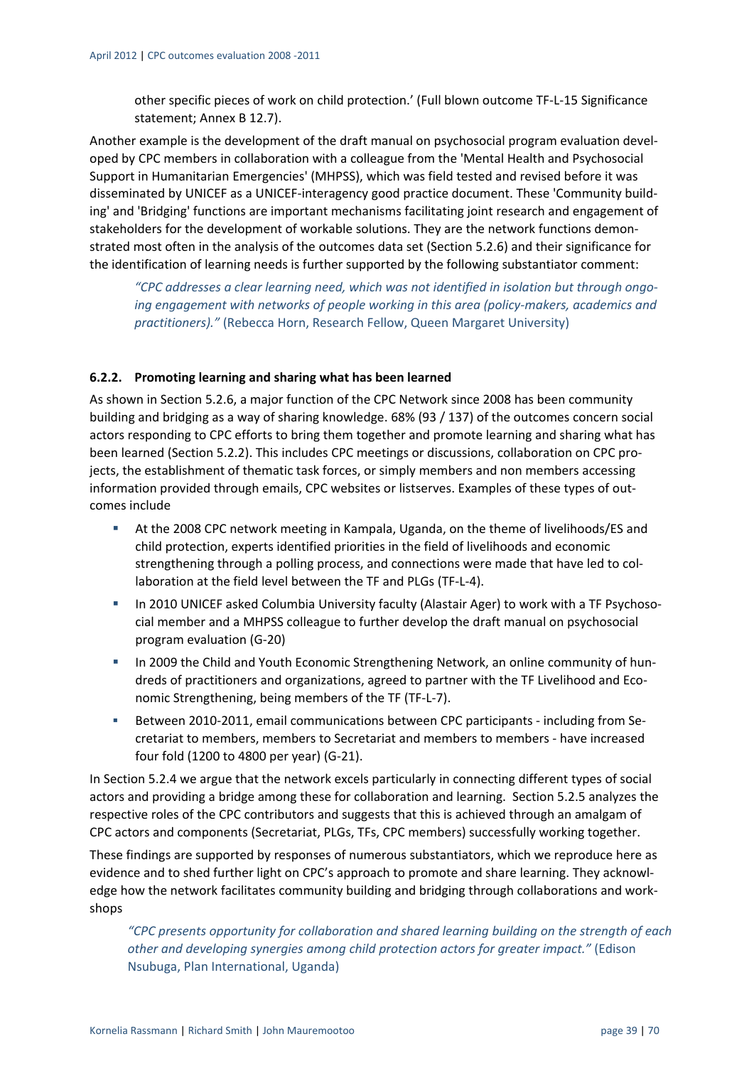other specific pieces of work on child protection.' (Full blown outcome TF-L-15 Significance statement; Annex B 12.7).

Another example is the development of the draft manual on psychosocial program evaluation developed by CPC members in collaboration with a colleague from the 'Mental Health and Psychosocial Support in Humanitarian Emergencies' (MHPSS), which was field tested and revised before it was disseminated by UNICEF as a UNICEF-interagency good practice document. These 'Community building' and 'Bridging' functions are important mechanisms facilitating joint research and engagement of stakeholders for the development of workable solutions. They are the network functions demonstrated most often in the analysis of the outcomes data set (Section 5.2.6) and their significance for the identification of learning needs is further supported by the following substantiator comment:

> *"CPC addresses a clear learning need, which was not identified in isolation but through ongoing engagement with networks of people working in this area (policy-makers, academics and practitioners)."* (Rebecca Horn, Research Fellow, Queen Margaret University)

### 6.2.2. Promoting learning and sharing what has been learned

As shown in Section 5.2.6, a major function of the CPC Network since 2008 has been community building and bridging as a way of sharing knowledge. 68% (93 / 137) of the outcomes concern social actors responding to CPC efforts to bring them together and promote learning and sharing what has been learned (Section 5.2.2). This includes CPC meetings or discussions, collaboration on CPC projects, the establishment of thematic task forces, or simply members and non members accessing information provided through emails, CPC websites or listserves. Examples of these types of outcomes include

- At the 2008 CPC network meeting in Kampala, Uganda, on the theme of livelihoods/ES and child protection, experts identified priorities in the field of livelihoods and economic strengthening through a polling process, and connections were made that have led to collaboration at the field level between the TF and PLGs (TF-L-4).
- In 2010 UNICEF asked Columbia University faculty (Alastair Ager) to work with a TF Psychosocial member and a MHPSS colleague to further develop the draft manual on psychosocial program evaluation (G-20)
- In 2009 the Child and Youth Economic Strengthening Network, an online community of hundreds of practitioners and organizations, agreed to partner with the TF Livelihood and Economic Strengthening, being members of the TF (TF-L-7).
- Between 2010-2011, email communications between CPC participants - including from Secretariat to members, members to Secretariat and members to members - have increased four fold (1200 to 4800 per year) (G-21).

In Section 5.2.4 we argue that the network excels particularly in connecting different types of social actors and providing a bridge among these for collaboration and learning. Section 5.2.5 analyzes the respective roles of the CPC contributors and suggests that this is achieved through an amalgam of CPC actors and components (Secretariat, PLGs, TFs, CPC members) successfully working together.

These findings are supported by responses of numerous substantiators, which we reproduce here as evidence and to shed further light on CPC's approach to promote and share learning. They acknowledge how the network facilitates community building and bridging through collaborations and workshops

> *"CPC presents opportunity for collaboration and shared learning building on the strength of each other and developing synergies among child protection actors for greater impact."* (Edison Nsubuga, Plan International, Uganda)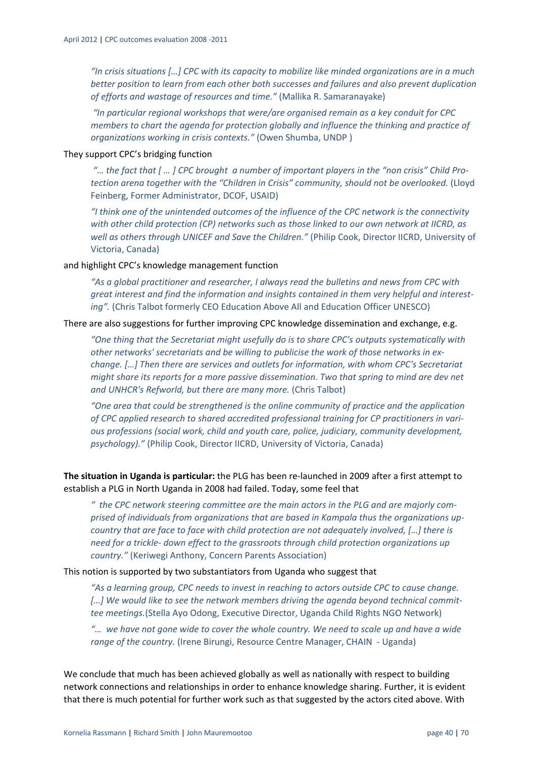*"In crisis situations […] CPC with its capacity to mobilize like minded organizations are in a much better position to learn from each other both successes and failures and also prevent duplication of efforts and wastage of resources and time."* (Mallika R. Samaranayake)

*"In particular regional workshops that were/are organised remain as a key conduit for CPC members to chart the agenda for protection globally and influence the thinking and practice of organizations working in crisis contexts."* (Owen Shumba, UNDP )

They support CPC's bridging function

*"… the fact that [ … ] CPC brought a number of important players in the "non crisis" Child Protection arena together with the "Children in Crisis" community, should not be overlooked.* (Lloyd Feinberg, Former Administrator, DCOF, USAID)

*"I think one of the unintended outcomes of the influence of the CPC network is the connectivity with other child protection (CP) networks such as those linked to our own network at IICRD, as well as others through UNICEF and Save the Children."* (Philip Cook, Director IICRD, University of Victoria, Canada)

and highlight CPC's knowledge management function

*"As a global practitioner and researcher, I always read the bulletins and news from CPC with great interest and find the information and insights contained in them very helpful and interesting".* (Chris Talbot formerly CEO Education Above All and Education Officer UNESCO)

There are also suggestions for further improving CPC knowledge dissemination and exchange, e.g.

*"One thing that the Secretariat might usefully do is to share CPC's outputs systematically with other networks' secretariats and be willing to publicise the work of those networks in exchange. […] Then there are services and outlets for information, with whom CPC's Secretariat might share its reports for a more passive dissemination. Two that spring to mind are dev net and UNHCR's Refworld, but there are many more.* (Chris Talbot)

*"One area that could be strengthened is the online community of practice and the application of CPC applied research to shared accredited professional training for CP practitioners in various professions (social work, child and youth care, police, judiciary, community development, psychology)."* (Philip Cook, Director IICRD, University of Victoria, Canada)

**The situation in Uganda is particular:** the PLG has been re-launched in 2009 after a first attempt to establish a PLG in North Uganda in 2008 had failed. Today, some feel that

*" the CPC network steering committee are the main actors in the PLG and are majorly comprised of individuals from organizations that are based in Kampala thus the organizations up-country that are face to face with child protection are not adequately involved, […] there is need for a trickle- down effect to the grassroots through child protection organizations up country."* (Keriwegi Anthony, Concern Parents Association)

This notion is supported by two substantiators from Uganda who suggest that

*"As a learning group, CPC needs to invest in reaching to actors outside CPC to cause change. […] We would like to see the network members driving the agenda beyond technical committee meetings.*(Stella Ayo Odong, Executive Director, Uganda Child Rights NGO Network)

*"… we have not gone wide to cover the whole country. We need to scale up and have a wide range of the country.* (Irene Birungi, Resource Centre Manager, CHAIN - Uganda)

We conclude that much has been achieved globally as well as nationally with respect to building network connections and relationships in order to enhance knowledge sharing. Further, it is evident that there is much potential for further work such as that suggested by the actors cited above. With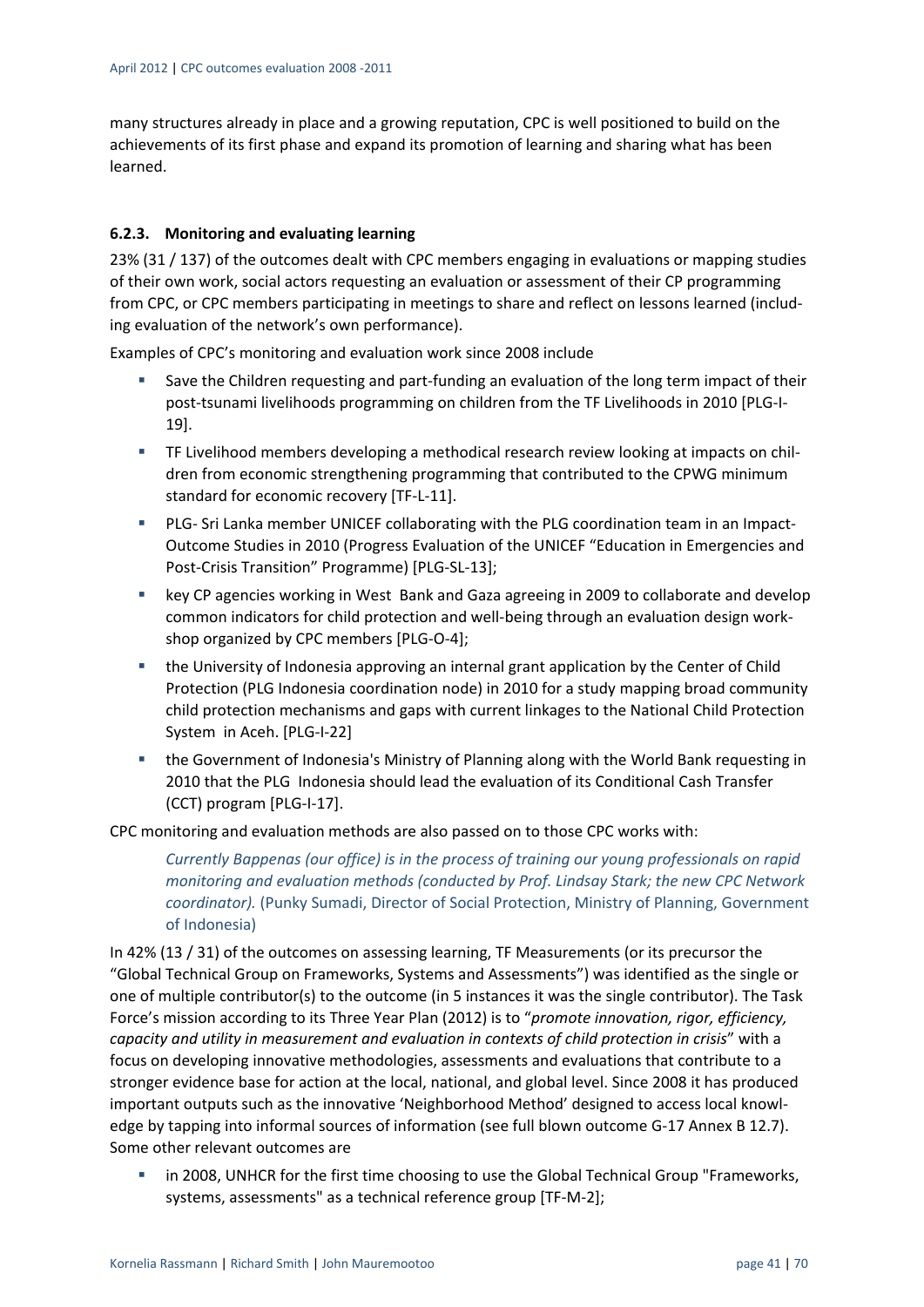many structures already in place and a growing reputation, CPC is well positioned to build on the achievements of its first phase and expand its promotion of learning and sharing what has been learned.

### 6.2.3. Monitoring and evaluating learning

23% (31 / 137) of the outcomes dealt with CPC members engaging in evaluations or mapping studies of their own work, social actors requesting an evaluation or assessment of their CP programming from CPC, or CPC members participating in meetings to share and reflect on lessons learned (including evaluation of the network's own performance).

Examples of CPC's monitoring and evaluation work since 2008 include

- Save the Children requesting and part-funding an evaluation of the long term impact of their post-tsunami livelihoods programming on children from the TF Livelihoods in 2010 [PLG-I-19].
- TF Livelihood members developing a methodical research review looking at impacts on children from economic strengthening programming that contributed to the CPWG minimum standard for economic recovery [TF-L-11].
- PLG- Sri Lanka member UNICEF collaborating with the PLG coordination team in an Impact-Outcome Studies in 2010 (Progress Evaluation of the UNICEF "Education in Emergencies and Post-Crisis Transition" Programme) [PLG-SL-13];
- key CP agencies working in West Bank and Gaza agreeing in 2009 to collaborate and develop common indicators for child protection and well-being through an evaluation design workshop organized by CPC members [PLG-O-4];
- the University of Indonesia approving an internal grant application by the Center of Child Protection (PLG Indonesia coordination node) in 2010 for a study mapping broad community child protection mechanisms and gaps with current linkages to the National Child Protection System in Aceh. [PLG-I-22]
- the Government of Indonesia's Ministry of Planning along with the World Bank requesting in 2010 that the PLG Indonesia should lead the evaluation of its Conditional Cash Transfer (CCT) program [PLG-I-17].

CPC monitoring and evaluation methods are also passed on to those CPC works with:

> *Currently Bappenas (our office) is in the process of training our young professionals on rapid monitoring and evaluation methods (conducted by Prof. Lindsay Stark; the new CPC Network coordinator).* (Punky Sumadi, Director of Social Protection, Ministry of Planning, Government of Indonesia)

In 42% (13 / 31) of the outcomes on assessing learning, TF Measurements (or its precursor the "Global Technical Group on Frameworks, Systems and Assessments") was identified as the single or one of multiple contributor(s) to the outcome (in 5 instances it was the single contributor). The Task Force's mission according to its Three Year Plan (2012) is to "*promote innovation, rigor, efficiency, capacity and utility in measurement and evaluation in contexts of child protection in crisis*" with a focus on developing innovative methodologies, assessments and evaluations that contribute to a stronger evidence base for action at the local, national, and global level. Since 2008 it has produced important outputs such as the innovative 'Neighborhood Method' designed to access local knowledge by tapping into informal sources of information (see full blown outcome G-17 Annex B 12.7). Some other relevant outcomes are

- in 2008, UNHCR for the first time choosing to use the Global Technical Group "Frameworks, systems, assessments" as a technical reference group [TF-M-2];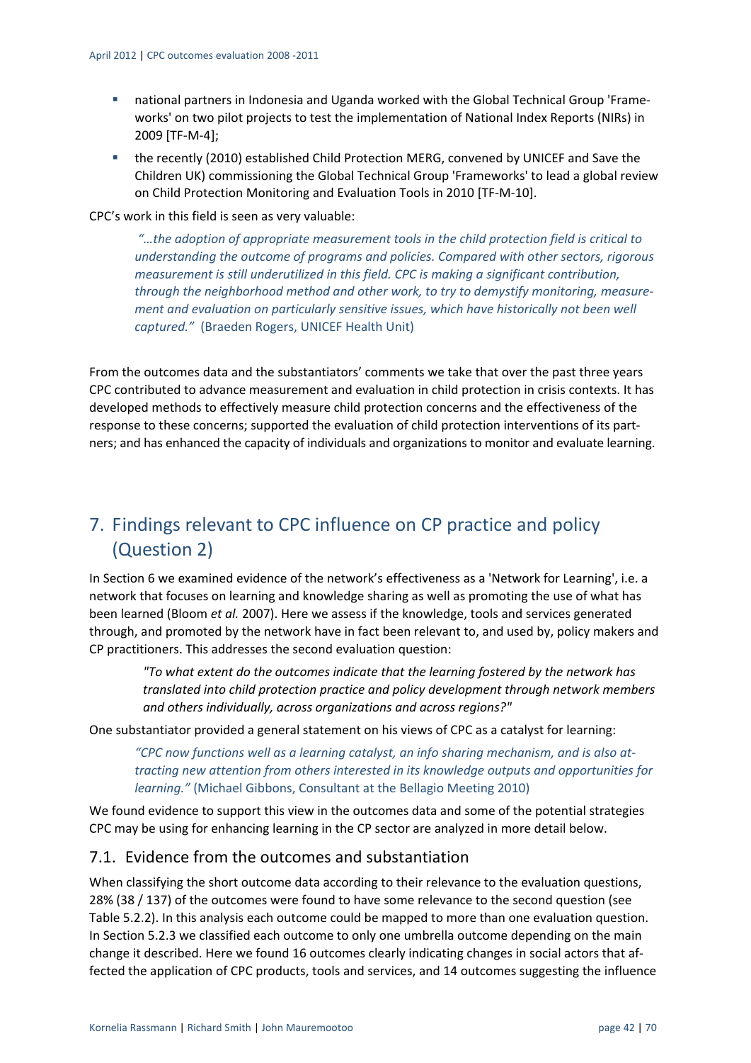- national partners in Indonesia and Uganda worked with the Global Technical Group 'Frameworks' on two pilot projects to test the implementation of National Index Reports (NIRs) in 2009 [TF-M-4];
- the recently (2010) established Child Protection MERG, convened by UNICEF and Save the Children UK) commissioning the Global Technical Group 'Frameworks' to lead a global review on Child Protection Monitoring and Evaluation Tools in 2010 [TF-M-10].

CPC's work in this field is seen as very valuable:

> *"…the adoption of appropriate measurement tools in the child protection field is critical to understanding the outcome of programs and policies. Compared with other sectors, rigorous measurement is still underutilized in this field. CPC is making a significant contribution, through the neighborhood method and other work, to try to demystify monitoring, measurement and evaluation on particularly sensitive issues, which have historically not been well captured."* (Braeden Rogers, UNICEF Health Unit)

From the outcomes data and the substantiators' comments we take that over the past three years CPC contributed to advance measurement and evaluation in child protection in crisis contexts. It has developed methods to effectively measure child protection concerns and the effectiveness of the response to these concerns; supported the evaluation of child protection interventions of its partners; and has enhanced the capacity of individuals and organizations to monitor and evaluate learning.

# 7. Findings relevant to CPC influence on CP practice and policy (Question 2)

In Section 6 we examined evidence of the network's effectiveness as a 'Network for Learning', i.e. a network that focuses on learning and knowledge sharing as well as promoting the use of what has been learned (Bloom *et al.* 2007). Here we assess if the knowledge, tools and services generated through, and promoted by the network have in fact been relevant to, and used by, policy makers and CP practitioners. This addresses the second evaluation question:

> *"To what extent do the outcomes indicate that the learning fostered by the network has translated into child protection practice and policy development through network members and others individually, across organizations and across regions?"*

One substantiator provided a general statement on his views of CPC as a catalyst for learning:

> *"CPC now functions well as a learning catalyst, an info sharing mechanism, and is also attracting new attention from others interested in its knowledge outputs and opportunities for learning."* (Michael Gibbons, Consultant at the Bellagio Meeting 2010)

We found evidence to support this view in the outcomes data and some of the potential strategies CPC may be using for enhancing learning in the CP sector are analyzed in more detail below.

## 7.1. Evidence from the outcomes and substantiation

When classifying the short outcome data according to their relevance to the evaluation questions, 28% (38 / 137) of the outcomes were found to have some relevance to the second question (see Table 5.2.2). In this analysis each outcome could be mapped to more than one evaluation question. In Section 5.2.3 we classified each outcome to only one umbrella outcome depending on the main change it described. Here we found 16 outcomes clearly indicating changes in social actors that affected the application of CPC products, tools and services, and 14 outcomes suggesting the influence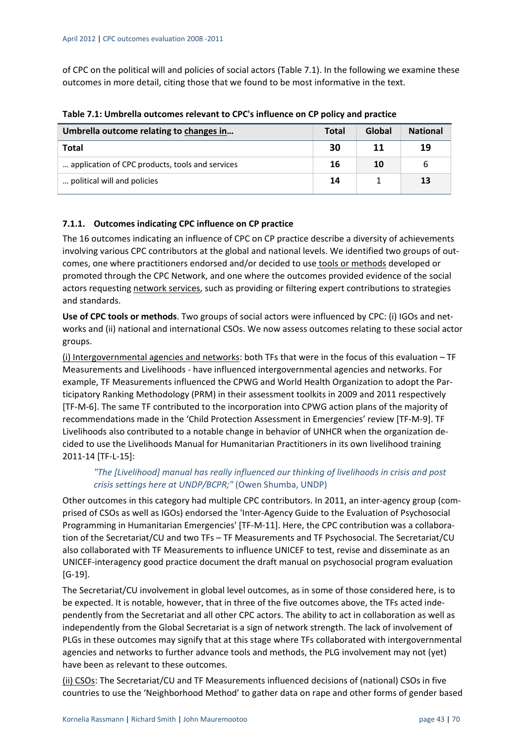of CPC on the political will and policies of social actors (Table 7.1). In the following we examine these outcomes in more detail, citing those that we found to be most informative in the text.

**Table 7.1: Umbrella outcomes relevant to CPC's influence on CP policy and practice**

| Umbrella outcome relating to changes in… | Total | Global | National |
|---|---|---|---|
| **Total** | **30** | **11** | **19** |
| … application of CPC products, tools and services | **16** | **10** | 6 |
| … political will and policies | **14** | 1 | **13** |

### 7.1.1. Outcomes indicating CPC influence on CP practice

The 16 outcomes indicating an influence of CPC on CP practice describe a diversity of achievements involving various CPC contributors at the global and national levels. We identified two groups of outcomes, one where practitioners endorsed and/or decided to use tools or methods developed or promoted through the CPC Network, and one where the outcomes provided evidence of the social actors requesting network services, such as providing or filtering expert contributions to strategies and standards.

**Use of CPC tools or methods**. Two groups of social actors were influenced by CPC: (i) IGOs and networks and (ii) national and international CSOs. We now assess outcomes relating to these social actor groups.

(i) Intergovernmental agencies and networks: both TFs that were in the focus of this evaluation – TF Measurements and Livelihoods - have influenced intergovernmental agencies and networks. For example, TF Measurements influenced the CPWG and World Health Organization to adopt the Participatory Ranking Methodology (PRM) in their assessment toolkits in 2009 and 2011 respectively [TF-M-6]. The same TF contributed to the incorporation into CPWG action plans of the majority of recommendations made in the 'Child Protection Assessment in Emergencies' review [TF-M-9]. TF Livelihoods also contributed to a notable change in behavior of UNHCR when the organization decided to use the Livelihoods Manual for Humanitarian Practitioners in its own livelihood training 2011-14 [TF-L-15]:

> *"The [Livelihood] manual has really influenced our thinking of livelihoods in crisis and post crisis settings here at UNDP/BCPR;"* (Owen Shumba, UNDP)

Other outcomes in this category had multiple CPC contributors. In 2011, an inter-agency group (comprised of CSOs as well as IGOs) endorsed the 'Inter-Agency Guide to the Evaluation of Psychosocial Programming in Humanitarian Emergencies' [TF-M-11]. Here, the CPC contribution was a collaboration of the Secretariat/CU and two TFs – TF Measurements and TF Psychosocial. The Secretariat/CU also collaborated with TF Measurements to influence UNICEF to test, revise and disseminate as an UNICEF-interagency good practice document the draft manual on psychosocial program evaluation [G-19].

The Secretariat/CU involvement in global level outcomes, as in some of those considered here, is to be expected. It is notable, however, that in three of the five outcomes above, the TFs acted independently from the Secretariat and all other CPC actors. The ability to act in collaboration as well as independently from the Global Secretariat is a sign of network strength. The lack of involvement of PLGs in these outcomes may signify that at this stage where TFs collaborated with intergovernmental agencies and networks to further advance tools and methods, the PLG involvement may not (yet) have been as relevant to these outcomes.

(ii) CSOs: The Secretariat/CU and TF Measurements influenced decisions of (national) CSOs in five countries to use the 'Neighborhood Method' to gather data on rape and other forms of gender based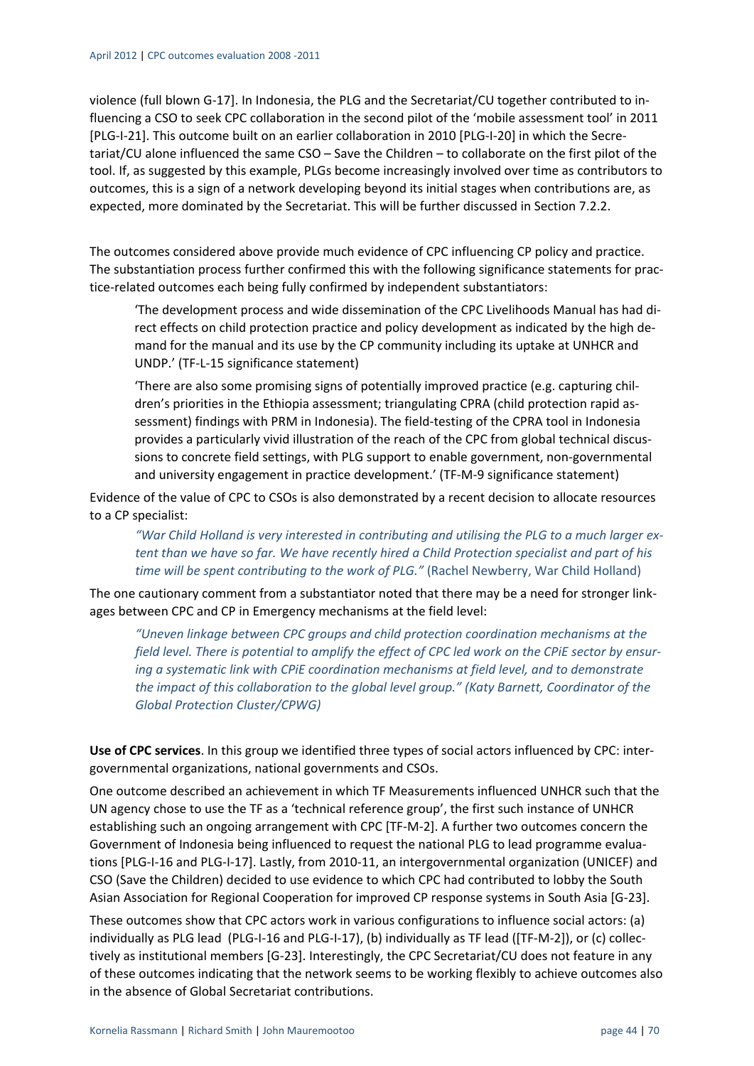violence (full blown G-17]. In Indonesia, the PLG and the Secretariat/CU together contributed to influencing a CSO to seek CPC collaboration in the second pilot of the 'mobile assessment tool' in 2011 [PLG-I-21]. This outcome built on an earlier collaboration in 2010 [PLG-I-20] in which the Secretariat/CU alone influenced the same CSO – Save the Children – to collaborate on the first pilot of the tool. If, as suggested by this example, PLGs become increasingly involved over time as contributors to outcomes, this is a sign of a network developing beyond its initial stages when contributions are, as expected, more dominated by the Secretariat. This will be further discussed in Section 7.2.2.

The outcomes considered above provide much evidence of CPC influencing CP policy and practice. The substantiation process further confirmed this with the following significance statements for practice-related outcomes each being fully confirmed by independent substantiators:

> 'The development process and wide dissemination of the CPC Livelihoods Manual has had direct effects on child protection practice and policy development as indicated by the high demand for the manual and its use by the CP community including its uptake at UNHCR and UNDP.' (TF-L-15 significance statement)

> 'There are also some promising signs of potentially improved practice (e.g. capturing children's priorities in the Ethiopia assessment; triangulating CPRA (child protection rapid assessment) findings with PRM in Indonesia). The field-testing of the CPRA tool in Indonesia provides a particularly vivid illustration of the reach of the CPC from global technical discussions to concrete field settings, with PLG support to enable government, non-governmental and university engagement in practice development.' (TF-M-9 significance statement)

Evidence of the value of CPC to CSOs is also demonstrated by a recent decision to allocate resources to a CP specialist:

> *"War Child Holland is very interested in contributing and utilising the PLG to a much larger extent than we have so far. We have recently hired a Child Protection specialist and part of his time will be spent contributing to the work of PLG."* (Rachel Newberry, War Child Holland)

The one cautionary comment from a substantiator noted that there may be a need for stronger linkages between CPC and CP in Emergency mechanisms at the field level:

> *"Uneven linkage between CPC groups and child protection coordination mechanisms at the field level. There is potential to amplify the effect of CPC led work on the CPiE sector by ensuring a systematic link with CPiE coordination mechanisms at field level, and to demonstrate the impact of this collaboration to the global level group." (Katy Barnett, Coordinator of the Global Protection Cluster/CPWG)*

**Use of CPC services**. In this group we identified three types of social actors influenced by CPC: intergovernmental organizations, national governments and CSOs.

One outcome described an achievement in which TF Measurements influenced UNHCR such that the UN agency chose to use the TF as a 'technical reference group', the first such instance of UNHCR establishing such an ongoing arrangement with CPC [TF-M-2]. A further two outcomes concern the Government of Indonesia being influenced to request the national PLG to lead programme evaluations [PLG-I-16 and PLG-I-17]. Lastly, from 2010-11, an intergovernmental organization (UNICEF) and CSO (Save the Children) decided to use evidence to which CPC had contributed to lobby the South Asian Association for Regional Cooperation for improved CP response systems in South Asia [G-23].

These outcomes show that CPC actors work in various configurations to influence social actors: (a) individually as PLG lead (PLG-I-16 and PLG-I-17), (b) individually as TF lead ([TF-M-2]), or (c) collectively as institutional members [G-23]. Interestingly, the CPC Secretariat/CU does not feature in any of these outcomes indicating that the network seems to be working flexibly to achieve outcomes also in the absence of Global Secretariat contributions.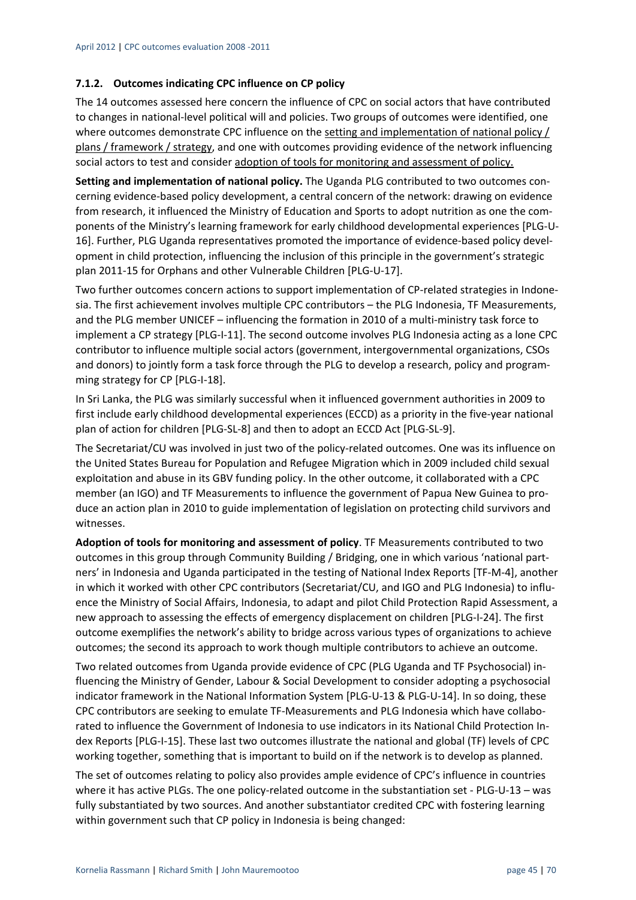### 7.1.2. Outcomes indicating CPC influence on CP policy

The 14 outcomes assessed here concern the influence of CPC on social actors that have contributed to changes in national-level political will and policies. Two groups of outcomes were identified, one where outcomes demonstrate CPC influence on the setting and implementation of national policy / plans / framework / strategy, and one with outcomes providing evidence of the network influencing social actors to test and consider adoption of tools for monitoring and assessment of policy.

**Setting and implementation of national policy.** The Uganda PLG contributed to two outcomes concerning evidence-based policy development, a central concern of the network: drawing on evidence from research, it influenced the Ministry of Education and Sports to adopt nutrition as one the components of the Ministry's learning framework for early childhood developmental experiences [PLG-U-16]. Further, PLG Uganda representatives promoted the importance of evidence-based policy development in child protection, influencing the inclusion of this principle in the government's strategic plan 2011-15 for Orphans and other Vulnerable Children [PLG-U-17].

Two further outcomes concern actions to support implementation of CP-related strategies in Indonesia. The first achievement involves multiple CPC contributors – the PLG Indonesia, TF Measurements, and the PLG member UNICEF – influencing the formation in 2010 of a multi-ministry task force to implement a CP strategy [PLG-I-11]. The second outcome involves PLG Indonesia acting as a lone CPC contributor to influence multiple social actors (government, intergovernmental organizations, CSOs and donors) to jointly form a task force through the PLG to develop a research, policy and programming strategy for CP [PLG-I-18].

In Sri Lanka, the PLG was similarly successful when it influenced government authorities in 2009 to first include early childhood developmental experiences (ECCD) as a priority in the five-year national plan of action for children [PLG-SL-8] and then to adopt an ECCD Act [PLG-SL-9].

The Secretariat/CU was involved in just two of the policy-related outcomes. One was its influence on the United States Bureau for Population and Refugee Migration which in 2009 included child sexual exploitation and abuse in its GBV funding policy. In the other outcome, it collaborated with a CPC member (an IGO) and TF Measurements to influence the government of Papua New Guinea to produce an action plan in 2010 to guide implementation of legislation on protecting child survivors and witnesses.

**Adoption of tools for monitoring and assessment of policy**. TF Measurements contributed to two outcomes in this group through Community Building / Bridging, one in which various 'national partners' in Indonesia and Uganda participated in the testing of National Index Reports [TF-M-4], another in which it worked with other CPC contributors (Secretariat/CU, and IGO and PLG Indonesia) to influence the Ministry of Social Affairs, Indonesia, to adapt and pilot Child Protection Rapid Assessment, a new approach to assessing the effects of emergency displacement on children [PLG-I-24]. The first outcome exemplifies the network's ability to bridge across various types of organizations to achieve outcomes; the second its approach to work though multiple contributors to achieve an outcome.

Two related outcomes from Uganda provide evidence of CPC (PLG Uganda and TF Psychosocial) influencing the Ministry of Gender, Labour & Social Development to consider adopting a psychosocial indicator framework in the National Information System [PLG-U-13 & PLG-U-14]. In so doing, these CPC contributors are seeking to emulate TF-Measurements and PLG Indonesia which have collaborated to influence the Government of Indonesia to use indicators in its National Child Protection Index Reports [PLG-I-15]. These last two outcomes illustrate the national and global (TF) levels of CPC working together, something that is important to build on if the network is to develop as planned.

The set of outcomes relating to policy also provides ample evidence of CPC's influence in countries where it has active PLGs. The one policy-related outcome in the substantiation set - PLG-U-13 – was fully substantiated by two sources. And another substantiator credited CPC with fostering learning within government such that CP policy in Indonesia is being changed: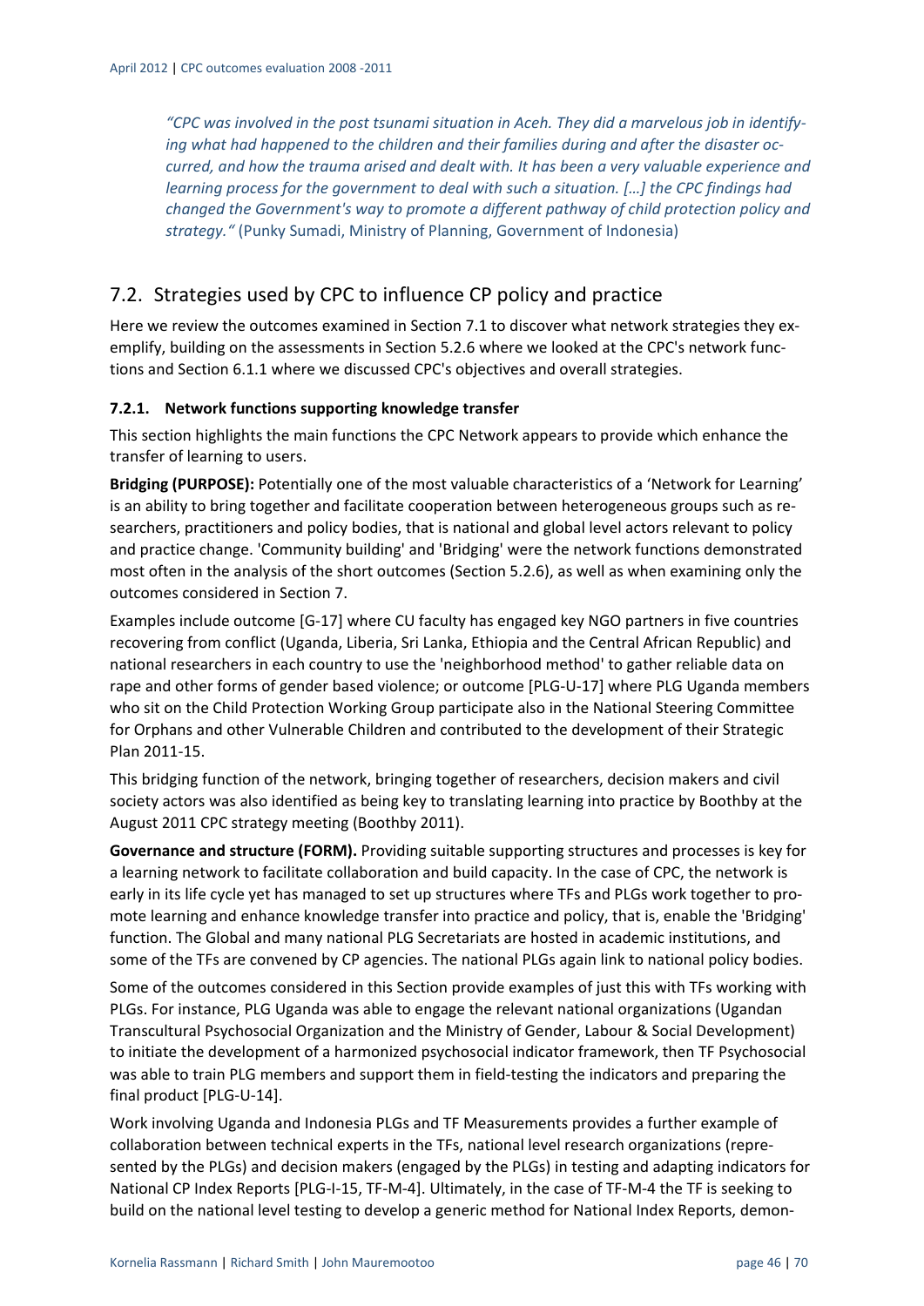*"CPC was involved in the post tsunami situation in Aceh. They did a marvelous job in identifying what had happened to the children and their families during and after the disaster occurred, and how the trauma arised and dealt with. It has been a very valuable experience and learning process for the government to deal with such a situation. […] the CPC findings had changed the Government's way to promote a different pathway of child protection policy and strategy."* (Punky Sumadi, Ministry of Planning, Government of Indonesia)

## 7.2. Strategies used by CPC to influence CP policy and practice

Here we review the outcomes examined in Section 7.1 to discover what network strategies they exemplify, building on the assessments in Section 5.2.6 where we looked at the CPC's network functions and Section 6.1.1 where we discussed CPC's objectives and overall strategies.

### 7.2.1. Network functions supporting knowledge transfer

This section highlights the main functions the CPC Network appears to provide which enhance the transfer of learning to users.

**Bridging (PURPOSE):** Potentially one of the most valuable characteristics of a 'Network for Learning' is an ability to bring together and facilitate cooperation between heterogeneous groups such as researchers, practitioners and policy bodies, that is national and global level actors relevant to policy and practice change. 'Community building' and 'Bridging' were the network functions demonstrated most often in the analysis of the short outcomes (Section 5.2.6), as well as when examining only the outcomes considered in Section 7.

Examples include outcome [G-17] where CU faculty has engaged key NGO partners in five countries recovering from conflict (Uganda, Liberia, Sri Lanka, Ethiopia and the Central African Republic) and national researchers in each country to use the 'neighborhood method' to gather reliable data on rape and other forms of gender based violence; or outcome [PLG-U-17] where PLG Uganda members who sit on the Child Protection Working Group participate also in the National Steering Committee for Orphans and other Vulnerable Children and contributed to the development of their Strategic Plan 2011-15.

This bridging function of the network, bringing together of researchers, decision makers and civil society actors was also identified as being key to translating learning into practice by Boothby at the August 2011 CPC strategy meeting (Boothby 2011).

**Governance and structure (FORM).** Providing suitable supporting structures and processes is key for a learning network to facilitate collaboration and build capacity. In the case of CPC, the network is early in its life cycle yet has managed to set up structures where TFs and PLGs work together to promote learning and enhance knowledge transfer into practice and policy, that is, enable the 'Bridging' function. The Global and many national PLG Secretariats are hosted in academic institutions, and some of the TFs are convened by CP agencies. The national PLGs again link to national policy bodies.

Some of the outcomes considered in this Section provide examples of just this with TFs working with PLGs. For instance, PLG Uganda was able to engage the relevant national organizations (Ugandan Transcultural Psychosocial Organization and the Ministry of Gender, Labour & Social Development) to initiate the development of a harmonized psychosocial indicator framework, then TF Psychosocial was able to train PLG members and support them in field-testing the indicators and preparing the final product [PLG-U-14].

Work involving Uganda and Indonesia PLGs and TF Measurements provides a further example of collaboration between technical experts in the TFs, national level research organizations (represented by the PLGs) and decision makers (engaged by the PLGs) in testing and adapting indicators for National CP Index Reports [PLG-I-15, TF-M-4]. Ultimately, in the case of TF-M-4 the TF is seeking to build on the national level testing to develop a generic method for National Index Reports, demon-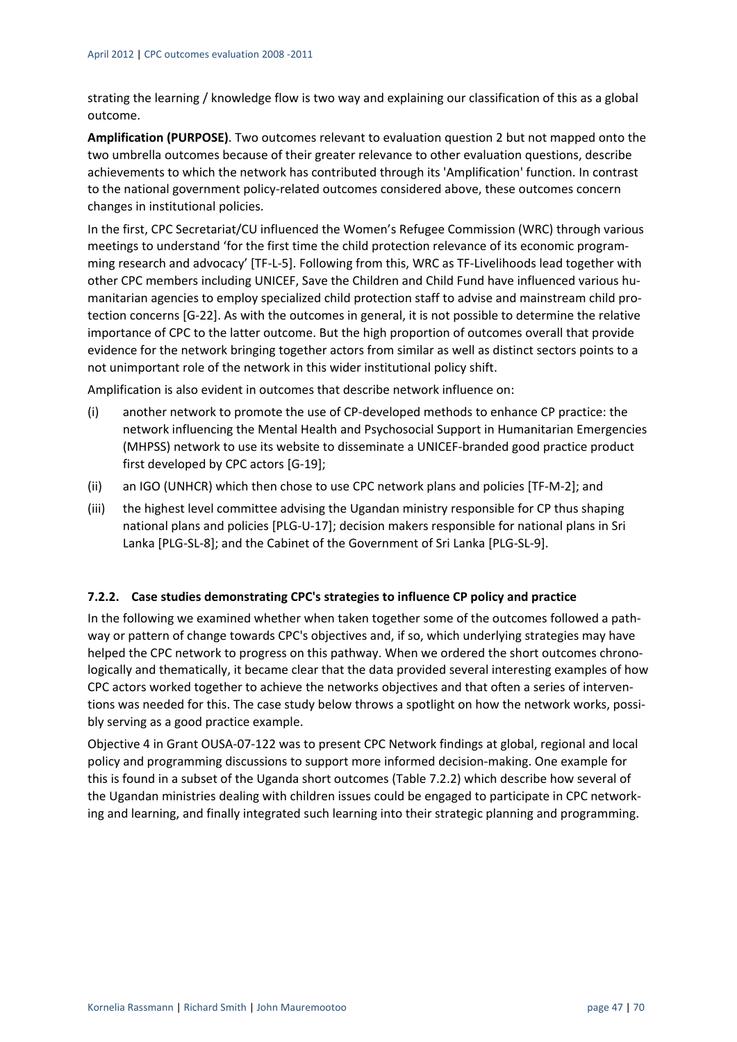strating the learning / knowledge flow is two way and explaining our classification of this as a global outcome.

**Amplification (PURPOSE)**. Two outcomes relevant to evaluation question 2 but not mapped onto the two umbrella outcomes because of their greater relevance to other evaluation questions, describe achievements to which the network has contributed through its 'Amplification' function. In contrast to the national government policy-related outcomes considered above, these outcomes concern changes in institutional policies.

In the first, CPC Secretariat/CU influenced the Women's Refugee Commission (WRC) through various meetings to understand 'for the first time the child protection relevance of its economic programming research and advocacy' [TF-L-5]. Following from this, WRC as TF-Livelihoods lead together with other CPC members including UNICEF, Save the Children and Child Fund have influenced various humanitarian agencies to employ specialized child protection staff to advise and mainstream child protection concerns [G-22]. As with the outcomes in general, it is not possible to determine the relative importance of CPC to the latter outcome. But the high proportion of outcomes overall that provide evidence for the network bringing together actors from similar as well as distinct sectors points to a not unimportant role of the network in this wider institutional policy shift.

Amplification is also evident in outcomes that describe network influence on:

(i) another network to promote the use of CP-developed methods to enhance CP practice: the network influencing the Mental Health and Psychosocial Support in Humanitarian Emergencies (MHPSS) network to use its website to disseminate a UNICEF-branded good practice product first developed by CPC actors [G-19];

(ii) an IGO (UNHCR) which then chose to use CPC network plans and policies [TF-M-2]; and

(iii) the highest level committee advising the Ugandan ministry responsible for CP thus shaping national plans and policies [PLG-U-17]; decision makers responsible for national plans in Sri Lanka [PLG-SL-8]; and the Cabinet of the Government of Sri Lanka [PLG-SL-9].

### 7.2.2. Case studies demonstrating CPC's strategies to influence CP policy and practice

In the following we examined whether when taken together some of the outcomes followed a pathway or pattern of change towards CPC's objectives and, if so, which underlying strategies may have helped the CPC network to progress on this pathway. When we ordered the short outcomes chronologically and thematically, it became clear that the data provided several interesting examples of how CPC actors worked together to achieve the networks objectives and that often a series of interventions was needed for this. The case study below throws a spotlight on how the network works, possibly serving as a good practice example.

Objective 4 in Grant OUSA-07-122 was to present CPC Network findings at global, regional and local policy and programming discussions to support more informed decision-making. One example for this is found in a subset of the Uganda short outcomes (Table 7.2.2) which describe how several of the Ugandan ministries dealing with children issues could be engaged to participate in CPC networking and learning, and finally integrated such learning into their strategic planning and programming.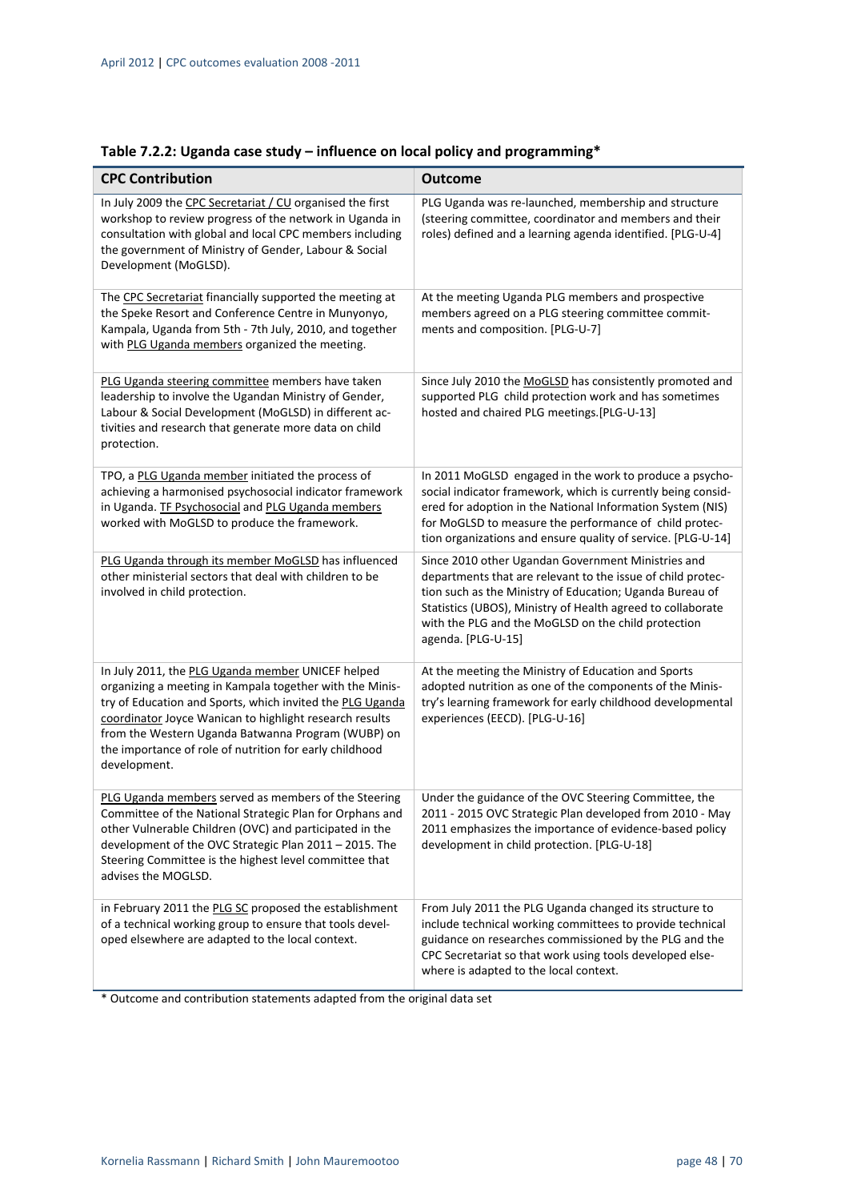**Table 7.2.2: Uganda case study – influence on local policy and programming***

| CPC Contribution | Outcome |
|---|---|
| In July 2009 the CPC Secretariat / CU organised the first workshop to review progress of the network in Uganda in consultation with global and local CPC members including the government of Ministry of Gender, Labour & Social Development (MoGLSD). | PLG Uganda was re-launched, membership and structure (steering committee, coordinator and members and their roles) defined and a learning agenda identified. [PLG-U-4] |
| The CPC Secretariat financially supported the meeting at the Speke Resort and Conference Centre in Munyonyo, Kampala, Uganda from 5th - 7th July, 2010, and together with PLG Uganda members organized the meeting. | At the meeting Uganda PLG members and prospective members agreed on a PLG steering committee commitments and composition. [PLG-U-7] |
| PLG Uganda steering committee members have taken leadership to involve the Ugandan Ministry of Gender, Labour & Social Development (MoGLSD) in different activities and research that generate more data on child protection. | Since July 2010 the MoGLSD has consistently promoted and supported PLG child protection work and has sometimes hosted and chaired PLG meetings.[PLG-U-13] |
| TPO, a PLG Uganda member initiated the process of achieving a harmonised psychosocial indicator framework in Uganda. TF Psychosocial and PLG Uganda members worked with MoGLSD to produce the framework. | In 2011 MoGLSD engaged in the work to produce a psychosocial indicator framework, which is currently being considered for adoption in the National Information System (NIS) for MoGLSD to measure the performance of child protection organizations and ensure quality of service. [PLG-U-14] |
| PLG Uganda through its member MoGLSD has influenced other ministerial sectors that deal with children to be involved in child protection. | Since 2010 other Ugandan Government Ministries and departments that are relevant to the issue of child protection such as the Ministry of Education; Uganda Bureau of Statistics (UBOS), Ministry of Health agreed to collaborate with the PLG and the MoGLSD on the child protection agenda. [PLG-U-15] |
| In July 2011, the PLG Uganda member UNICEF helped organizing a meeting in Kampala together with the Ministry of Education and Sports, which invited the PLG Uganda coordinator Joyce Wanican to highlight research results from the Western Uganda Batwanna Program (WUBP) on the importance of role of nutrition for early childhood development. | At the meeting the Ministry of Education and Sports adopted nutrition as one of the components of the Ministry's learning framework for early childhood developmental experiences (EECD). [PLG-U-16] |
| PLG Uganda members served as members of the Steering Committee of the National Strategic Plan for Orphans and other Vulnerable Children (OVC) and participated in the development of the OVC Strategic Plan 2011 – 2015. The Steering Committee is the highest level committee that advises the MOGLSD. | Under the guidance of the OVC Steering Committee, the 2011 - 2015 OVC Strategic Plan developed from 2010 - May 2011 emphasizes the importance of evidence-based policy development in child protection. [PLG-U-18] |
| in February 2011 the PLG SC proposed the establishment of a technical working group to ensure that tools developed elsewhere are adapted to the local context. | From July 2011 the PLG Uganda changed its structure to include technical working committees to provide technical guidance on researches commissioned by the PLG and the CPC Secretariat so that work using tools developed elsewhere is adapted to the local context. |

* Outcome and contribution statements adapted from the original data set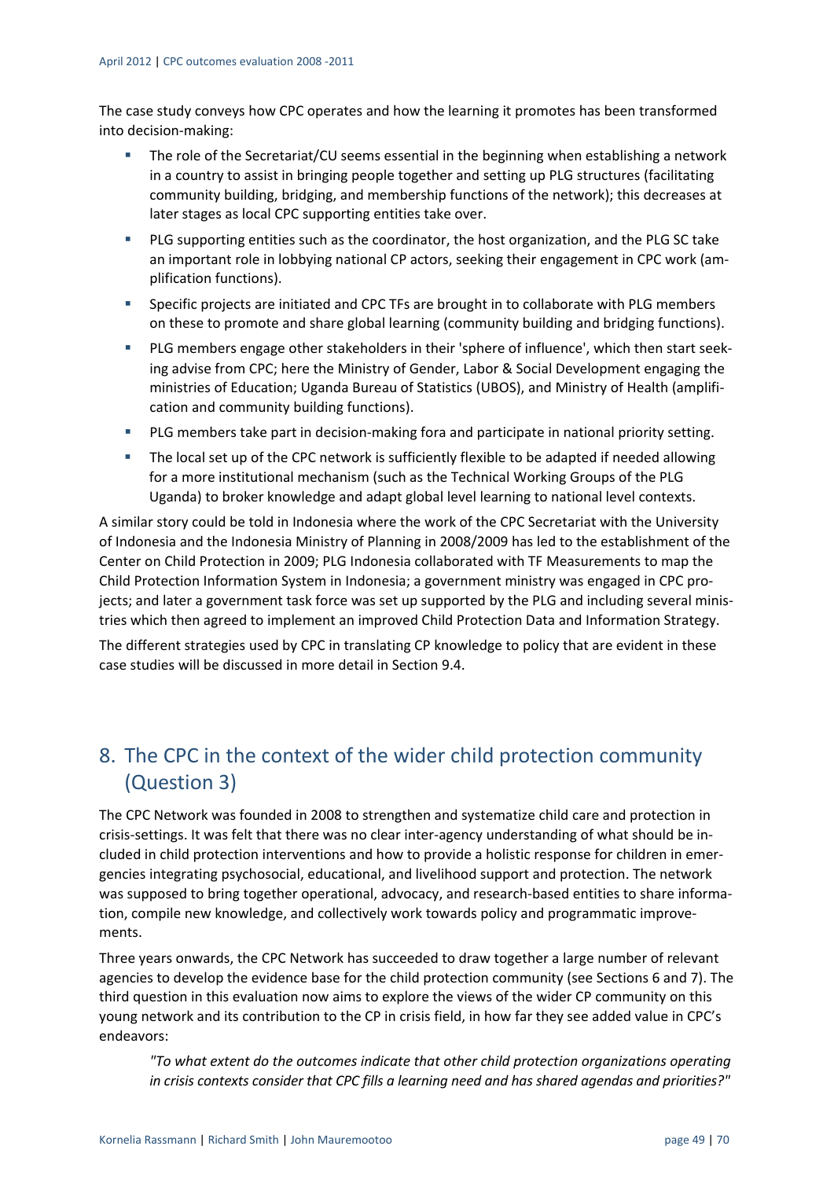The case study conveys how CPC operates and how the learning it promotes has been transformed into decision-making:

- The role of the Secretariat/CU seems essential in the beginning when establishing a network in a country to assist in bringing people together and setting up PLG structures (facilitating community building, bridging, and membership functions of the network); this decreases at later stages as local CPC supporting entities take over.
- PLG supporting entities such as the coordinator, the host organization, and the PLG SC take an important role in lobbying national CP actors, seeking their engagement in CPC work (amplification functions).
- Specific projects are initiated and CPC TFs are brought in to collaborate with PLG members on these to promote and share global learning (community building and bridging functions).
- PLG members engage other stakeholders in their 'sphere of influence', which then start seeking advise from CPC; here the Ministry of Gender, Labor & Social Development engaging the ministries of Education; Uganda Bureau of Statistics (UBOS), and Ministry of Health (amplification and community building functions).
- PLG members take part in decision-making fora and participate in national priority setting.
- The local set up of the CPC network is sufficiently flexible to be adapted if needed allowing for a more institutional mechanism (such as the Technical Working Groups of the PLG Uganda) to broker knowledge and adapt global level learning to national level contexts.

A similar story could be told in Indonesia where the work of the CPC Secretariat with the University of Indonesia and the Indonesia Ministry of Planning in 2008/2009 has led to the establishment of the Center on Child Protection in 2009; PLG Indonesia collaborated with TF Measurements to map the Child Protection Information System in Indonesia; a government ministry was engaged in CPC projects; and later a government task force was set up supported by the PLG and including several ministries which then agreed to implement an improved Child Protection Data and Information Strategy.

The different strategies used by CPC in translating CP knowledge to policy that are evident in these case studies will be discussed in more detail in Section 9.4.

# 8. The CPC in the context of the wider child protection community (Question 3)

The CPC Network was founded in 2008 to strengthen and systematize child care and protection in crisis-settings. It was felt that there was no clear inter-agency understanding of what should be included in child protection interventions and how to provide a holistic response for children in emergencies integrating psychosocial, educational, and livelihood support and protection. The network was supposed to bring together operational, advocacy, and research-based entities to share information, compile new knowledge, and collectively work towards policy and programmatic improvements.

Three years onwards, the CPC Network has succeeded to draw together a large number of relevant agencies to develop the evidence base for the child protection community (see Sections 6 and 7). The third question in this evaluation now aims to explore the views of the wider CP community on this young network and its contribution to the CP in crisis field, in how far they see added value in CPC's endeavors:

> *"To what extent do the outcomes indicate that other child protection organizations operating in crisis contexts consider that CPC fills a learning need and has shared agendas and priorities?"*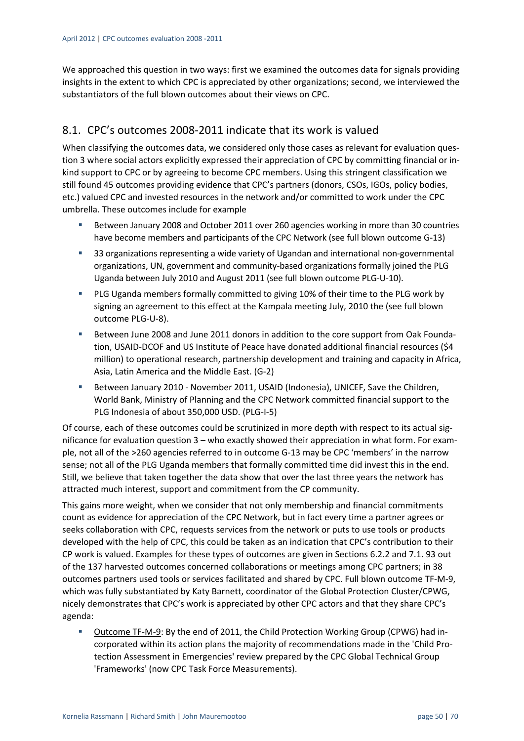We approached this question in two ways: first we examined the outcomes data for signals providing insights in the extent to which CPC is appreciated by other organizations; second, we interviewed the substantiators of the full blown outcomes about their views on CPC.

## 8.1. CPC's outcomes 2008-2011 indicate that its work is valued

When classifying the outcomes data, we considered only those cases as relevant for evaluation question 3 where social actors explicitly expressed their appreciation of CPC by committing financial or in-kind support to CPC or by agreeing to become CPC members. Using this stringent classification we still found 45 outcomes providing evidence that CPC's partners (donors, CSOs, IGOs, policy bodies, etc.) valued CPC and invested resources in the network and/or committed to work under the CPC umbrella. These outcomes include for example

- Between January 2008 and October 2011 over 260 agencies working in more than 30 countries have become members and participants of the CPC Network (see full blown outcome G-13)
- 33 organizations representing a wide variety of Ugandan and international non-governmental organizations, UN, government and community-based organizations formally joined the PLG Uganda between July 2010 and August 2011 (see full blown outcome PLG-U-10).
- PLG Uganda members formally committed to giving 10% of their time to the PLG work by signing an agreement to this effect at the Kampala meeting July, 2010 the (see full blown outcome PLG-U-8).
- Between June 2008 and June 2011 donors in addition to the core support from Oak Foundation, USAID-DCOF and US Institute of Peace have donated additional financial resources ($4 million) to operational research, partnership development and training and capacity in Africa, Asia, Latin America and the Middle East. (G-2)
- Between January 2010 - November 2011, USAID (Indonesia), UNICEF, Save the Children, World Bank, Ministry of Planning and the CPC Network committed financial support to the PLG Indonesia of about 350,000 USD. (PLG-I-5)

Of course, each of these outcomes could be scrutinized in more depth with respect to its actual significance for evaluation question 3 – who exactly showed their appreciation in what form. For example, not all of the >260 agencies referred to in outcome G-13 may be CPC 'members' in the narrow sense; not all of the PLG Uganda members that formally committed time did invest this in the end. Still, we believe that taken together the data show that over the last three years the network has attracted much interest, support and commitment from the CP community.

This gains more weight, when we consider that not only membership and financial commitments count as evidence for appreciation of the CPC Network, but in fact every time a partner agrees or seeks collaboration with CPC, requests services from the network or puts to use tools or products developed with the help of CPC, this could be taken as an indication that CPC's contribution to their CP work is valued. Examples for these types of outcomes are given in Sections 6.2.2 and 7.1. 93 out of the 137 harvested outcomes concerned collaborations or meetings among CPC partners; in 38 outcomes partners used tools or services facilitated and shared by CPC. Full blown outcome TF-M-9, which was fully substantiated by Katy Barnett, coordinator of the Global Protection Cluster/CPWG, nicely demonstrates that CPC's work is appreciated by other CPC actors and that they share CPC's agenda:

- Outcome TF-M-9: By the end of 2011, the Child Protection Working Group (CPWG) had incorporated within its action plans the majority of recommendations made in the 'Child Protection Assessment in Emergencies' review prepared by the CPC Global Technical Group 'Frameworks' (now CPC Task Force Measurements).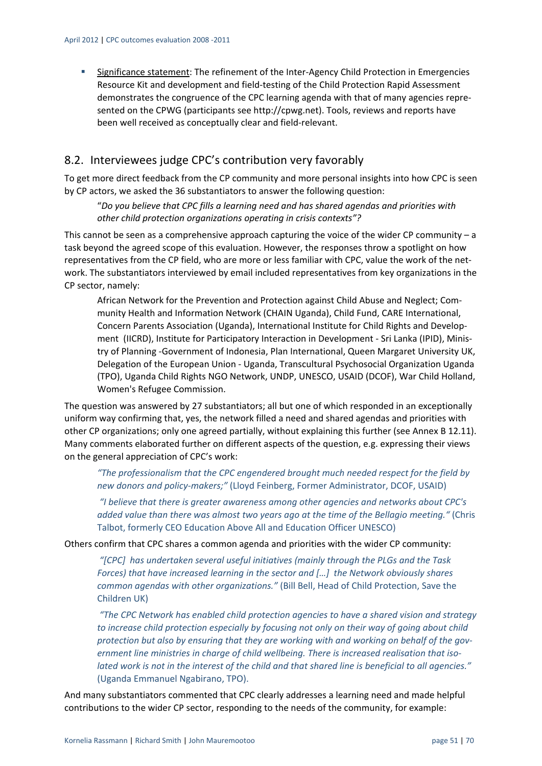- Significance statement: The refinement of the Inter-Agency Child Protection in Emergencies Resource Kit and development and field-testing of the Child Protection Rapid Assessment demonstrates the congruence of the CPC learning agenda with that of many agencies represented on the CPWG (participants see http://cpwg.net). Tools, reviews and reports have been well received as conceptually clear and field-relevant.

## 8.2. Interviewees judge CPC's contribution very favorably

To get more direct feedback from the CP community and more personal insights into how CPC is seen by CP actors, we asked the 36 substantiators to answer the following question:

> "*Do you believe that CPC fills a learning need and has shared agendas and priorities with other child protection organizations operating in crisis contexts"?*

This cannot be seen as a comprehensive approach capturing the voice of the wider CP community – a task beyond the agreed scope of this evaluation. However, the responses throw a spotlight on how representatives from the CP field, who are more or less familiar with CPC, value the work of the network. The substantiators interviewed by email included representatives from key organizations in the CP sector, namely:

> African Network for the Prevention and Protection against Child Abuse and Neglect; Community Health and Information Network (CHAIN Uganda), Child Fund, CARE International, Concern Parents Association (Uganda), International Institute for Child Rights and Development (IICRD), Institute for Participatory Interaction in Development - Sri Lanka (IPID), Ministry of Planning -Government of Indonesia, Plan International, Queen Margaret University UK, Delegation of the European Union - Uganda, Transcultural Psychosocial Organization Uganda (TPO), Uganda Child Rights NGO Network, UNDP, UNESCO, USAID (DCOF), War Child Holland, Women's Refugee Commission.

The question was answered by 27 substantiators; all but one of which responded in an exceptionally uniform way confirming that, yes, the network filled a need and shared agendas and priorities with other CP organizations; only one agreed partially, without explaining this further (see Annex B 12.11). Many comments elaborated further on different aspects of the question, e.g. expressing their views on the general appreciation of CPC's work:

> *"The professionalism that the CPC engendered brought much needed respect for the field by new donors and policy-makers;"* (Lloyd Feinberg, Former Administrator, DCOF, USAID)
>
> *"I believe that there is greater awareness among other agencies and networks about CPC's added value than there was almost two years ago at the time of the Bellagio meeting."* (Chris Talbot, formerly CEO Education Above All and Education Officer UNESCO)

Others confirm that CPC shares a common agenda and priorities with the wider CP community:

> *"[CPC] has undertaken several useful initiatives (mainly through the PLGs and the Task Forces) that have increased learning in the sector and […] the Network obviously shares common agendas with other organizations."* (Bill Bell, Head of Child Protection, Save the Children UK)
>
> *"The CPC Network has enabled child protection agencies to have a shared vision and strategy to increase child protection especially by focusing not only on their way of going about child protection but also by ensuring that they are working with and working on behalf of the government line ministries in charge of child wellbeing. There is increased realisation that isolated work is not in the interest of the child and that shared line is beneficial to all agencies."* (Uganda Emmanuel Ngabirano, TPO).

And many substantiators commented that CPC clearly addresses a learning need and made helpful contributions to the wider CP sector, responding to the needs of the community, for example: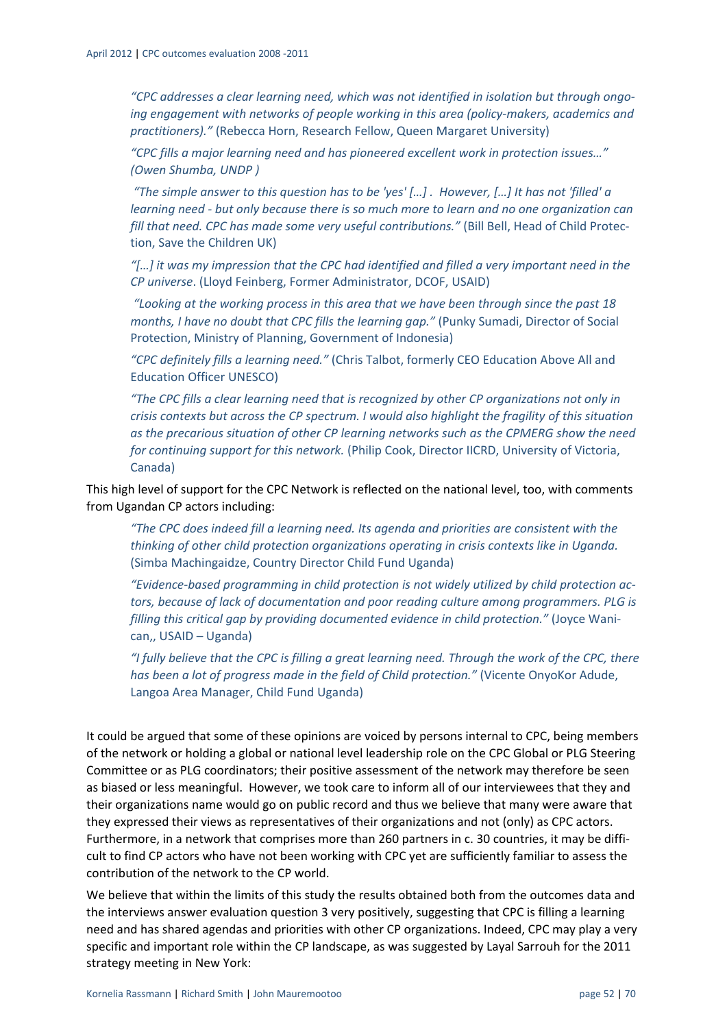> *"CPC addresses a clear learning need, which was not identified in isolation but through ongoing engagement with networks of people working in this area (policy-makers, academics and practitioners)."* (Rebecca Horn, Research Fellow, Queen Margaret University)

> *"CPC fills a major learning need and has pioneered excellent work in protection issues…" (Owen Shumba, UNDP )*

> *"The simple answer to this question has to be 'yes' […] . However, […] It has not 'filled' a learning need - but only because there is so much more to learn and no one organization can fill that need. CPC has made some very useful contributions."* (Bill Bell, Head of Child Protection, Save the Children UK)

> *"[…] it was my impression that the CPC had identified and filled a very important need in the CP universe*. (Lloyd Feinberg, Former Administrator, DCOF, USAID)

> *"Looking at the working process in this area that we have been through since the past 18 months, I have no doubt that CPC fills the learning gap."* (Punky Sumadi, Director of Social Protection, Ministry of Planning, Government of Indonesia)

> *"CPC definitely fills a learning need."* (Chris Talbot, formerly CEO Education Above All and Education Officer UNESCO)

> *"The CPC fills a clear learning need that is recognized by other CP organizations not only in crisis contexts but across the CP spectrum. I would also highlight the fragility of this situation as the precarious situation of other CP learning networks such as the CPMERG show the need for continuing support for this network.* (Philip Cook, Director IICRD, University of Victoria, Canada)

This high level of support for the CPC Network is reflected on the national level, too, with comments from Ugandan CP actors including:

> *"The CPC does indeed fill a learning need. Its agenda and priorities are consistent with the thinking of other child protection organizations operating in crisis contexts like in Uganda.* (Simba Machingaidze, Country Director Child Fund Uganda)

> *"Evidence-based programming in child protection is not widely utilized by child protection actors, because of lack of documentation and poor reading culture among programmers. PLG is filling this critical gap by providing documented evidence in child protection."* (Joyce Wanican,, USAID – Uganda)

> *"I fully believe that the CPC is filling a great learning need. Through the work of the CPC, there has been a lot of progress made in the field of Child protection."* (Vicente OnyoKor Adude, Langoa Area Manager, Child Fund Uganda)

It could be argued that some of these opinions are voiced by persons internal to CPC, being members of the network or holding a global or national level leadership role on the CPC Global or PLG Steering Committee or as PLG coordinators; their positive assessment of the network may therefore be seen as biased or less meaningful. However, we took care to inform all of our interviewees that they and their organizations name would go on public record and thus we believe that many were aware that they expressed their views as representatives of their organizations and not (only) as CPC actors. Furthermore, in a network that comprises more than 260 partners in c. 30 countries, it may be difficult to find CP actors who have not been working with CPC yet are sufficiently familiar to assess the contribution of the network to the CP world.

We believe that within the limits of this study the results obtained both from the outcomes data and the interviews answer evaluation question 3 very positively, suggesting that CPC is filling a learning need and has shared agendas and priorities with other CP organizations. Indeed, CPC may play a very specific and important role within the CP landscape, as was suggested by Layal Sarrouh for the 2011 strategy meeting in New York: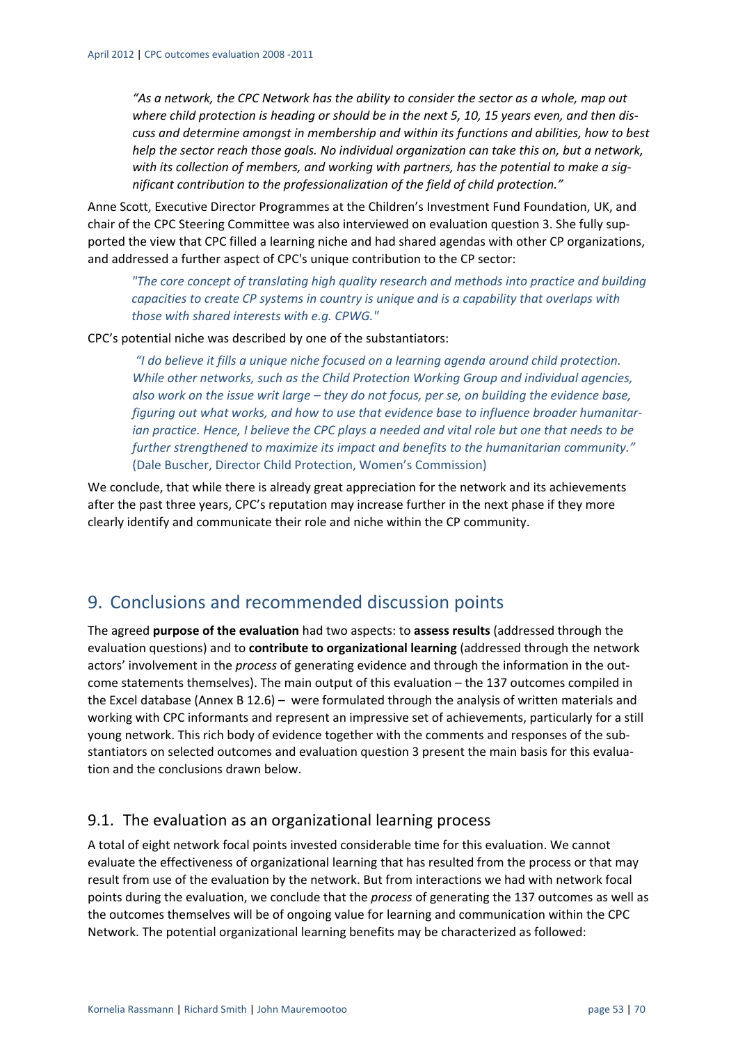> *"As a network, the CPC Network has the ability to consider the sector as a whole, map out where child protection is heading or should be in the next 5, 10, 15 years even, and then discuss and determine amongst in membership and within its functions and abilities, how to best help the sector reach those goals. No individual organization can take this on, but a network, with its collection of members, and working with partners, has the potential to make a significant contribution to the professionalization of the field of child protection."*

Anne Scott, Executive Director Programmes at the Children's Investment Fund Foundation, UK, and chair of the CPC Steering Committee was also interviewed on evaluation question 3. She fully supported the view that CPC filled a learning niche and had shared agendas with other CP organizations, and addressed a further aspect of CPC's unique contribution to the CP sector:

> *"The core concept of translating high quality research and methods into practice and building capacities to create CP systems in country is unique and is a capability that overlaps with those with shared interests with e.g. CPWG."*

CPC's potential niche was described by one of the substantiators:

> *"I do believe it fills a unique niche focused on a learning agenda around child protection. While other networks, such as the Child Protection Working Group and individual agencies, also work on the issue writ large – they do not focus, per se, on building the evidence base, figuring out what works, and how to use that evidence base to influence broader humanitarian practice. Hence, I believe the CPC plays a needed and vital role but one that needs to be further strengthened to maximize its impact and benefits to the humanitarian community."* (Dale Buscher, Director Child Protection, Women's Commission)

We conclude, that while there is already great appreciation for the network and its achievements after the past three years, CPC's reputation may increase further in the next phase if they more clearly identify and communicate their role and niche within the CP community.

## 9. Conclusions and recommended discussion points

The agreed **purpose of the evaluation** had two aspects: to **assess results** (addressed through the evaluation questions) and to **contribute to organizational learning** (addressed through the network actors' involvement in the *process* of generating evidence and through the information in the outcome statements themselves). The main output of this evaluation – the 137 outcomes compiled in the Excel database (Annex B 12.6) – were formulated through the analysis of written materials and working with CPC informants and represent an impressive set of achievements, particularly for a still young network. This rich body of evidence together with the comments and responses of the substantiators on selected outcomes and evaluation question 3 present the main basis for this evaluation and the conclusions drawn below.

### 9.1. The evaluation as an organizational learning process

A total of eight network focal points invested considerable time for this evaluation. We cannot evaluate the effectiveness of organizational learning that has resulted from the process or that may result from use of the evaluation by the network. But from interactions we had with network focal points during the evaluation, we conclude that the *process* of generating the 137 outcomes as well as the outcomes themselves will be of ongoing value for learning and communication within the CPC Network. The potential organizational learning benefits may be characterized as followed: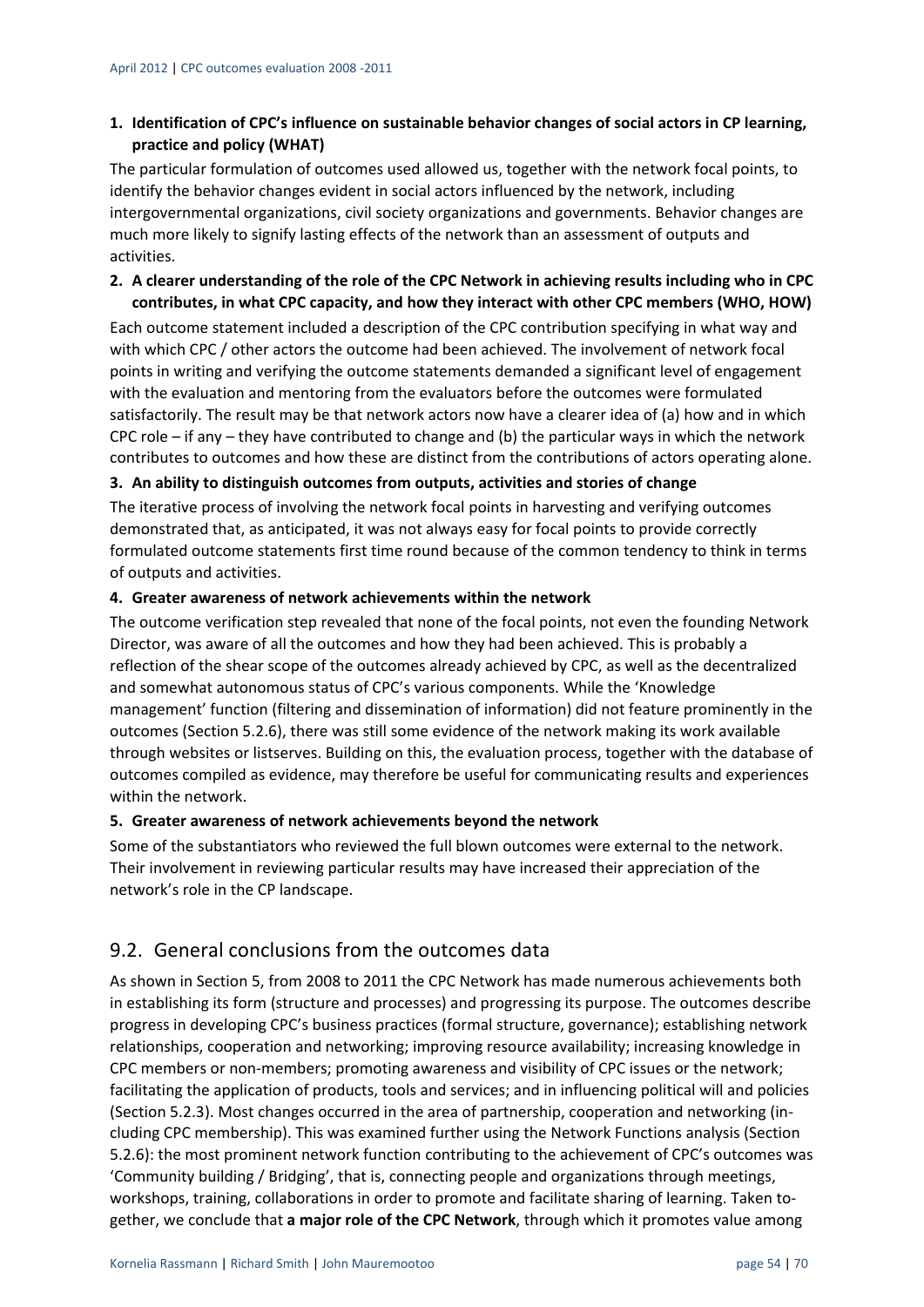**1. Identification of CPC's influence on sustainable behavior changes of social actors in CP learning, practice and policy (WHAT)**

The particular formulation of outcomes used allowed us, together with the network focal points, to identify the behavior changes evident in social actors influenced by the network, including intergovernmental organizations, civil society organizations and governments. Behavior changes are much more likely to signify lasting effects of the network than an assessment of outputs and activities.

**2. A clearer understanding of the role of the CPC Network in achieving results including who in CPC contributes, in what CPC capacity, and how they interact with other CPC members (WHO, HOW)**

Each outcome statement included a description of the CPC contribution specifying in what way and with which CPC / other actors the outcome had been achieved. The involvement of network focal points in writing and verifying the outcome statements demanded a significant level of engagement with the evaluation and mentoring from the evaluators before the outcomes were formulated satisfactorily. The result may be that network actors now have a clearer idea of (a) how and in which CPC role – if any – they have contributed to change and (b) the particular ways in which the network contributes to outcomes and how these are distinct from the contributions of actors operating alone.

**3. An ability to distinguish outcomes from outputs, activities and stories of change**

The iterative process of involving the network focal points in harvesting and verifying outcomes demonstrated that, as anticipated, it was not always easy for focal points to provide correctly formulated outcome statements first time round because of the common tendency to think in terms of outputs and activities.

**4. Greater awareness of network achievements within the network**

The outcome verification step revealed that none of the focal points, not even the founding Network Director, was aware of all the outcomes and how they had been achieved. This is probably a reflection of the shear scope of the outcomes already achieved by CPC, as well as the decentralized and somewhat autonomous status of CPC's various components. While the 'Knowledge management' function (filtering and dissemination of information) did not feature prominently in the outcomes (Section 5.2.6), there was still some evidence of the network making its work available through websites or listserves. Building on this, the evaluation process, together with the database of outcomes compiled as evidence, may therefore be useful for communicating results and experiences within the network.

**5. Greater awareness of network achievements beyond the network**

Some of the substantiators who reviewed the full blown outcomes were external to the network. Their involvement in reviewing particular results may have increased their appreciation of the network's role in the CP landscape.

## 9.2. General conclusions from the outcomes data

As shown in Section 5, from 2008 to 2011 the CPC Network has made numerous achievements both in establishing its form (structure and processes) and progressing its purpose. The outcomes describe progress in developing CPC's business practices (formal structure, governance); establishing network relationships, cooperation and networking; improving resource availability; increasing knowledge in CPC members or non-members; promoting awareness and visibility of CPC issues or the network; facilitating the application of products, tools and services; and in influencing political will and policies (Section 5.2.3). Most changes occurred in the area of partnership, cooperation and networking (including CPC membership). This was examined further using the Network Functions analysis (Section 5.2.6): the most prominent network function contributing to the achievement of CPC's outcomes was 'Community building / Bridging', that is, connecting people and organizations through meetings, workshops, training, collaborations in order to promote and facilitate sharing of learning. Taken together, we conclude that **a major role of the CPC Network**, through which it promotes value among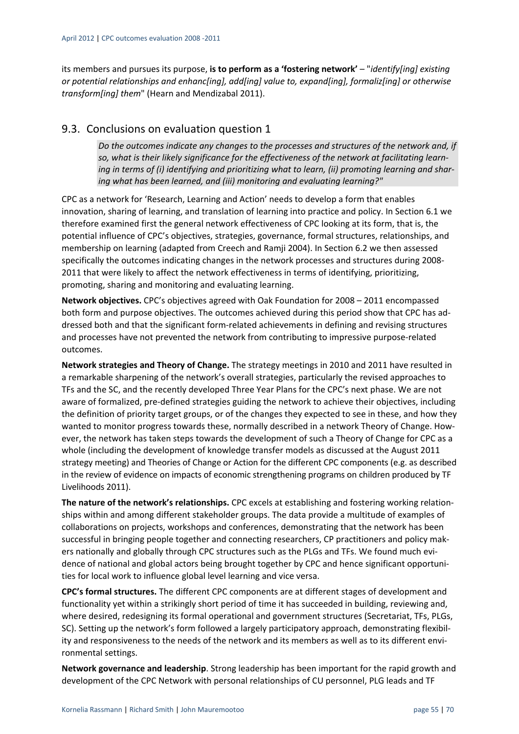its members and pursues its purpose, **is to perform as a 'fostering network'** – "*identify[ing] existing or potential relationships and enhanc[ing], add[ing] value to, expand[ing], formaliz[ing] or otherwise transform[ing] them*" (Hearn and Mendizabal 2011).

## 9.3. Conclusions on evaluation question 1

> *Do the outcomes indicate any changes to the processes and structures of the network and, if so, what is their likely significance for the effectiveness of the network at facilitating learning in terms of (i) identifying and prioritizing what to learn, (ii) promoting learning and sharing what has been learned, and (iii) monitoring and evaluating learning?"*

CPC as a network for 'Research, Learning and Action' needs to develop a form that enables innovation, sharing of learning, and translation of learning into practice and policy. In Section 6.1 we therefore examined first the general network effectiveness of CPC looking at its form, that is, the potential influence of CPC's objectives, strategies, governance, formal structures, relationships, and membership on learning (adapted from Creech and Ramji 2004). In Section 6.2 we then assessed specifically the outcomes indicating changes in the network processes and structures during 2008-2011 that were likely to affect the network effectiveness in terms of identifying, prioritizing, promoting, sharing and monitoring and evaluating learning.

**Network objectives.** CPC's objectives agreed with Oak Foundation for 2008 – 2011 encompassed both form and purpose objectives. The outcomes achieved during this period show that CPC has addressed both and that the significant form-related achievements in defining and revising structures and processes have not prevented the network from contributing to impressive purpose-related outcomes.

**Network strategies and Theory of Change.** The strategy meetings in 2010 and 2011 have resulted in a remarkable sharpening of the network's overall strategies, particularly the revised approaches to TFs and the SC, and the recently developed Three Year Plans for the CPC's next phase. We are not aware of formalized, pre-defined strategies guiding the network to achieve their objectives, including the definition of priority target groups, or of the changes they expected to see in these, and how they wanted to monitor progress towards these, normally described in a network Theory of Change. However, the network has taken steps towards the development of such a Theory of Change for CPC as a whole (including the development of knowledge transfer models as discussed at the August 2011 strategy meeting) and Theories of Change or Action for the different CPC components (e.g. as described in the review of evidence on impacts of economic strengthening programs on children produced by TF Livelihoods 2011).

**The nature of the network's relationships.** CPC excels at establishing and fostering working relationships within and among different stakeholder groups. The data provide a multitude of examples of collaborations on projects, workshops and conferences, demonstrating that the network has been successful in bringing people together and connecting researchers, CP practitioners and policy makers nationally and globally through CPC structures such as the PLGs and TFs. We found much evidence of national and global actors being brought together by CPC and hence significant opportunities for local work to influence global level learning and vice versa.

**CPC's formal structures.** The different CPC components are at different stages of development and functionality yet within a strikingly short period of time it has succeeded in building, reviewing and, where desired, redesigning its formal operational and government structures (Secretariat, TFs, PLGs, SC). Setting up the network's form followed a largely participatory approach, demonstrating flexibility and responsiveness to the needs of the network and its members as well as to its different environmental settings.

**Network governance and leadership**. Strong leadership has been important for the rapid growth and development of the CPC Network with personal relationships of CU personnel, PLG leads and TF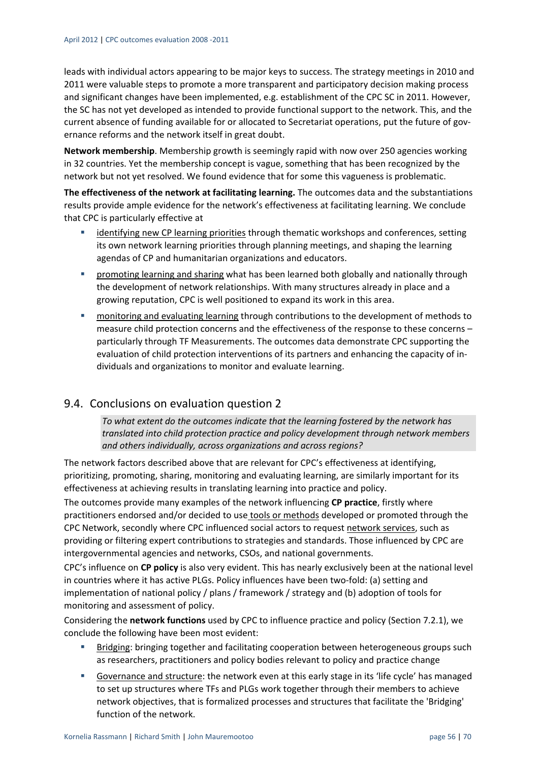leads with individual actors appearing to be major keys to success. The strategy meetings in 2010 and 2011 were valuable steps to promote a more transparent and participatory decision making process and significant changes have been implemented, e.g. establishment of the CPC SC in 2011. However, the SC has not yet developed as intended to provide functional support to the network. This, and the current absence of funding available for or allocated to Secretariat operations, put the future of governance reforms and the network itself in great doubt.

**Network membership**. Membership growth is seemingly rapid with now over 250 agencies working in 32 countries. Yet the membership concept is vague, something that has been recognized by the network but not yet resolved. We found evidence that for some this vagueness is problematic.

**The effectiveness of the network at facilitating learning.** The outcomes data and the substantiations results provide ample evidence for the network's effectiveness at facilitating learning. We conclude that CPC is particularly effective at

- identifying new CP learning priorities through thematic workshops and conferences, setting its own network learning priorities through planning meetings, and shaping the learning agendas of CP and humanitarian organizations and educators.
- promoting learning and sharing what has been learned both globally and nationally through the development of network relationships. With many structures already in place and a growing reputation, CPC is well positioned to expand its work in this area.
- monitoring and evaluating learning through contributions to the development of methods to measure child protection concerns and the effectiveness of the response to these concerns – particularly through TF Measurements. The outcomes data demonstrate CPC supporting the evaluation of child protection interventions of its partners and enhancing the capacity of individuals and organizations to monitor and evaluate learning.

## 9.4. Conclusions on evaluation question 2

*To what extent do the outcomes indicate that the learning fostered by the network has translated into child protection practice and policy development through network members and others individually, across organizations and across regions?*

The network factors described above that are relevant for CPC's effectiveness at identifying, prioritizing, promoting, sharing, monitoring and evaluating learning, are similarly important for its effectiveness at achieving results in translating learning into practice and policy.

The outcomes provide many examples of the network influencing **CP practice**, firstly where practitioners endorsed and/or decided to use tools or methods developed or promoted through the CPC Network, secondly where CPC influenced social actors to request network services, such as providing or filtering expert contributions to strategies and standards. Those influenced by CPC are intergovernmental agencies and networks, CSOs, and national governments.

CPC's influence on **CP policy** is also very evident. This has nearly exclusively been at the national level in countries where it has active PLGs. Policy influences have been two-fold: (a) setting and implementation of national policy / plans / framework / strategy and (b) adoption of tools for monitoring and assessment of policy.

Considering the **network functions** used by CPC to influence practice and policy (Section 7.2.1), we conclude the following have been most evident:

- Bridging: bringing together and facilitating cooperation between heterogeneous groups such as researchers, practitioners and policy bodies relevant to policy and practice change
- Governance and structure: the network even at this early stage in its 'life cycle' has managed to set up structures where TFs and PLGs work together through their members to achieve network objectives, that is formalized processes and structures that facilitate the 'Bridging' function of the network.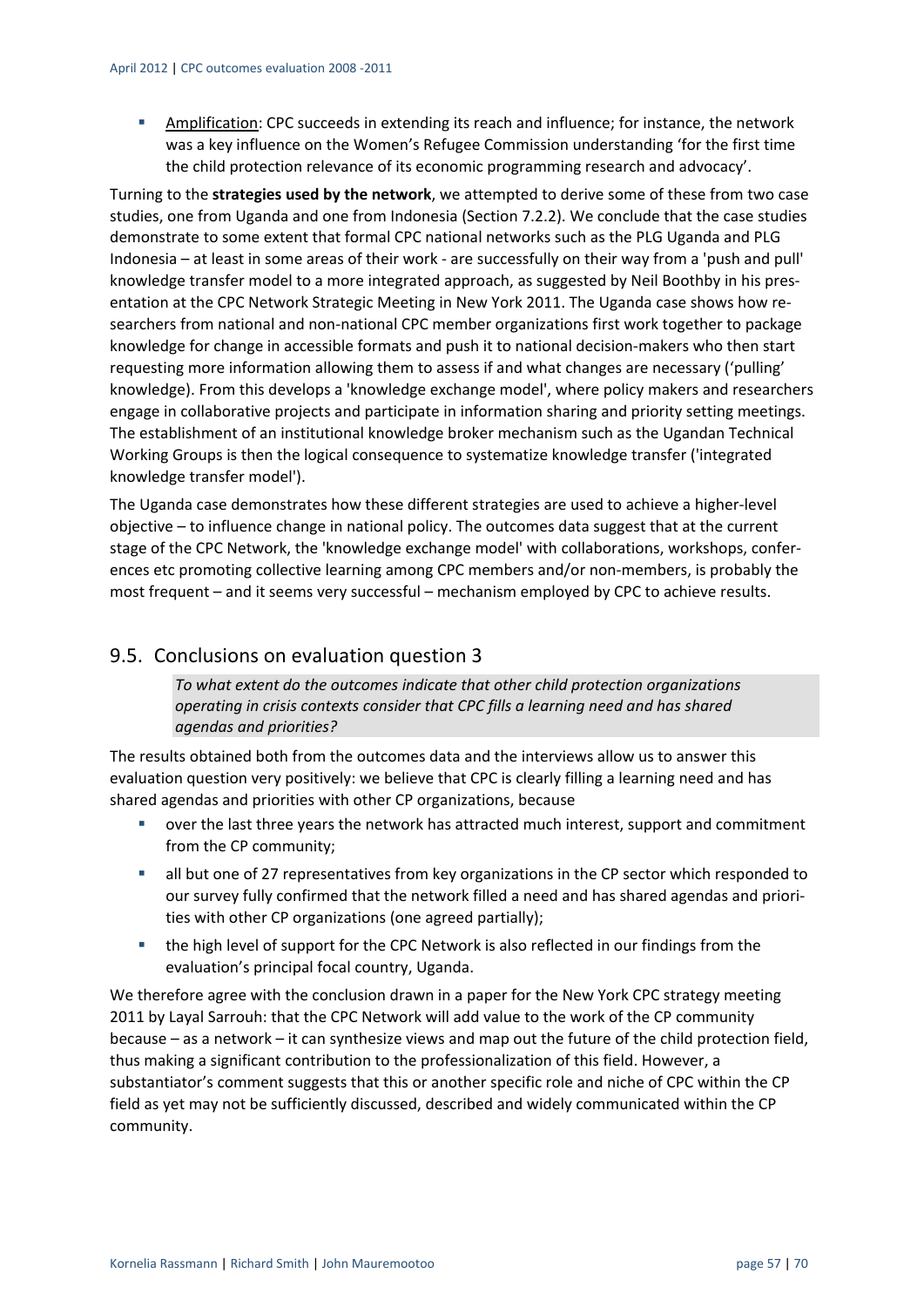- Amplification: CPC succeeds in extending its reach and influence; for instance, the network was a key influence on the Women's Refugee Commission understanding 'for the first time the child protection relevance of its economic programming research and advocacy'.

Turning to the **strategies used by the network**, we attempted to derive some of these from two case studies, one from Uganda and one from Indonesia (Section 7.2.2). We conclude that the case studies demonstrate to some extent that formal CPC national networks such as the PLG Uganda and PLG Indonesia – at least in some areas of their work - are successfully on their way from a 'push and pull' knowledge transfer model to a more integrated approach, as suggested by Neil Boothby in his presentation at the CPC Network Strategic Meeting in New York 2011. The Uganda case shows how researchers from national and non-national CPC member organizations first work together to package knowledge for change in accessible formats and push it to national decision-makers who then start requesting more information allowing them to assess if and what changes are necessary ('pulling' knowledge). From this develops a 'knowledge exchange model', where policy makers and researchers engage in collaborative projects and participate in information sharing and priority setting meetings. The establishment of an institutional knowledge broker mechanism such as the Ugandan Technical Working Groups is then the logical consequence to systematize knowledge transfer ('integrated knowledge transfer model').

The Uganda case demonstrates how these different strategies are used to achieve a higher-level objective – to influence change in national policy. The outcomes data suggest that at the current stage of the CPC Network, the 'knowledge exchange model' with collaborations, workshops, conferences etc promoting collective learning among CPC members and/or non-members, is probably the most frequent – and it seems very successful – mechanism employed by CPC to achieve results.

## 9.5. Conclusions on evaluation question 3

*To what extent do the outcomes indicate that other child protection organizations operating in crisis contexts consider that CPC fills a learning need and has shared agendas and priorities?*

The results obtained both from the outcomes data and the interviews allow us to answer this evaluation question very positively: we believe that CPC is clearly filling a learning need and has shared agendas and priorities with other CP organizations, because

- over the last three years the network has attracted much interest, support and commitment from the CP community;
- all but one of 27 representatives from key organizations in the CP sector which responded to our survey fully confirmed that the network filled a need and has shared agendas and priorities with other CP organizations (one agreed partially);
- the high level of support for the CPC Network is also reflected in our findings from the evaluation's principal focal country, Uganda.

We therefore agree with the conclusion drawn in a paper for the New York CPC strategy meeting 2011 by Layal Sarrouh: that the CPC Network will add value to the work of the CP community because – as a network – it can synthesize views and map out the future of the child protection field, thus making a significant contribution to the professionalization of this field. However, a substantiator's comment suggests that this or another specific role and niche of CPC within the CP field as yet may not be sufficiently discussed, described and widely communicated within the CP community.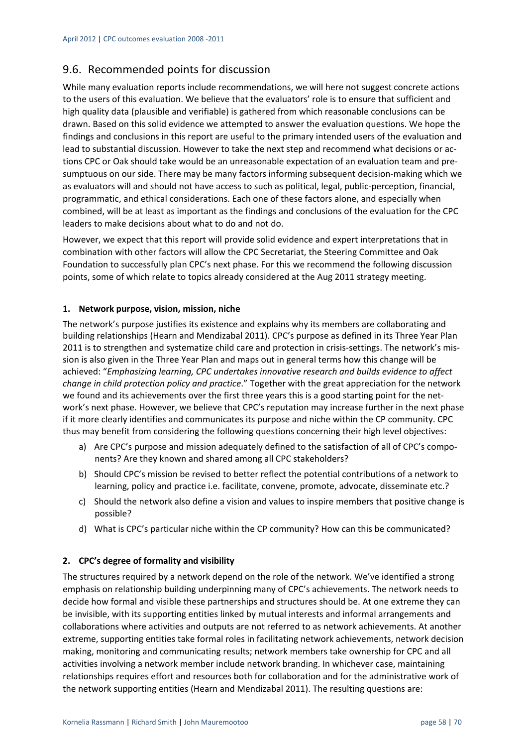## 9.6. Recommended points for discussion

While many evaluation reports include recommendations, we will here not suggest concrete actions to the users of this evaluation. We believe that the evaluators' role is to ensure that sufficient and high quality data (plausible and verifiable) is gathered from which reasonable conclusions can be drawn. Based on this solid evidence we attempted to answer the evaluation questions. We hope the findings and conclusions in this report are useful to the primary intended users of the evaluation and lead to substantial discussion. However to take the next step and recommend what decisions or actions CPC or Oak should take would be an unreasonable expectation of an evaluation team and presumptuous on our side. There may be many factors informing subsequent decision-making which we as evaluators will and should not have access to such as political, legal, public-perception, financial, programmatic, and ethical considerations. Each one of these factors alone, and especially when combined, will be at least as important as the findings and conclusions of the evaluation for the CPC leaders to make decisions about what to do and not do.

However, we expect that this report will provide solid evidence and expert interpretations that in combination with other factors will allow the CPC Secretariat, the Steering Committee and Oak Foundation to successfully plan CPC's next phase. For this we recommend the following discussion points, some of which relate to topics already considered at the Aug 2011 strategy meeting.

**1. Network purpose, vision, mission, niche**

The network's purpose justifies its existence and explains why its members are collaborating and building relationships (Hearn and Mendizabal 2011). CPC's purpose as defined in its Three Year Plan 2011 is to strengthen and systematize child care and protection in crisis-settings. The network's mission is also given in the Three Year Plan and maps out in general terms how this change will be achieved: "*Emphasizing learning, CPC undertakes innovative research and builds evidence to affect change in child protection policy and practice*." Together with the great appreciation for the network we found and its achievements over the first three years this is a good starting point for the network's next phase. However, we believe that CPC's reputation may increase further in the next phase if it more clearly identifies and communicates its purpose and niche within the CP community. CPC thus may benefit from considering the following questions concerning their high level objectives:

a) Are CPC's purpose and mission adequately defined to the satisfaction of all of CPC's components? Are they known and shared among all CPC stakeholders?
b) Should CPC's mission be revised to better reflect the potential contributions of a network to learning, policy and practice i.e. facilitate, convene, promote, advocate, disseminate etc.?
c) Should the network also define a vision and values to inspire members that positive change is possible?
d) What is CPC's particular niche within the CP community? How can this be communicated?

**2. CPC's degree of formality and visibility**

The structures required by a network depend on the role of the network. We've identified a strong emphasis on relationship building underpinning many of CPC's achievements. The network needs to decide how formal and visible these partnerships and structures should be. At one extreme they can be invisible, with its supporting entities linked by mutual interests and informal arrangements and collaborations where activities and outputs are not referred to as network achievements. At another extreme, supporting entities take formal roles in facilitating network achievements, network decision making, monitoring and communicating results; network members take ownership for CPC and all activities involving a network member include network branding. In whichever case, maintaining relationships requires effort and resources both for collaboration and for the administrative work of the network supporting entities (Hearn and Mendizabal 2011). The resulting questions are: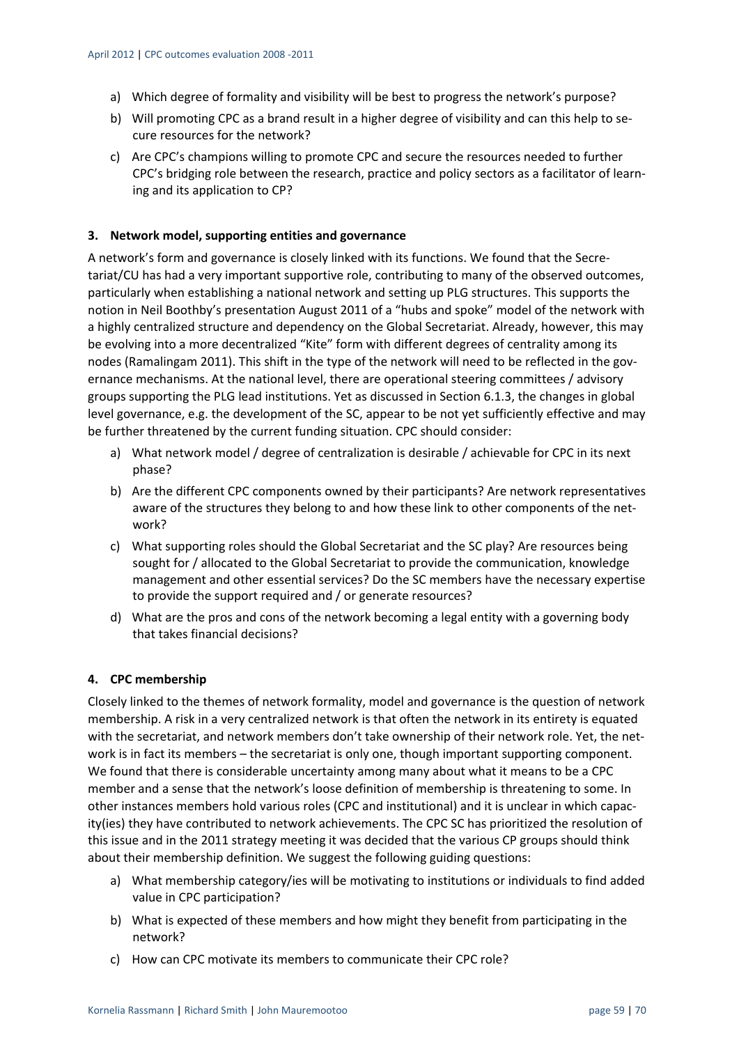a) Which degree of formality and visibility will be best to progress the network's purpose?

b) Will promoting CPC as a brand result in a higher degree of visibility and can this help to secure resources for the network?

c) Are CPC's champions willing to promote CPC and secure the resources needed to further CPC's bridging role between the research, practice and policy sectors as a facilitator of learning and its application to CP?

**3. Network model, supporting entities and governance**

A network's form and governance is closely linked with its functions. We found that the Secretariat/CU has had a very important supportive role, contributing to many of the observed outcomes, particularly when establishing a national network and setting up PLG structures. This supports the notion in Neil Boothby's presentation August 2011 of a "hubs and spoke" model of the network with a highly centralized structure and dependency on the Global Secretariat. Already, however, this may be evolving into a more decentralized "Kite" form with different degrees of centrality among its nodes (Ramalingam 2011). This shift in the type of the network will need to be reflected in the governance mechanisms. At the national level, there are operational steering committees / advisory groups supporting the PLG lead institutions. Yet as discussed in Section 6.1.3, the changes in global level governance, e.g. the development of the SC, appear to be not yet sufficiently effective and may be further threatened by the current funding situation. CPC should consider:

a) What network model / degree of centralization is desirable / achievable for CPC in its next phase?

b) Are the different CPC components owned by their participants? Are network representatives aware of the structures they belong to and how these link to other components of the network?

c) What supporting roles should the Global Secretariat and the SC play? Are resources being sought for / allocated to the Global Secretariat to provide the communication, knowledge management and other essential services? Do the SC members have the necessary expertise to provide the support required and / or generate resources?

d) What are the pros and cons of the network becoming a legal entity with a governing body that takes financial decisions?

**4. CPC membership**

Closely linked to the themes of network formality, model and governance is the question of network membership. A risk in a very centralized network is that often the network in its entirety is equated with the secretariat, and network members don't take ownership of their network role. Yet, the network is in fact its members – the secretariat is only one, though important supporting component. We found that there is considerable uncertainty among many about what it means to be a CPC member and a sense that the network's loose definition of membership is threatening to some. In other instances members hold various roles (CPC and institutional) and it is unclear in which capacity(ies) they have contributed to network achievements. The CPC SC has prioritized the resolution of this issue and in the 2011 strategy meeting it was decided that the various CP groups should think about their membership definition. We suggest the following guiding questions:

a) What membership category/ies will be motivating to institutions or individuals to find added value in CPC participation?

b) What is expected of these members and how might they benefit from participating in the network?

c) How can CPC motivate its members to communicate their CPC role?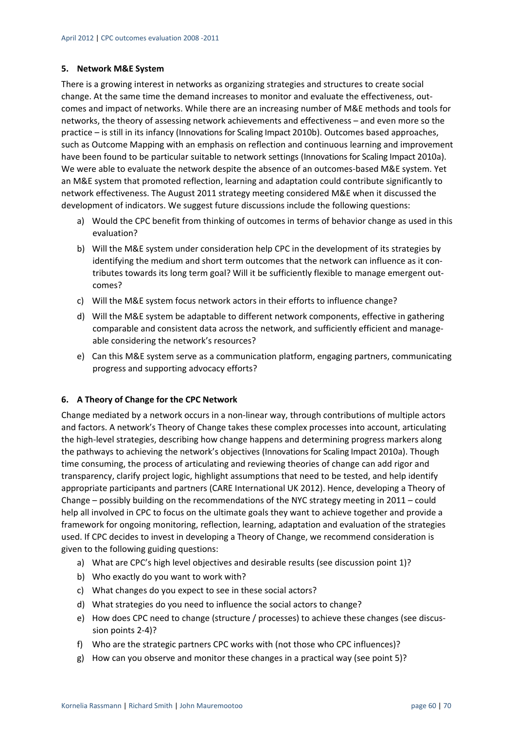### 5. Network M&E System

There is a growing interest in networks as organizing strategies and structures to create social change. At the same time the demand increases to monitor and evaluate the effectiveness, outcomes and impact of networks. While there are an increasing number of M&E methods and tools for networks, the theory of assessing network achievements and effectiveness – and even more so the practice – is still in its infancy (Innovations for Scaling Impact 2010b). Outcomes based approaches, such as Outcome Mapping with an emphasis on reflection and continuous learning and improvement have been found to be particular suitable to network settings (Innovations for Scaling Impact 2010a). We were able to evaluate the network despite the absence of an outcomes-based M&E system. Yet an M&E system that promoted reflection, learning and adaptation could contribute significantly to network effectiveness. The August 2011 strategy meeting considered M&E when it discussed the development of indicators. We suggest future discussions include the following questions:

a) Would the CPC benefit from thinking of outcomes in terms of behavior change as used in this evaluation?
b) Will the M&E system under consideration help CPC in the development of its strategies by identifying the medium and short term outcomes that the network can influence as it contributes towards its long term goal? Will it be sufficiently flexible to manage emergent outcomes?
c) Will the M&E system focus network actors in their efforts to influence change?
d) Will the M&E system be adaptable to different network components, effective in gathering comparable and consistent data across the network, and sufficiently efficient and manageable considering the network's resources?
e) Can this M&E system serve as a communication platform, engaging partners, communicating progress and supporting advocacy efforts?

### 6. A Theory of Change for the CPC Network

Change mediated by a network occurs in a non-linear way, through contributions of multiple actors and factors. A network's Theory of Change takes these complex processes into account, articulating the high-level strategies, describing how change happens and determining progress markers along the pathways to achieving the network's objectives (Innovations for Scaling Impact 2010a). Though time consuming, the process of articulating and reviewing theories of change can add rigor and transparency, clarify project logic, highlight assumptions that need to be tested, and help identify appropriate participants and partners (CARE International UK 2012). Hence, developing a Theory of Change – possibly building on the recommendations of the NYC strategy meeting in 2011 – could help all involved in CPC to focus on the ultimate goals they want to achieve together and provide a framework for ongoing monitoring, reflection, learning, adaptation and evaluation of the strategies used. If CPC decides to invest in developing a Theory of Change, we recommend consideration is given to the following guiding questions:

a) What are CPC's high level objectives and desirable results (see discussion point 1)?
b) Who exactly do you want to work with?
c) What changes do you expect to see in these social actors?
d) What strategies do you need to influence the social actors to change?
e) How does CPC need to change (structure / processes) to achieve these changes (see discussion points 2-4)?
f) Who are the strategic partners CPC works with (not those who CPC influences)?
g) How can you observe and monitor these changes in a practical way (see point 5)?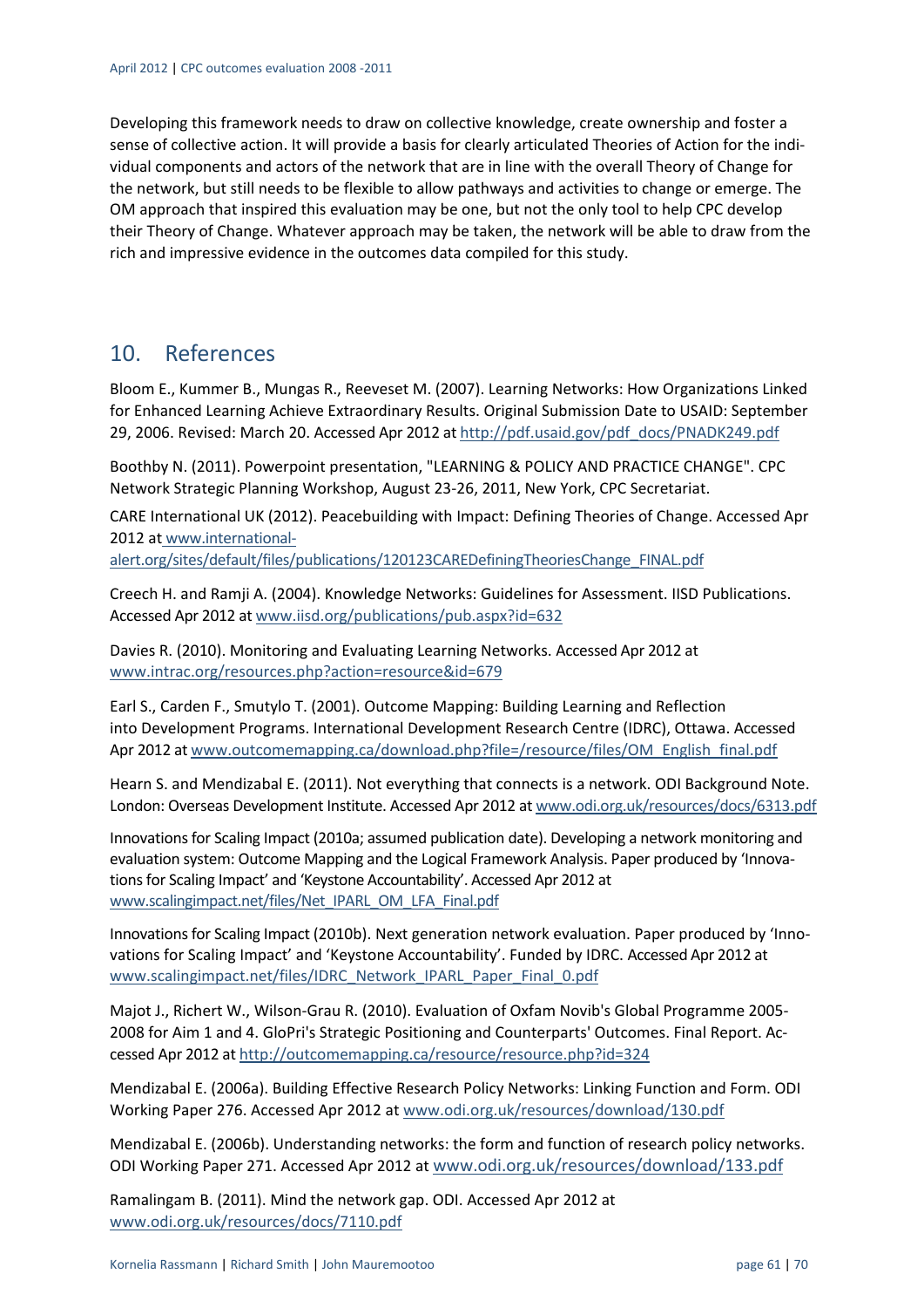Developing this framework needs to draw on collective knowledge, create ownership and foster a sense of collective action. It will provide a basis for clearly articulated Theories of Action for the individual components and actors of the network that are in line with the overall Theory of Change for the network, but still needs to be flexible to allow pathways and activities to change or emerge. The OM approach that inspired this evaluation may be one, but not the only tool to help CPC develop their Theory of Change. Whatever approach may be taken, the network will be able to draw from the rich and impressive evidence in the outcomes data compiled for this study.

## 10. References

Bloom E., Kummer B., Mungas R., Reeveset M. (2007). Learning Networks: How Organizations Linked for Enhanced Learning Achieve Extraordinary Results. Original Submission Date to USAID: September 29, 2006. Revised: March 20. Accessed Apr 2012 at http://pdf.usaid.gov/pdf_docs/PNADK249.pdf

Boothby N. (2011). Powerpoint presentation, "LEARNING & POLICY AND PRACTICE CHANGE". CPC Network Strategic Planning Workshop, August 23-26, 2011, New York, CPC Secretariat.

CARE International UK (2012). Peacebuilding with Impact: Defining Theories of Change. Accessed Apr 2012 at www.international-alert.org/sites/default/files/publications/120123CAREDefiningTheoriesChange_FINAL.pdf

Creech H. and Ramji A. (2004). Knowledge Networks: Guidelines for Assessment. IISD Publications. Accessed Apr 2012 at www.iisd.org/publications/pub.aspx?id=632

Davies R. (2010). Monitoring and Evaluating Learning Networks. Accessed Apr 2012 at www.intrac.org/resources.php?action=resource&id=679

Earl S., Carden F., Smutylo T. (2001). Outcome Mapping: Building Learning and Reflection into Development Programs. International Development Research Centre (IDRC), Ottawa. Accessed Apr 2012 at www.outcomemapping.ca/download.php?file=/resource/files/OM_English_final.pdf

Hearn S. and Mendizabal E. (2011). Not everything that connects is a network. ODI Background Note. London: Overseas Development Institute. Accessed Apr 2012 at www.odi.org.uk/resources/docs/6313.pdf

Innovations for Scaling Impact (2010a; assumed publication date). Developing a network monitoring and evaluation system: Outcome Mapping and the Logical Framework Analysis. Paper produced by 'Innovations for Scaling Impact' and 'Keystone Accountability'. Accessed Apr 2012 at www.scalingimpact.net/files/Net_IPARL_OM_LFA_Final.pdf

Innovations for Scaling Impact (2010b). Next generation network evaluation. Paper produced by 'Innovations for Scaling Impact' and 'Keystone Accountability'. Funded by IDRC. Accessed Apr 2012 at www.scalingimpact.net/files/IDRC_Network_IPARL_Paper_Final_0.pdf

Majot J., Richert W., Wilson-Grau R. (2010). Evaluation of Oxfam Novib's Global Programme 2005-2008 for Aim 1 and 4. GloPri's Strategic Positioning and Counterparts' Outcomes. Final Report. Accessed Apr 2012 at http://outcomemapping.ca/resource/resource.php?id=324

Mendizabal E. (2006a). Building Effective Research Policy Networks: Linking Function and Form. ODI Working Paper 276. Accessed Apr 2012 at www.odi.org.uk/resources/download/130.pdf

Mendizabal E. (2006b). Understanding networks: the form and function of research policy networks. ODI Working Paper 271. Accessed Apr 2012 at www.odi.org.uk/resources/download/133.pdf

Ramalingam B. (2011). Mind the network gap. ODI. Accessed Apr 2012 at www.odi.org.uk/resources/docs/7110.pdf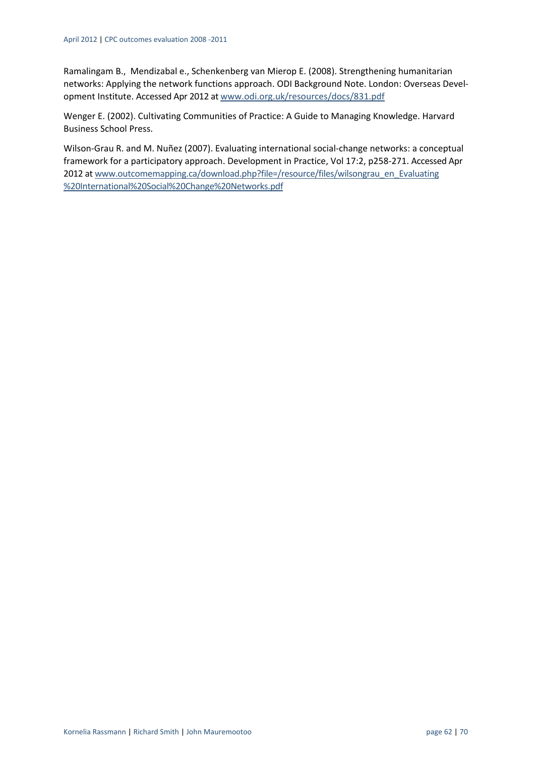Ramalingam B., Mendizabal e., Schenkenberg van Mierop E. (2008). Strengthening humanitarian networks: Applying the network functions approach. ODI Background Note. London: Overseas Development Institute. Accessed Apr 2012 at www.odi.org.uk/resources/docs/831.pdf

Wenger E. (2002). Cultivating Communities of Practice: A Guide to Managing Knowledge. Harvard Business School Press.

Wilson-Grau R. and M. Nuñez (2007). Evaluating international social-change networks: a conceptual framework for a participatory approach. Development in Practice, Vol 17:2, p258-271. Accessed Apr 2012 at www.outcomemapping.ca/download.php?file=/resource/files/wilsongrau_en_Evaluating%20International%20Social%20Change%20Networks.pdf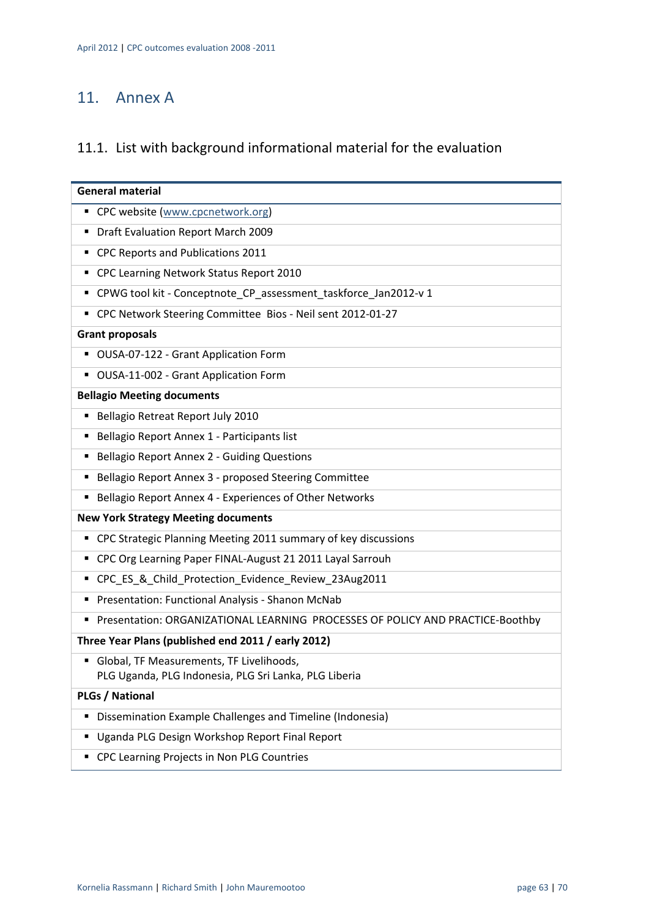# 11. Annex A

## 11.1. List with background informational material for the evaluation

| **General material** |
|---|
| ▪ CPC website (www.cpcnetwork.org) |
| ▪ Draft Evaluation Report March 2009 |
| ▪ CPC Reports and Publications 2011 |
| ▪ CPC Learning Network Status Report 2010 |
| ▪ CPWG tool kit - Conceptnote_CP_assessment_taskforce_Jan2012-v 1 |
| ▪ CPC Network Steering Committee Bios - Neil sent 2012-01-27 |
| **Grant proposals** |
| ▪ OUSA-07-122 - Grant Application Form |
| ▪ OUSA-11-002 - Grant Application Form |
| **Bellagio Meeting documents** |
| ▪ Bellagio Retreat Report July 2010 |
| ▪ Bellagio Report Annex 1 - Participants list |
| ▪ Bellagio Report Annex 2 - Guiding Questions |
| ▪ Bellagio Report Annex 3 - proposed Steering Committee |
| ▪ Bellagio Report Annex 4 - Experiences of Other Networks |
| **New York Strategy Meeting documents** |
| ▪ CPC Strategic Planning Meeting 2011 summary of key discussions |
| ▪ CPC Org Learning Paper FINAL-August 21 2011 Layal Sarrouh |
| ▪ CPC_ES_&_Child_Protection_Evidence_Review_23Aug2011 |
| ▪ Presentation: Functional Analysis - Shanon McNab |
| ▪ Presentation: ORGANIZATIONAL LEARNING PROCESSES OF POLICY AND PRACTICE-Boothby |
| **Three Year Plans (published end 2011 / early 2012)** |
| ▪ Global, TF Measurements, TF Livelihoods, PLG Uganda, PLG Indonesia, PLG Sri Lanka, PLG Liberia |
| **PLGs / National** |
| ▪ Dissemination Example Challenges and Timeline (Indonesia) |
| ▪ Uganda PLG Design Workshop Report Final Report |
| ▪ CPC Learning Projects in Non PLG Countries |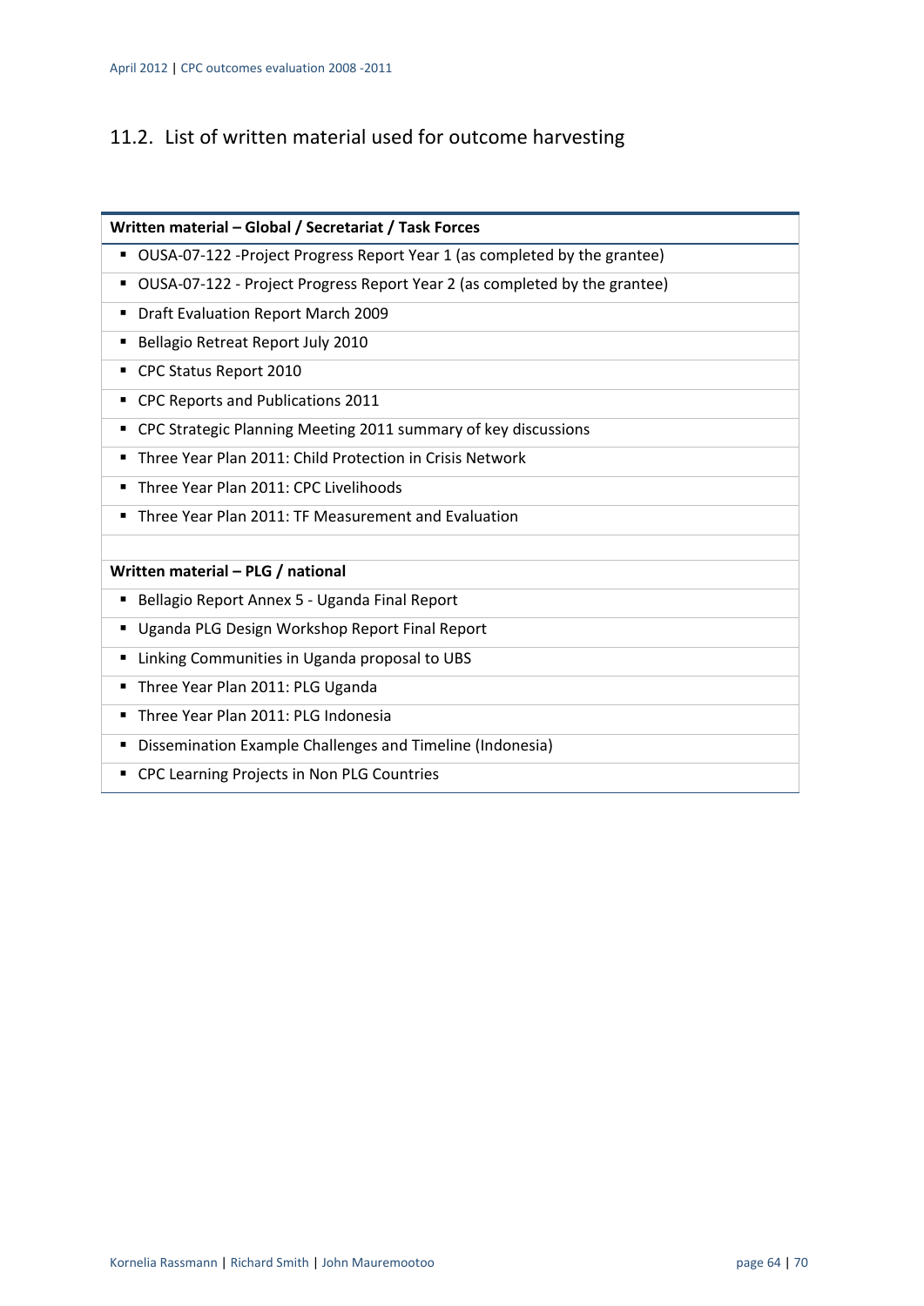## 11.2. List of written material used for outcome harvesting

| Written material – Global / Secretariat / Task Forces |
|---|
| ▪ OUSA-07-122 -Project Progress Report Year 1 (as completed by the grantee) |
| ▪ OUSA-07-122 - Project Progress Report Year 2 (as completed by the grantee) |
| ▪ Draft Evaluation Report March 2009 |
| ▪ Bellagio Retreat Report July 2010 |
| ▪ CPC Status Report 2010 |
| ▪ CPC Reports and Publications 2011 |
| ▪ CPC Strategic Planning Meeting 2011 summary of key discussions |
| ▪ Three Year Plan 2011: Child Protection in Crisis Network |
| ▪ Three Year Plan 2011: CPC Livelihoods |
| ▪ Three Year Plan 2011: TF Measurement and Evaluation |
| |
| **Written material – PLG / national** |
| ▪ Bellagio Report Annex 5 - Uganda Final Report |
| ▪ Uganda PLG Design Workshop Report Final Report |
| ▪ Linking Communities in Uganda proposal to UBS |
| ▪ Three Year Plan 2011: PLG Uganda |
| ▪ Three Year Plan 2011: PLG Indonesia |
| ▪ Dissemination Example Challenges and Timeline (Indonesia) |
| ▪ CPC Learning Projects in Non PLG Countries |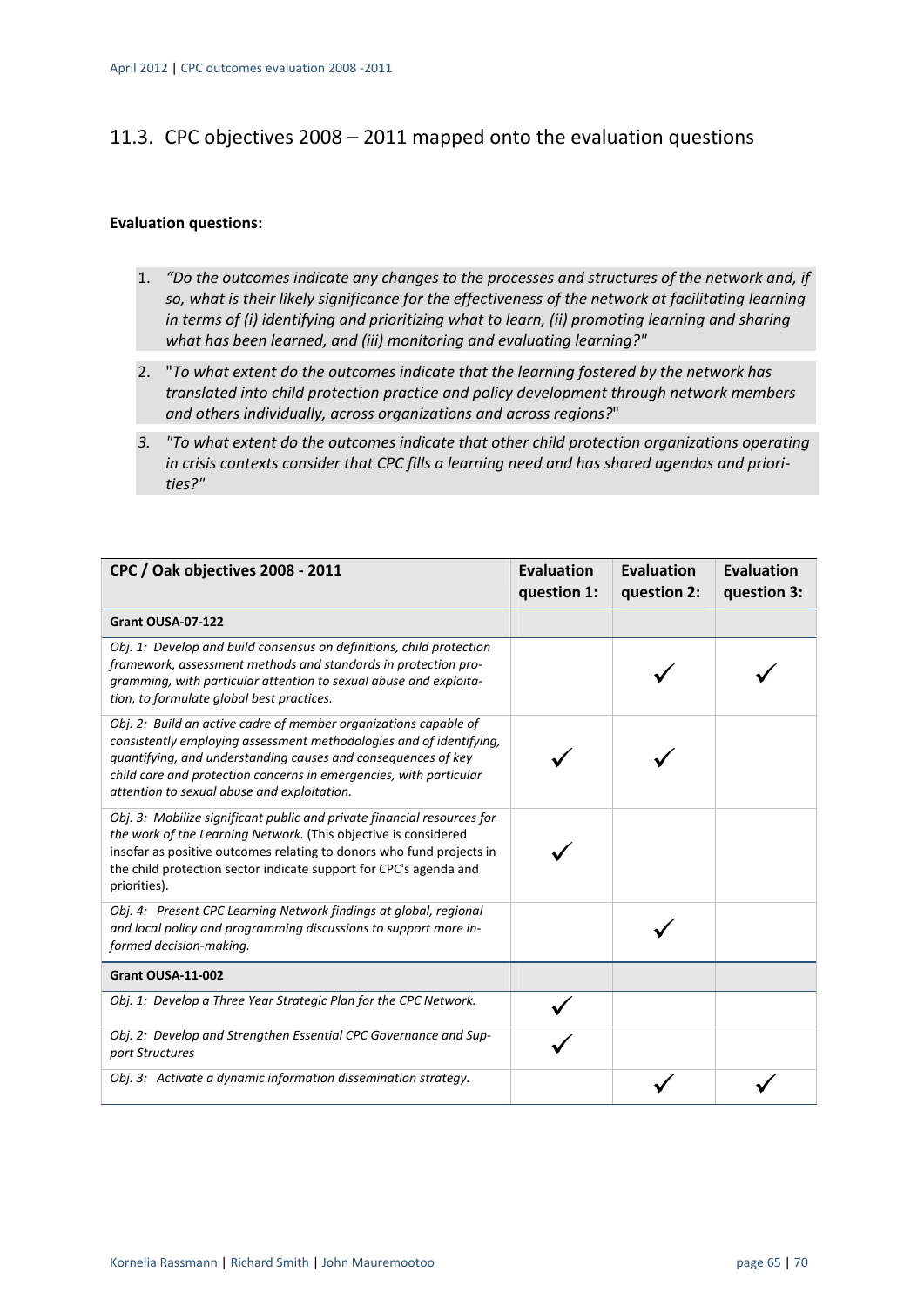## 11.3. CPC objectives 2008 – 2011 mapped onto the evaluation questions

**Evaluation questions:**

1. *"Do the outcomes indicate any changes to the processes and structures of the network and, if so, what is their likely significance for the effectiveness of the network at facilitating learning in terms of (i) identifying and prioritizing what to learn, (ii) promoting learning and sharing what has been learned, and (iii) monitoring and evaluating learning?"*
2. "*To what extent do the outcomes indicate that the learning fostered by the network has translated into child protection practice and policy development through network members and others individually, across organizations and across regions?*"
3. *"To what extent do the outcomes indicate that other child protection organizations operating in crisis contexts consider that CPC fills a learning need and has shared agendas and priorities?"*

| CPC / Oak objectives 2008 - 2011 | Evaluation question 1: | Evaluation question 2: | Evaluation question 3: |
|---|---|---|---|
| **Grant OUSA-07-122** | | | |
| *Obj. 1: Develop and build consensus on definitions, child protection framework, assessment methods and standards in protection programming, with particular attention to sexual abuse and exploitation, to formulate global best practices.* | | ✓ | ✓ |
| *Obj. 2: Build an active cadre of member organizations capable of consistently employing assessment methodologies and of identifying, quantifying, and understanding causes and consequences of key child care and protection concerns in emergencies, with particular attention to sexual abuse and exploitation.* | ✓ | ✓ | |
| *Obj. 3: Mobilize significant public and private financial resources for the work of the Learning Network.* (This objective is considered insofar as positive outcomes relating to donors who fund projects in the child protection sector indicate support for CPC's agenda and priorities). | ✓ | | |
| *Obj. 4: Present CPC Learning Network findings at global, regional and local policy and programming discussions to support more informed decision-making.* | | ✓ | |
| **Grant OUSA-11-002** | | | |
| *Obj. 1: Develop a Three Year Strategic Plan for the CPC Network.* | ✓ | | |
| *Obj. 2: Develop and Strengthen Essential CPC Governance and Support Structures* | ✓ | | |
| *Obj. 3: Activate a dynamic information dissemination strategy.* | | ✓ | ✓ |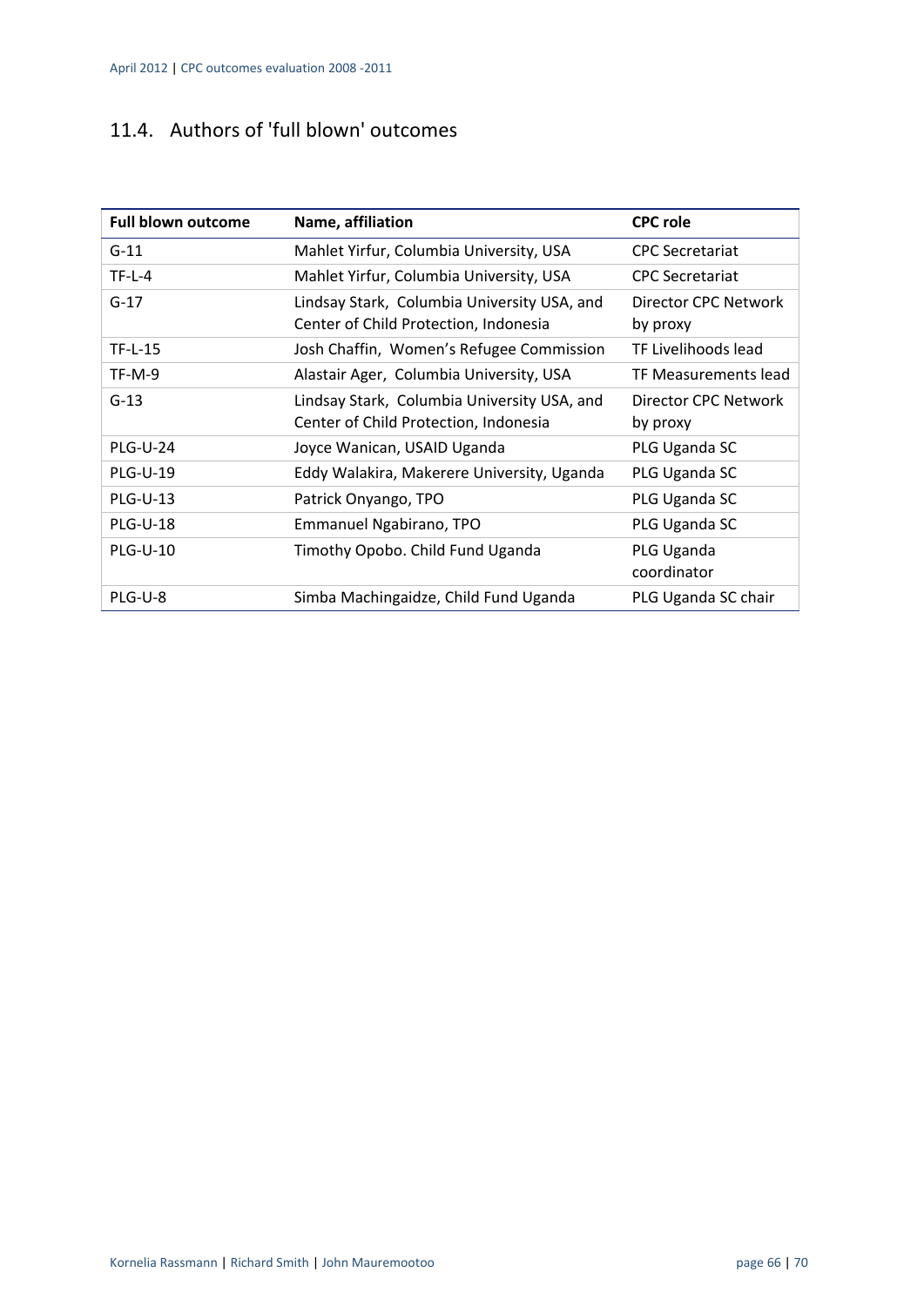## 11.4. Authors of 'full blown' outcomes

| Full blown outcome | Name, affiliation | CPC role |
|---|---|---|
| G-11 | Mahlet Yirfur, Columbia University, USA | CPC Secretariat |
| TF-L-4 | Mahlet Yirfur, Columbia University, USA | CPC Secretariat |
| G-17 | Lindsay Stark, Columbia University USA, and Center of Child Protection, Indonesia | Director CPC Network by proxy |
| TF-L-15 | Josh Chaffin, Women's Refugee Commission | TF Livelihoods lead |
| TF-M-9 | Alastair Ager, Columbia University, USA | TF Measurements lead |
| G-13 | Lindsay Stark, Columbia University USA, and Center of Child Protection, Indonesia | Director CPC Network by proxy |
| PLG-U-24 | Joyce Wanican, USAID Uganda | PLG Uganda SC |
| PLG-U-19 | Eddy Walakira, Makerere University, Uganda | PLG Uganda SC |
| PLG-U-13 | Patrick Onyango, TPO | PLG Uganda SC |
| PLG-U-18 | Emmanuel Ngabirano, TPO | PLG Uganda SC |
| PLG-U-10 | Timothy Opobo. Child Fund Uganda | PLG Uganda coordinator |
| PLG-U-8 | Simba Machingaidze, Child Fund Uganda | PLG Uganda SC chair |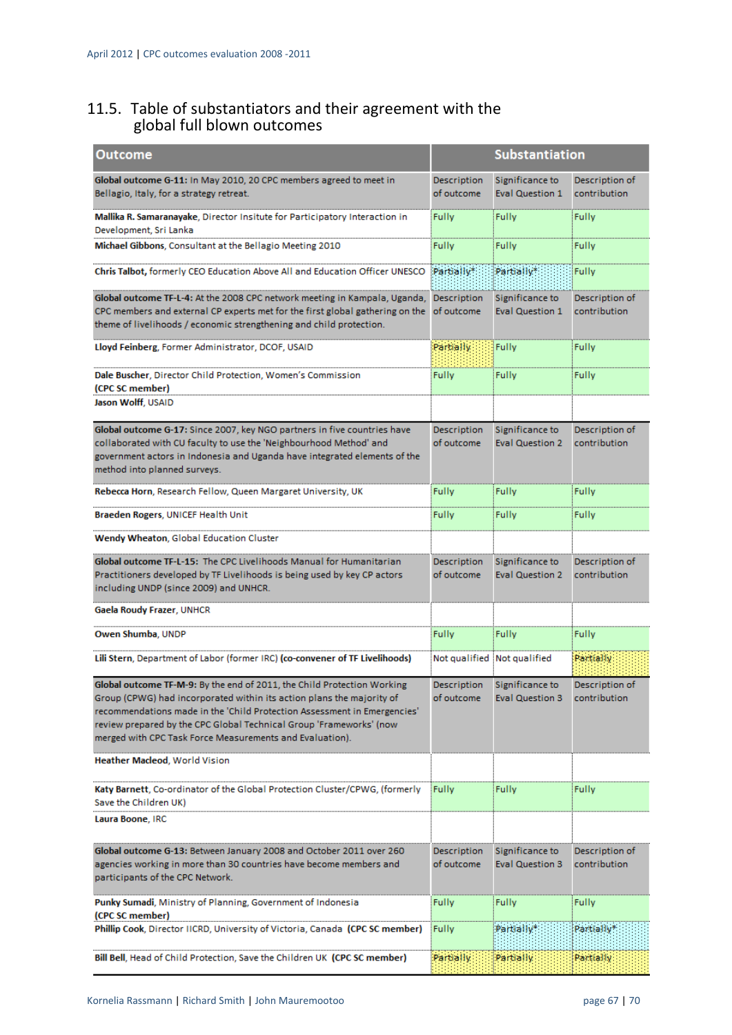## 11.5. Table of substantiators and their agreement with the global full blown outcomes

| Outcome | Substantiation | | |
|---|---|---|---|
| **Global outcome G-11:** In May 2010, 20 CPC members agreed to meet in Bellagio, Italy, for a strategy retreat. | Description of outcome | Significance to Eval Question 1 | Description of contribution |
| **Mallika R. Samaranayake**, Director Insitute for Participatory Interaction in Development, Sri Lanka | Fully | Fully | Fully |
| **Michael Gibbons**, Consultant at the Bellagio Meeting 2010 | Fully | Fully | Fully |
| **Chris Talbot,** formerly CEO Education Above All and Education Officer UNESCO | Partially* | Partially* | Fully |
| **Global outcome TF-L-4:** At the 2008 CPC network meeting in Kampala, Uganda, CPC members and external CP experts met for the first global gathering on the theme of livelihoods / economic strengthening and child protection. | Description of outcome | Significance to Eval Question 1 | Description of contribution |
| **Lloyd Feinberg**, Former Administrator, DCOF, USAID | Partially | Fully | Fully |
| **Dale Buscher**, Director Child Protection, Women's Commission **(CPC SC member)** | Fully | Fully | Fully |
| **Jason Wolff**, USAID | | | |
| **Global outcome G-17:** Since 2007, key NGO partners in five countries have collaborated with CU faculty to use the 'Neighbourhood Method' and government actors in Indonesia and Uganda have integrated elements of the method into planned surveys. | Description of outcome | Significance to Eval Question 2 | Description of contribution |
| **Rebecca Horn**, Research Fellow, Queen Margaret University, UK | Fully | Fully | Fully |
| **Braeden Rogers**, UNICEF Health Unit | Fully | Fully | Fully |
| **Wendy Wheaton**, Global Education Cluster | | | |
| **Global outcome TF-L-15:** The CPC Livelihoods Manual for Humanitarian Practitioners developed by TF Livelihoods is being used by key CP actors including UNDP (since 2009) and UNHCR. | Description of outcome | Significance to Eval Question 2 | Description of contribution |
| **Gaela Roudy Frazer**, UNHCR | | | |
| **Owen Shumba**, UNDP | Fully | Fully | Fully |
| **Lili Stern**, Department of Labor (former IRC) **(co-convener of TF Livelihoods)** | Not qualified | Not qualified | Partially |
| **Global outcome TF-M-9:** By the end of 2011, the Child Protection Working Group (CPWG) had incorporated within its action plans the majority of recommendations made in the 'Child Protection Assessment in Emergencies' review prepared by the CPC Global Technical Group 'Frameworks' (now merged with CPC Task Force Measurements and Evaluation). | Description of outcome | Significance to Eval Question 3 | Description of contribution |
| **Heather Macleod**, World Vision | | | |
| **Katy Barnett**, Co-ordinator of the Global Protection Cluster/CPWG, (formerly Save the Children UK) | Fully | Fully | Fully |
| **Laura Boone**, IRC | | | |
| **Global outcome G-13:** Between January 2008 and October 2011 over 260 agencies working in more than 30 countries have become members and participants of the CPC Network. | Description of outcome | Significance to Eval Question 3 | Description of contribution |
| **Punky Sumadi**, Ministry of Planning, Government of Indonesia **(CPC SC member)** | Fully | Fully | Fully |
| **Phillip Cook**, Director IICRD, University of Victoria, Canada **(CPC SC member)** | Fully | Partially* | Partially* |
| **Bill Bell**, Head of Child Protection, Save the Children UK **(CPC SC member)** | Partially | Partially | Partially |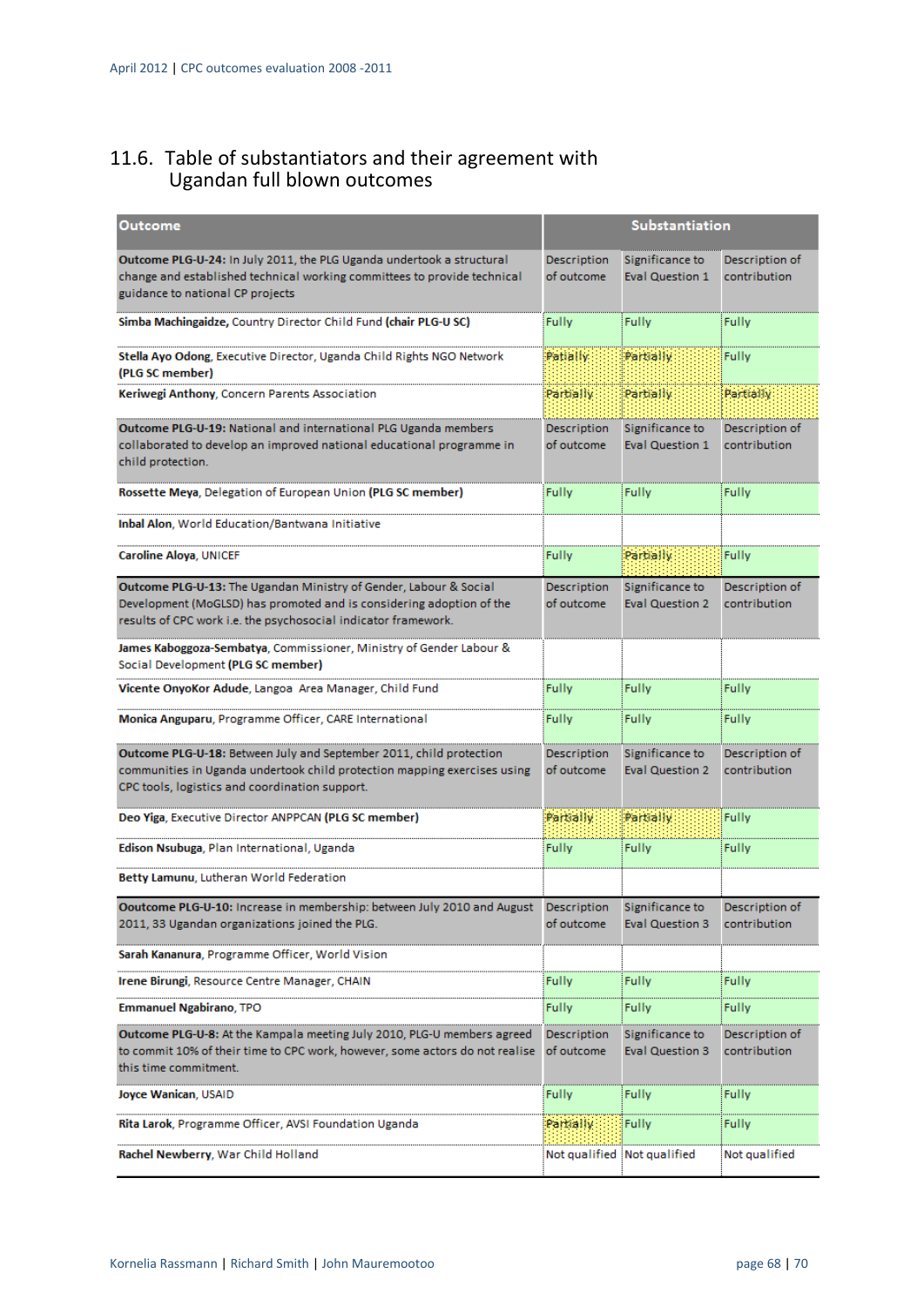## 11.6. Table of substantiators and their agreement with Ugandan full blown outcomes

| Outcome | Substantiation | | |
|---|---|---|---|
| **Outcome PLG-U-24:** In July 2011, the PLG Uganda undertook a structural change and established technical working committees to provide technical guidance to national CP projects | Description of outcome | Significance to Eval Question 1 | Description of contribution |
| **Simba Machingaidze**, Country Director Child Fund **(chair PLG-U SC)** | Fully | Fully | Fully |
| **Stella Ayo Odong**, Executive Director, Uganda Child Rights NGO Network **(PLG SC member)** | Patially | Partially | Fully |
| **Keriwegi Anthony**, Concern Parents Association | Partially | Partially | Partially |
| **Outcome PLG-U-19:** National and international PLG Uganda members collaborated to develop an improved national educational programme in child protection. | Description of outcome | Significance to Eval Question 1 | Description of contribution |
| **Rossette Meya**, Delegation of European Union **(PLG SC member)** | Fully | Fully | Fully |
| **Inbal Alon**, World Education/Bantwana Initiative | | | |
| **Caroline Aloya**, UNICEF | Fully | Partially | Fully |
| **Outcome PLG-U-13:** The Ugandan Ministry of Gender, Labour & Social Development (MoGLSD) has promoted and is considering adoption of the results of CPC work i.e. the psychosocial indicator framework. | Description of outcome | Significance to Eval Question 2 | Description of contribution |
| **James Kaboggoza-Sembatya**, Commissioner, Ministry of Gender Labour & Social Development **(PLG SC member)** | | | |
| **Vicente OnyoKor Adude**, Langoa Area Manager, Child Fund | Fully | Fully | Fully |
| **Monica Anguparu**, Programme Officer, CARE International | Fully | Fully | Fully |
| **Outcome PLG-U-18:** Between July and September 2011, child protection communities in Uganda undertook child protection mapping exercises using CPC tools, logistics and coordination support. | Description of outcome | Significance to Eval Question 2 | Description of contribution |
| **Deo Yiga**, Executive Director ANPPCAN **(PLG SC member)** | Partially | Partially | Fully |
| **Edison Nsubuga**, Plan International, Uganda | Fully | Fully | Fully |
| **Betty Lamunu**, Lutheran World Federation | | | |
| **Ooutcome PLG-U-10:** Increase in membership: between July 2010 and August 2011, 33 Ugandan organizations joined the PLG. | Description of outcome | Significance to Eval Question 3 | Description of contribution |
| **Sarah Kananura**, Programme Officer, World Vision | | | |
| **Irene Birungi**, Resource Centre Manager, CHAIN | Fully | Fully | Fully |
| **Emmanuel Ngabirano**, TPO | Fully | Fully | Fully |
| **Outcome PLG-U-8:** At the Kampala meeting July 2010, PLG-U members agreed to commit 10% of their time to CPC work, however, some actors do not realise this time commitment. | Description of outcome | Significance to Eval Question 3 | Description of contribution |
| **Joyce Wanican**, USAID | Fully | Fully | Fully |
| **Rita Larok**, Programme Officer, AVSI Foundation Uganda | Partially | Fully | Fully |
| **Rachel Newberry**, War Child Holland | Not qualified | Not qualified | Not qualified |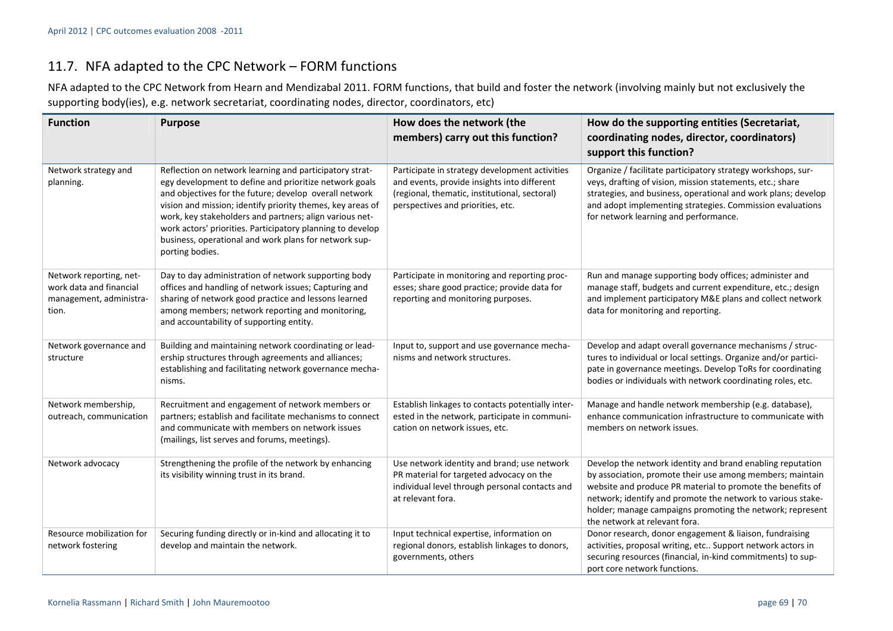## 11.7. NFA adapted to the CPC Network – FORM functions

NFA adapted to the CPC Network from Hearn and Mendizabal 2011. FORM functions, that build and foster the network (involving mainly but not exclusively the supporting body(ies), e.g. network secretariat, coordinating nodes, director, coordinators, etc)

| Function | Purpose | How does the network (the members) carry out this function? | How do the supporting entities (Secretariat, coordinating nodes, director, coordinators) support this function? |
|---|---|---|---|
| Network strategy and planning. | Reflection on network learning and participatory strategy development to define and prioritize network goals and objectives for the future; develop overall network vision and mission; identify priority themes, key areas of work, key stakeholders and partners; align various network actors' priorities. Participatory planning to develop business, operational and work plans for network supporting bodies. | Participate in strategy development activities and events, provide insights into different (regional, thematic, institutional, sectoral) perspectives and priorities, etc. | Organize / facilitate participatory strategy workshops, surveys, drafting of vision, mission statements, etc.; share strategies, and business, operational and work plans; develop and adopt implementing strategies. Commission evaluations for network learning and performance. |
| Network reporting, network data and financial management, administration. | Day to day administration of network supporting body offices and handling of network issues; Capturing and sharing of network good practice and lessons learned among members; network reporting and monitoring, and accountability of supporting entity. | Participate in monitoring and reporting processes; share good practice; provide data for reporting and monitoring purposes. | Run and manage supporting body offices; administer and manage staff, budgets and current expenditure, etc.; design and implement participatory M&E plans and collect network data for monitoring and reporting. |
| Network governance and structure | Building and maintaining network coordinating or leadership structures through agreements and alliances; establishing and facilitating network governance mechanisms. | Input to, support and use governance mechanisms and network structures. | Develop and adapt overall governance mechanisms / structures to individual or local settings. Organize and/or participate in governance meetings. Develop ToRs for coordinating bodies or individuals with network coordinating roles, etc. |
| Network membership, outreach, communication | Recruitment and engagement of network members or partners; establish and facilitate mechanisms to connect and communicate with members on network issues (mailings, list serves and forums, meetings). | Establish linkages to contacts potentially interested in the network, participate in communication on network issues, etc. | Manage and handle network membership (e.g. database), enhance communication infrastructure to communicate with members on network issues. |
| Network advocacy | Strengthening the profile of the network by enhancing its visibility winning trust in its brand. | Use network identity and brand; use network PR material for targeted advocacy on the individual level through personal contacts and at relevant fora. | Develop the network identity and brand enabling reputation by association, promote their use among members; maintain website and produce PR material to promote the benefits of network; identify and promote the network to various stakeholder; manage campaigns promoting the network; represent the network at relevant fora. |
| Resource mobilization for network fostering | Securing funding directly or in-kind and allocating it to develop and maintain the network. | Input technical expertise, information on regional donors, establish linkages to donors, governments, others | Donor research, donor engagement & liaison, fundraising activities, proposal writing, etc.. Support network actors in securing resources (financial, in-kind commitments) to support core network functions. |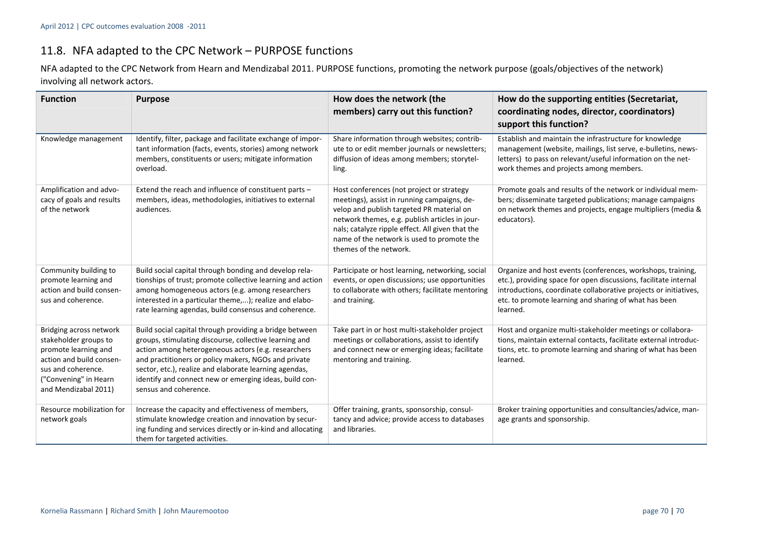## 11.8. NFA adapted to the CPC Network – PURPOSE functions

NFA adapted to the CPC Network from Hearn and Mendizabal 2011. PURPOSE functions, promoting the network purpose (goals/objectives of the network) involving all network actors.

| Function | Purpose | How does the network (the members) carry out this function? | How do the supporting entities (Secretariat, coordinating nodes, director, coordinators) support this function? |
|---|---|---|---|
| Knowledge management | Identify, filter, package and facilitate exchange of important information (facts, events, stories) among network members, constituents or users; mitigate information overload. | Share information through websites; contribute to or edit member journals or newsletters; diffusion of ideas among members; storytelling. | Establish and maintain the infrastructure for knowledge management (website, mailings, list serve, e-bulletins, newsletters) to pass on relevant/useful information on the network themes and projects among members. |
| Amplification and advocacy of goals and results of the network | Extend the reach and influence of constituent parts – members, ideas, methodologies, initiatives to external audiences. | Host conferences (not project or strategy meetings), assist in running campaigns, develop and publish targeted PR material on network themes, e.g. publish articles in journals; catalyze ripple effect. All given that the name of the network is used to promote the themes of the network. | Promote goals and results of the network or individual members; disseminate targeted publications; manage campaigns on network themes and projects, engage multipliers (media & educators). |
| Community building to promote learning and action and build consensus and coherence. | Build social capital through bonding and develop relationships of trust; promote collective learning and action among homogeneous actors (e.g. among researchers interested in a particular theme,...); realize and elaborate learning agendas, build consensus and coherence. | Participate or host learning, networking, social events, or open discussions; use opportunities to collaborate with others; facilitate mentoring and training. | Organize and host events (conferences, workshops, training, etc.), providing space for open discussions, facilitate internal introductions, coordinate collaborative projects or initiatives, etc. to promote learning and sharing of what has been learned. |
| Bridging across network stakeholder groups to promote learning and action and build consensus and coherence. ("Convening" in Hearn and Mendizabal 2011) | Build social capital through providing a bridge between groups, stimulating discourse, collective learning and action among heterogeneous actors (e.g. researchers and practitioners or policy makers, NGOs and private sector, etc.), realize and elaborate learning agendas, identify and connect new or emerging ideas, build consensus and coherence. | Take part in or host multi-stakeholder project meetings or collaborations, assist to identify and connect new or emerging ideas; facilitate mentoring and training. | Host and organize multi-stakeholder meetings or collaborations, maintain external contacts, facilitate external introductions, etc. to promote learning and sharing of what has been learned. |
| Resource mobilization for network goals | Increase the capacity and effectiveness of members, stimulate knowledge creation and innovation by securing funding and services directly or in-kind and allocating them for targeted activities. | Offer training, grants, sponsorship, consultancy and advice; provide access to databases and libraries. | Broker training opportunities and consultancies/advice, manage grants and sponsorship. |